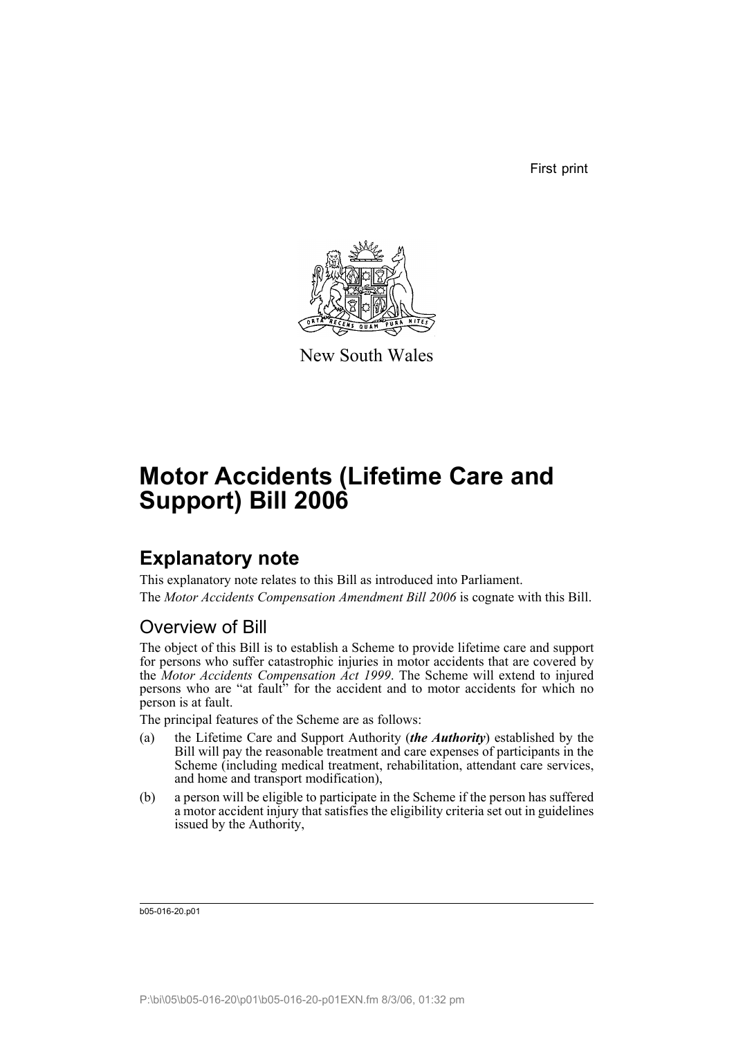First print

New South Wales

# Motor Accidents (Lifetime Care and Support) Bill 2006

## Explanatory note

This explanatory note relates to this Bill as introduced into Parliament.

The *Motor Accidents Compensation Amendment Bill 2006* is cognate with this Bill.

### Overview of Bill

The object of this Bill is to establish a Scheme to provide lifetime care and support for persons who suffer catastrophic injuries in motor accidents that are covered by the *Motor Accidents Compensation Act 1999*. The Scheme will extend to injured persons who are "at fault" for the accident and to motor accidents for which no person is at fault.

The principal features of the Scheme are as follows:

(a) the Lifetime Care and Support Authority (***the Authority***) established by the Bill will pay the reasonable treatment and care expenses of participants in the Scheme (including medical treatment, rehabilitation, attendant care services, and home and transport modification),

(b) a person will be eligible to participate in the Scheme if the person has suffered a motor accident injury that satisfies the eligibility criteria set out in guidelines issued by the Authority,

b05-016-20.p01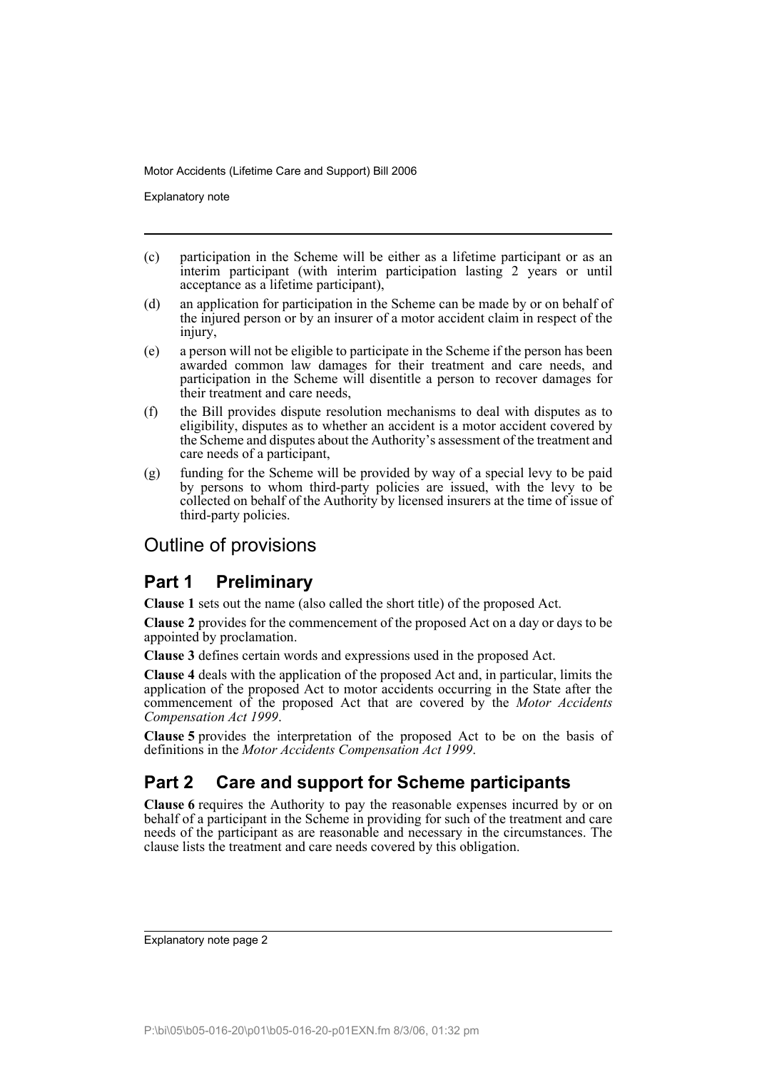(c) participation in the Scheme will be either as a lifetime participant or as an interim participant (with interim participation lasting 2 years or until acceptance as a lifetime participant),

(d) an application for participation in the Scheme can be made by or on behalf of the injured person or by an insurer of a motor accident claim in respect of the injury,

(e) a person will not be eligible to participate in the Scheme if the person has been awarded common law damages for their treatment and care needs, and participation in the Scheme will disentitle a person to recover damages for their treatment and care needs,

(f) the Bill provides dispute resolution mechanisms to deal with disputes as to eligibility, disputes as to whether an accident is a motor accident covered by the Scheme and disputes about the Authority's assessment of the treatment and care needs of a participant,

(g) funding for the Scheme will be provided by way of a special levy to be paid by persons to whom third-party policies are issued, with the levy to be collected on behalf of the Authority by licensed insurers at the time of issue of third-party policies.

# Outline of provisions

## Part 1 Preliminary

**Clause 1** sets out the name (also called the short title) of the proposed Act.

**Clause 2** provides for the commencement of the proposed Act on a day or days to be appointed by proclamation.

**Clause 3** defines certain words and expressions used in the proposed Act.

**Clause 4** deals with the application of the proposed Act and, in particular, limits the application of the proposed Act to motor accidents occurring in the State after the commencement of the proposed Act that are covered by the *Motor Accidents Compensation Act 1999*.

**Clause 5** provides the interpretation of the proposed Act to be on the basis of definitions in the *Motor Accidents Compensation Act 1999*.

## Part 2 Care and support for Scheme participants

**Clause 6** requires the Authority to pay the reasonable expenses incurred by or on behalf of a participant in the Scheme in providing for such of the treatment and care needs of the participant as are reasonable and necessary in the circumstances. The clause lists the treatment and care needs covered by this obligation.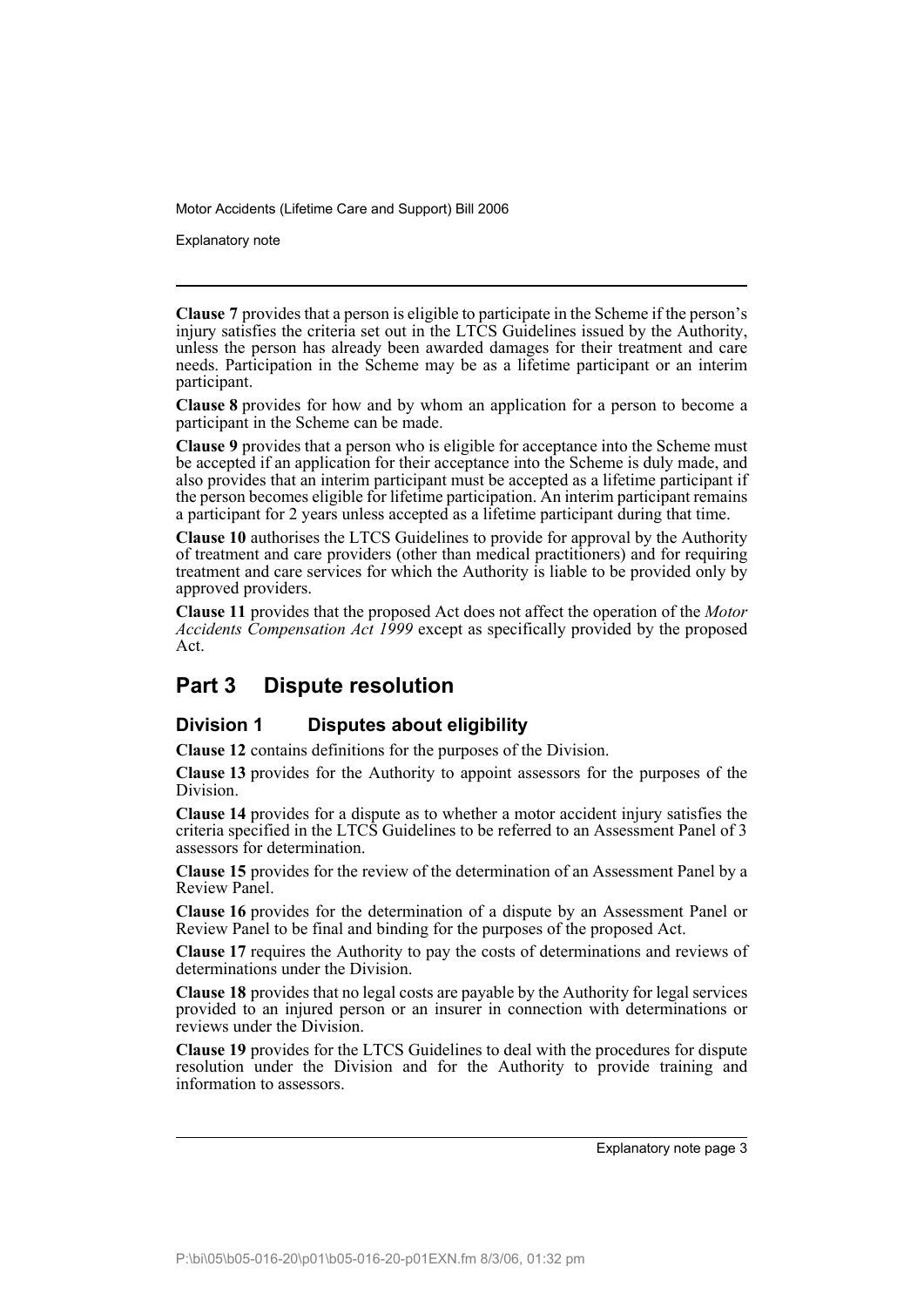**Clause 7** provides that a person is eligible to participate in the Scheme if the person's injury satisfies the criteria set out in the LTCS Guidelines issued by the Authority, unless the person has already been awarded damages for their treatment and care needs. Participation in the Scheme may be as a lifetime participant or an interim participant.

**Clause 8** provides for how and by whom an application for a person to become a participant in the Scheme can be made.

**Clause 9** provides that a person who is eligible for acceptance into the Scheme must be accepted if an application for their acceptance into the Scheme is duly made, and also provides that an interim participant must be accepted as a lifetime participant if the person becomes eligible for lifetime participation. An interim participant remains a participant for 2 years unless accepted as a lifetime participant during that time.

**Clause 10** authorises the LTCS Guidelines to provide for approval by the Authority of treatment and care providers (other than medical practitioners) and for requiring treatment and care services for which the Authority is liable to be provided only by approved providers.

**Clause 11** provides that the proposed Act does not affect the operation of the *Motor Accidents Compensation Act 1999* except as specifically provided by the proposed Act.

## Part 3 Dispute resolution

### Division 1 Disputes about eligibility

**Clause 12** contains definitions for the purposes of the Division.

**Clause 13** provides for the Authority to appoint assessors for the purposes of the Division.

**Clause 14** provides for a dispute as to whether a motor accident injury satisfies the criteria specified in the LTCS Guidelines to be referred to an Assessment Panel of 3 assessors for determination.

**Clause 15** provides for the review of the determination of an Assessment Panel by a Review Panel.

**Clause 16** provides for the determination of a dispute by an Assessment Panel or Review Panel to be final and binding for the purposes of the proposed Act.

**Clause 17** requires the Authority to pay the costs of determinations and reviews of determinations under the Division.

**Clause 18** provides that no legal costs are payable by the Authority for legal services provided to an injured person or an insurer in connection with determinations or reviews under the Division.

**Clause 19** provides for the LTCS Guidelines to deal with the procedures for dispute resolution under the Division and for the Authority to provide training and information to assessors.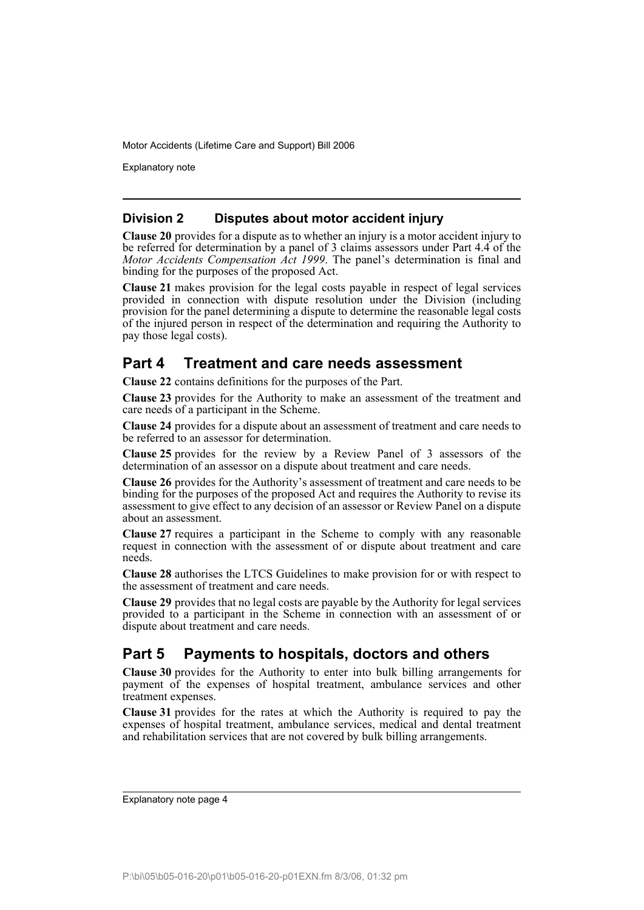### Division 2 Disputes about motor accident injury

**Clause 20** provides for a dispute as to whether an injury is a motor accident injury to be referred for determination by a panel of 3 claims assessors under Part 4.4 of the *Motor Accidents Compensation Act 1999*. The panel's determination is final and binding for the purposes of the proposed Act.

**Clause 21** makes provision for the legal costs payable in respect of legal services provided in connection with dispute resolution under the Division (including provision for the panel determining a dispute to determine the reasonable legal costs of the injured person in respect of the determination and requiring the Authority to pay those legal costs).

## Part 4 Treatment and care needs assessment

**Clause 22** contains definitions for the purposes of the Part.

**Clause 23** provides for the Authority to make an assessment of the treatment and care needs of a participant in the Scheme.

**Clause 24** provides for a dispute about an assessment of treatment and care needs to be referred to an assessor for determination.

**Clause 25** provides for the review by a Review Panel of 3 assessors of the determination of an assessor on a dispute about treatment and care needs.

**Clause 26** provides for the Authority's assessment of treatment and care needs to be binding for the purposes of the proposed Act and requires the Authority to revise its assessment to give effect to any decision of an assessor or Review Panel on a dispute about an assessment.

**Clause 27** requires a participant in the Scheme to comply with any reasonable request in connection with the assessment of or dispute about treatment and care needs.

**Clause 28** authorises the LTCS Guidelines to make provision for or with respect to the assessment of treatment and care needs.

**Clause 29** provides that no legal costs are payable by the Authority for legal services provided to a participant in the Scheme in connection with an assessment of or dispute about treatment and care needs.

## Part 5 Payments to hospitals, doctors and others

**Clause 30** provides for the Authority to enter into bulk billing arrangements for payment of the expenses of hospital treatment, ambulance services and other treatment expenses.

**Clause 31** provides for the rates at which the Authority is required to pay the expenses of hospital treatment, ambulance services, medical and dental treatment and rehabilitation services that are not covered by bulk billing arrangements.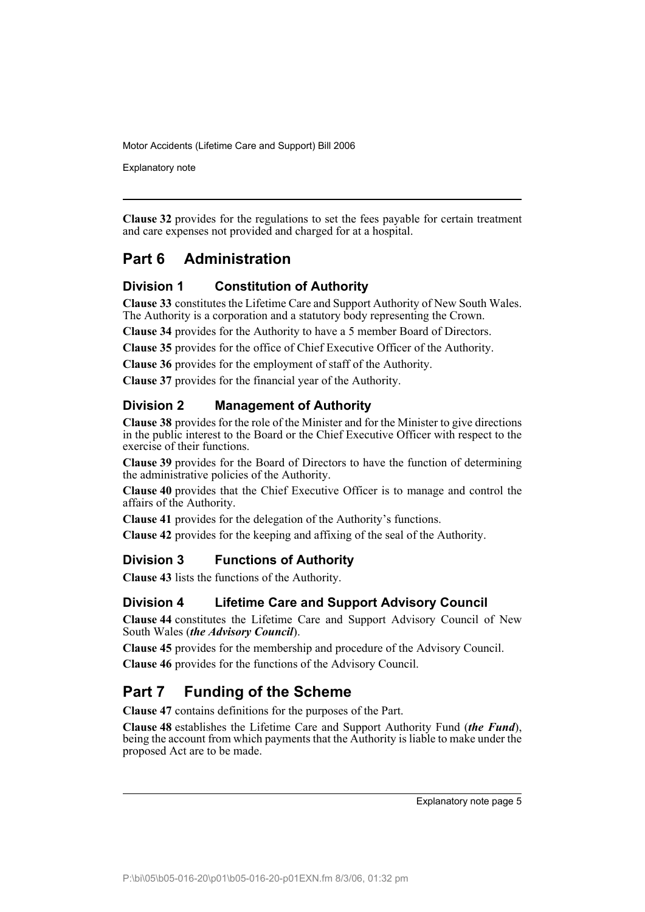**Clause 32** provides for the regulations to set the fees payable for certain treatment and care expenses not provided and charged for at a hospital.

## Part 6 Administration

### Division 1 Constitution of Authority

**Clause 33** constitutes the Lifetime Care and Support Authority of New South Wales. The Authority is a corporation and a statutory body representing the Crown.

**Clause 34** provides for the Authority to have a 5 member Board of Directors.

**Clause 35** provides for the office of Chief Executive Officer of the Authority.

**Clause 36** provides for the employment of staff of the Authority.

**Clause 37** provides for the financial year of the Authority.

### Division 2 Management of Authority

**Clause 38** provides for the role of the Minister and for the Minister to give directions in the public interest to the Board or the Chief Executive Officer with respect to the exercise of their functions.

**Clause 39** provides for the Board of Directors to have the function of determining the administrative policies of the Authority.

**Clause 40** provides that the Chief Executive Officer is to manage and control the affairs of the Authority.

**Clause 41** provides for the delegation of the Authority's functions.

**Clause 42** provides for the keeping and affixing of the seal of the Authority.

### Division 3 Functions of Authority

**Clause 43** lists the functions of the Authority.

### Division 4 Lifetime Care and Support Advisory Council

**Clause 44** constitutes the Lifetime Care and Support Advisory Council of New South Wales (***the Advisory Council***).

**Clause 45** provides for the membership and procedure of the Advisory Council.

**Clause 46** provides for the functions of the Advisory Council.

## Part 7 Funding of the Scheme

**Clause 47** contains definitions for the purposes of the Part.

**Clause 48** establishes the Lifetime Care and Support Authority Fund (***the Fund***), being the account from which payments that the Authority is liable to make under the proposed Act are to be made.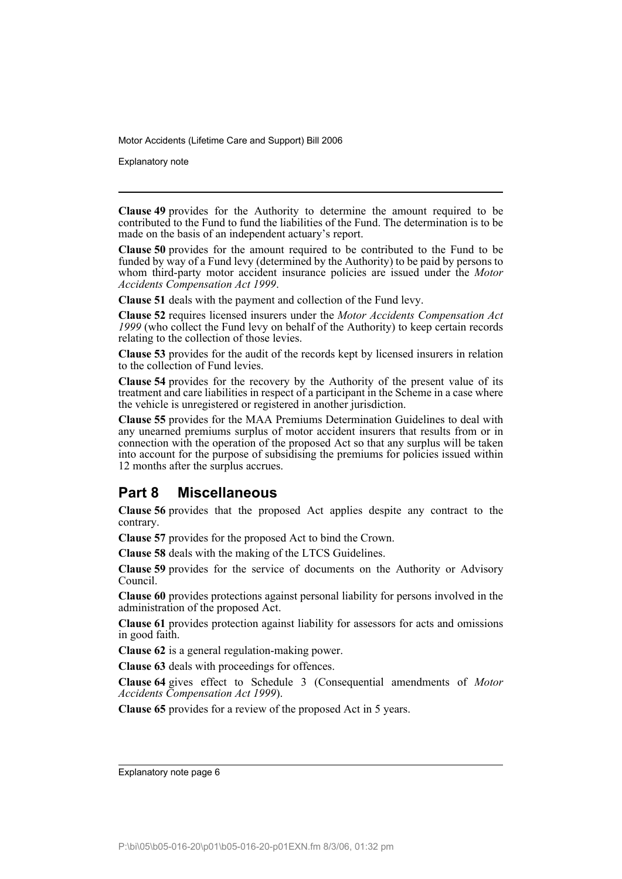**Clause 49** provides for the Authority to determine the amount required to be contributed to the Fund to fund the liabilities of the Fund. The determination is to be made on the basis of an independent actuary's report.

**Clause 50** provides for the amount required to be contributed to the Fund to be funded by way of a Fund levy (determined by the Authority) to be paid by persons to whom third-party motor accident insurance policies are issued under the *Motor Accidents Compensation Act 1999*.

**Clause 51** deals with the payment and collection of the Fund levy.

**Clause 52** requires licensed insurers under the *Motor Accidents Compensation Act 1999* (who collect the Fund levy on behalf of the Authority) to keep certain records relating to the collection of those levies.

**Clause 53** provides for the audit of the records kept by licensed insurers in relation to the collection of Fund levies.

**Clause 54** provides for the recovery by the Authority of the present value of its treatment and care liabilities in respect of a participant in the Scheme in a case where the vehicle is unregistered or registered in another jurisdiction.

**Clause 55** provides for the MAA Premiums Determination Guidelines to deal with any unearned premiums surplus of motor accident insurers that results from or in connection with the operation of the proposed Act so that any surplus will be taken into account for the purpose of subsidising the premiums for policies issued within 12 months after the surplus accrues.

## Part 8 Miscellaneous

**Clause 56** provides that the proposed Act applies despite any contract to the contrary.

**Clause 57** provides for the proposed Act to bind the Crown.

**Clause 58** deals with the making of the LTCS Guidelines.

**Clause 59** provides for the service of documents on the Authority or Advisory Council.

**Clause 60** provides protections against personal liability for persons involved in the administration of the proposed Act.

**Clause 61** provides protection against liability for assessors for acts and omissions in good faith.

**Clause 62** is a general regulation-making power.

**Clause 63** deals with proceedings for offences.

**Clause 64** gives effect to Schedule 3 (Consequential amendments of *Motor Accidents Compensation Act 1999*).

**Clause 65** provides for a review of the proposed Act in 5 years.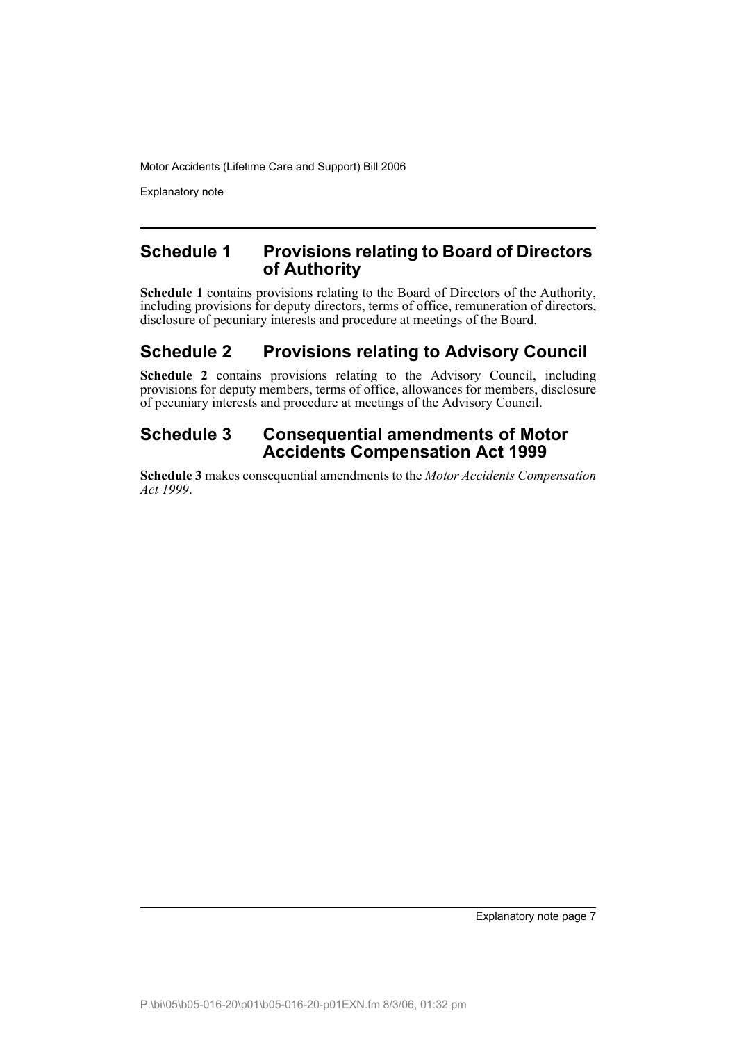## Schedule 1 Provisions relating to Board of Directors of Authority

**Schedule 1** contains provisions relating to the Board of Directors of the Authority, including provisions for deputy directors, terms of office, remuneration of directors, disclosure of pecuniary interests and procedure at meetings of the Board.

## Schedule 2 Provisions relating to Advisory Council

**Schedule 2** contains provisions relating to the Advisory Council, including provisions for deputy members, terms of office, allowances for members, disclosure of pecuniary interests and procedure at meetings of the Advisory Council.

## Schedule 3 Consequential amendments of Motor Accidents Compensation Act 1999

**Schedule 3** makes consequential amendments to the *Motor Accidents Compensation Act 1999*.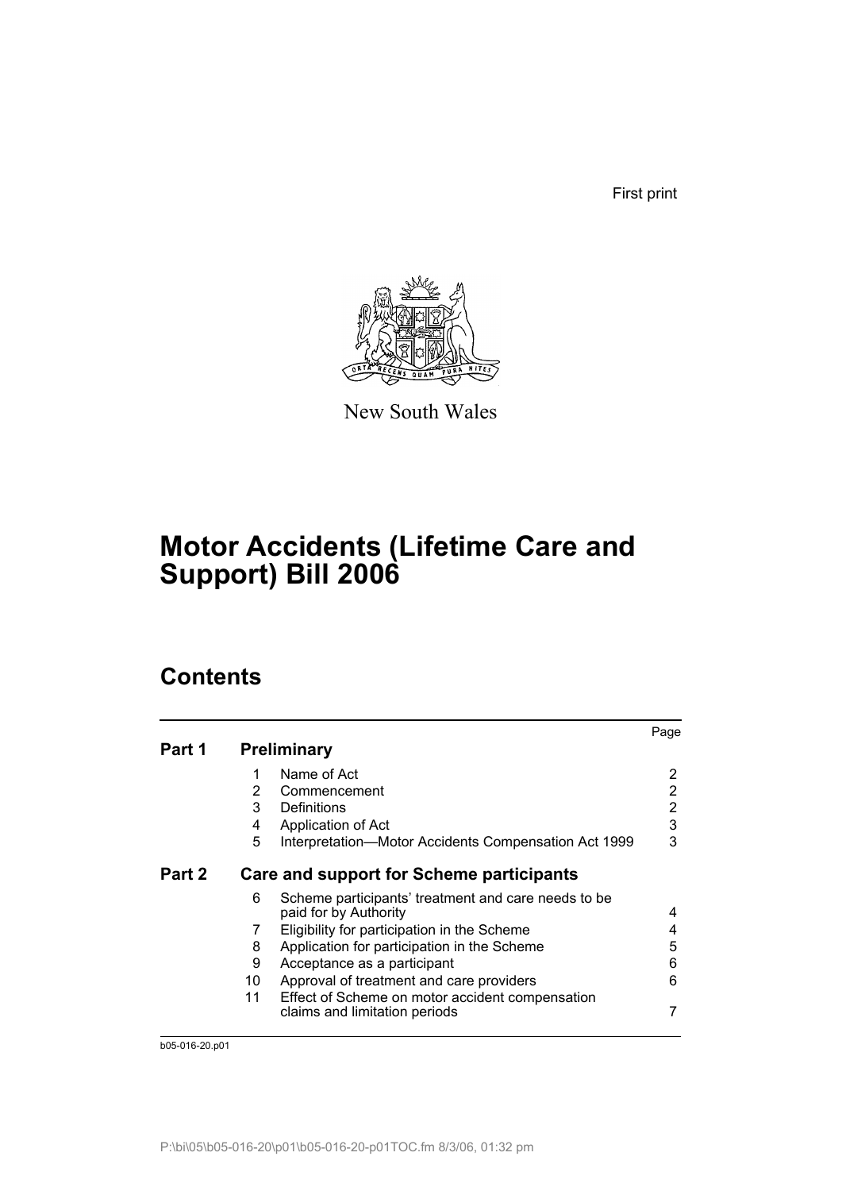First print

New South Wales

# Motor Accidents (Lifetime Care and Support) Bill 2006

## Contents

| | | | Page |
|---|---|---|---|
| **Part 1** | **Preliminary** | | |
| | 1 | Name of Act | 2 |
| | 2 | Commencement | 2 |
| | 3 | Definitions | 2 |
| | 4 | Application of Act | 3 |
| | 5 | Interpretation—Motor Accidents Compensation Act 1999 | 3 |
| **Part 2** | **Care and support for Scheme participants** | | |
| | 6 | Scheme participants' treatment and care needs to be paid for by Authority | 4 |
| | 7 | Eligibility for participation in the Scheme | 4 |
| | 8 | Application for participation in the Scheme | 5 |
| | 9 | Acceptance as a participant | 6 |
| | 10 | Approval of treatment and care providers | 6 |
| | 11 | Effect of Scheme on motor accident compensation claims and limitation periods | 7 |

b05-016-20.p01

P:\bi\05\b05-016-20\p01\b05-016-20-p01TOC.fm 8/3/06, 01:32 pm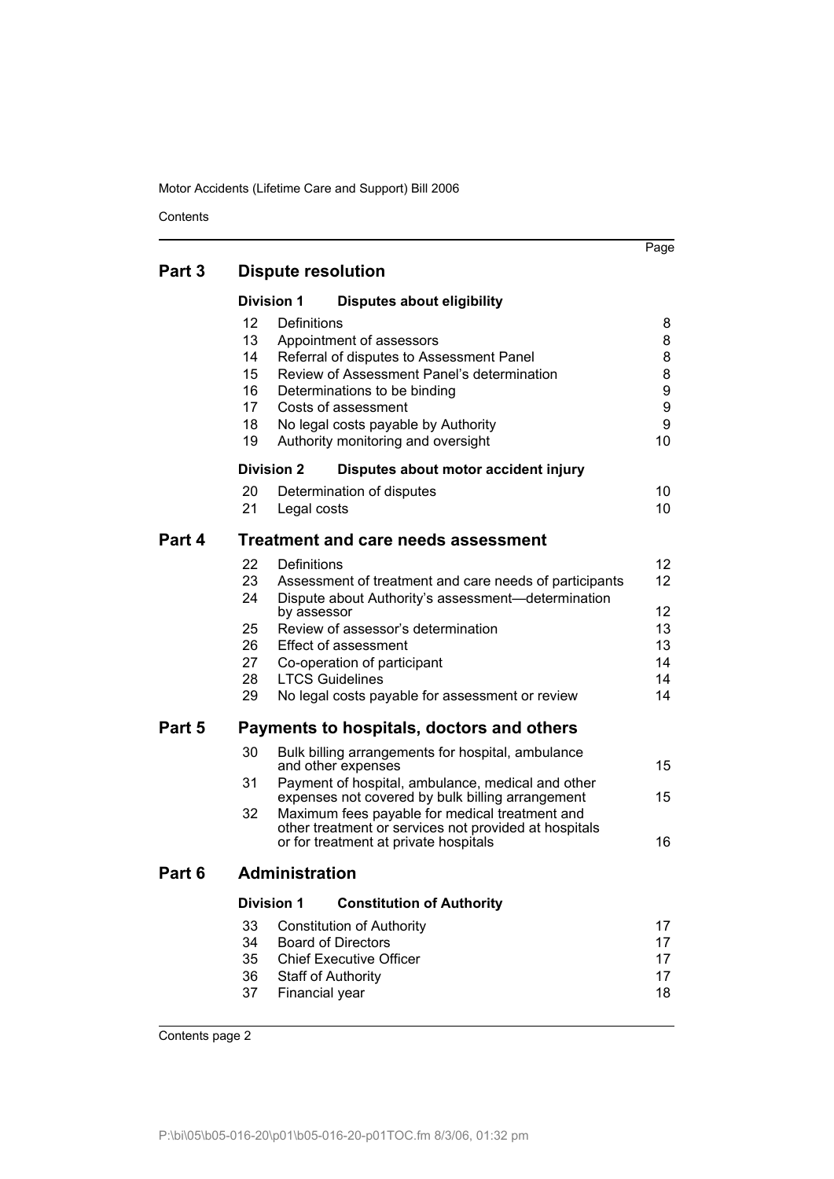Contents

| | | | Page |
|---|---|---|---|
| **Part 3** | **Dispute resolution** | | |
| | **Division 1** | **Disputes about eligibility** | |
| | 12 | Definitions | 8 |
| | 13 | Appointment of assessors | 8 |
| | 14 | Referral of disputes to Assessment Panel | 8 |
| | 15 | Review of Assessment Panel's determination | 8 |
| | 16 | Determinations to be binding | 9 |
| | 17 | Costs of assessment | 9 |
| | 18 | No legal costs payable by Authority | 9 |
| | 19 | Authority monitoring and oversight | 10 |
| | **Division 2** | **Disputes about motor accident injury** | |
| | 20 | Determination of disputes | 10 |
| | 21 | Legal costs | 10 |
| **Part 4** | **Treatment and care needs assessment** | | |
| | 22 | Definitions | 12 |
| | 23 | Assessment of treatment and care needs of participants | 12 |
| | 24 | Dispute about Authority's assessment—determination by assessor | 12 |
| | 25 | Review of assessor's determination | 13 |
| | 26 | Effect of assessment | 13 |
| | 27 | Co-operation of participant | 14 |
| | 28 | LTCS Guidelines | 14 |
| | 29 | No legal costs payable for assessment or review | 14 |
| **Part 5** | **Payments to hospitals, doctors and others** | | |
| | 30 | Bulk billing arrangements for hospital, ambulance and other expenses | 15 |
| | 31 | Payment of hospital, ambulance, medical and other expenses not covered by bulk billing arrangement | 15 |
| | 32 | Maximum fees payable for medical treatment and other treatment or services not provided at hospitals or for treatment at private hospitals | 16 |
| **Part 6** | **Administration** | | |
| | **Division 1** | **Constitution of Authority** | |
| | 33 | Constitution of Authority | 17 |
| | 34 | Board of Directors | 17 |
| | 35 | Chief Executive Officer | 17 |
| | 36 | Staff of Authority | 17 |
| | 37 | Financial year | 18 |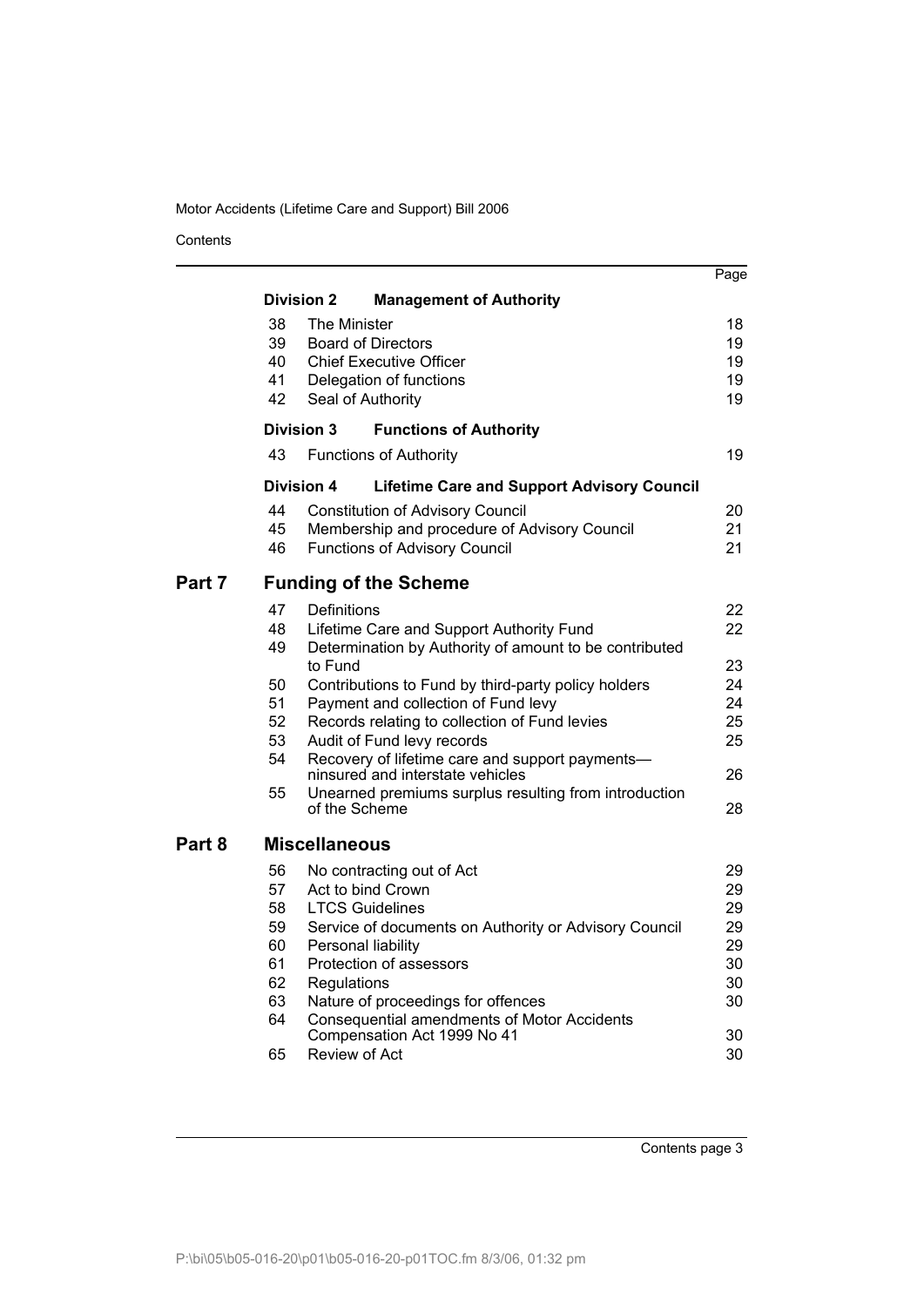| | | | Page |
|---|---|---|---|
| | **Division 2** | **Management of Authority** | |
| | 38 | The Minister | 18 |
| | 39 | Board of Directors | 19 |
| | 40 | Chief Executive Officer | 19 |
| | 41 | Delegation of functions | 19 |
| | 42 | Seal of Authority | 19 |
| | **Division 3** | **Functions of Authority** | |
| | 43 | Functions of Authority | 19 |
| | **Division 4** | **Lifetime Care and Support Advisory Council** | |
| | 44 | Constitution of Advisory Council | 20 |
| | 45 | Membership and procedure of Advisory Council | 21 |
| | 46 | Functions of Advisory Council | 21 |
| **Part 7** | | **Funding of the Scheme** | |
| | 47 | Definitions | 22 |
| | 48 | Lifetime Care and Support Authority Fund | 22 |
| | 49 | Determination by Authority of amount to be contributed to Fund | 23 |
| | 50 | Contributions to Fund by third-party policy holders | 24 |
| | 51 | Payment and collection of Fund levy | 24 |
| | 52 | Records relating to collection of Fund levies | 25 |
| | 53 | Audit of Fund levy records | 25 |
| | 54 | Recovery of lifetime care and support payments—ninsured and interstate vehicles | 26 |
| | 55 | Unearned premiums surplus resulting from introduction of the Scheme | 28 |
| **Part 8** | | **Miscellaneous** | |
| | 56 | No contracting out of Act | 29 |
| | 57 | Act to bind Crown | 29 |
| | 58 | LTCS Guidelines | 29 |
| | 59 | Service of documents on Authority or Advisory Council | 29 |
| | 60 | Personal liability | 29 |
| | 61 | Protection of assessors | 30 |
| | 62 | Regulations | 30 |
| | 63 | Nature of proceedings for offences | 30 |
| | 64 | Consequential amendments of Motor Accidents Compensation Act 1999 No 41 | 30 |
| | 65 | Review of Act | 30 |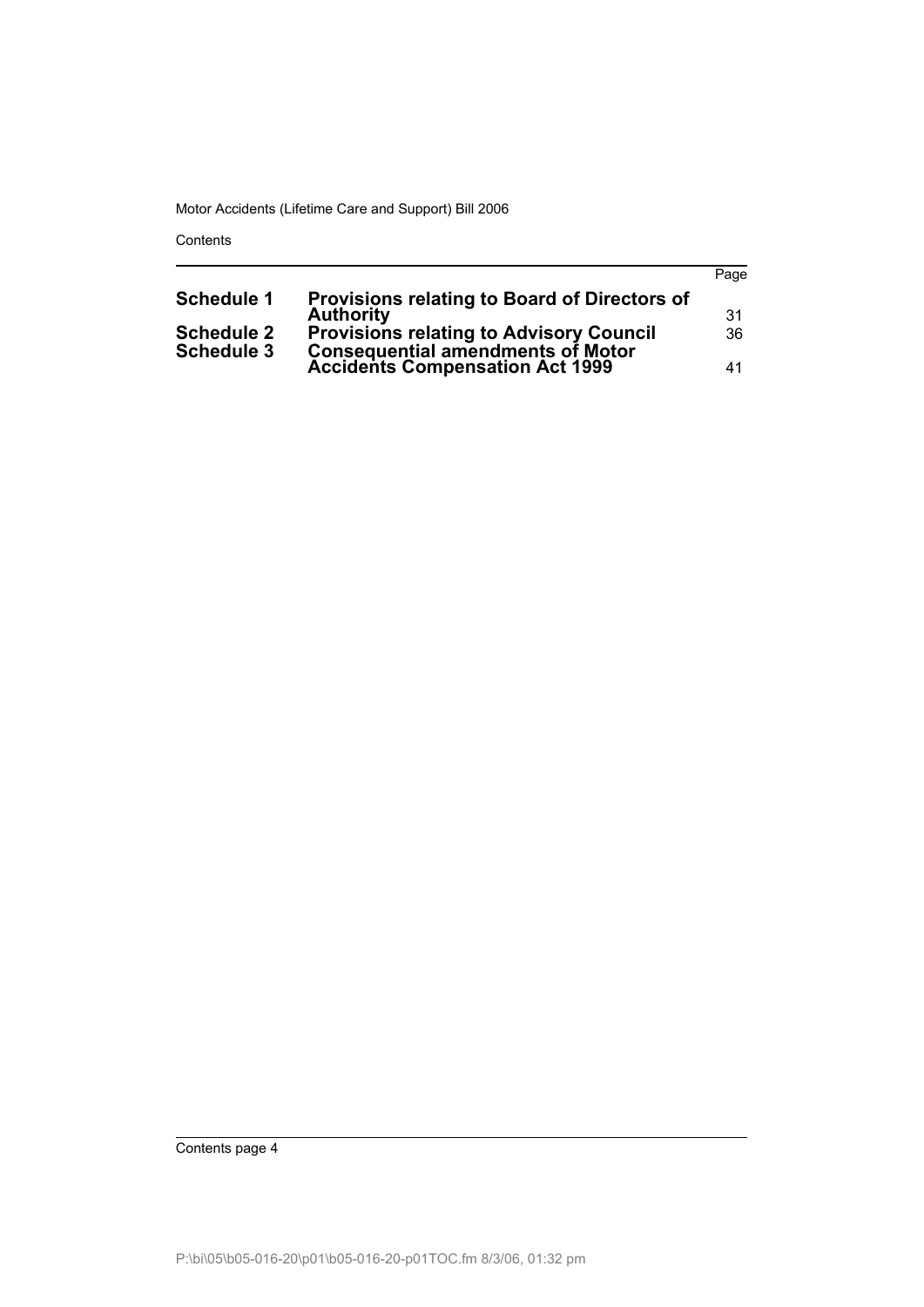| | | Page |
|---|---|---|
| **Schedule 1** | **Provisions relating to Board of Directors of Authority** | 31 |
| **Schedule 2** | **Provisions relating to Advisory Council** | 36 |
| **Schedule 3** | **Consequential amendments of Motor Accidents Compensation Act 1999** | 41 |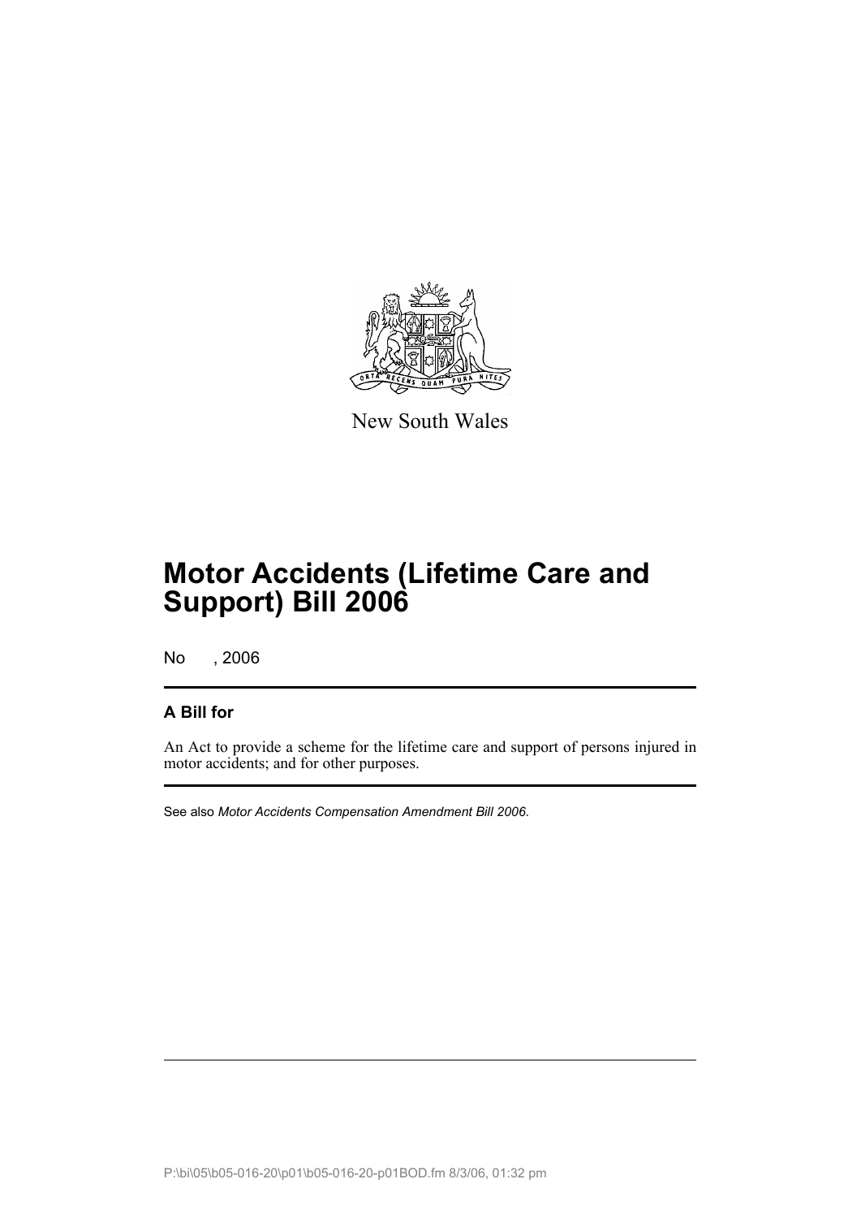New South Wales

# Motor Accidents (Lifetime Care and Support) Bill 2006

No , 2006

## A Bill for

An Act to provide a scheme for the lifetime care and support of persons injured in motor accidents; and for other purposes.

See also *Motor Accidents Compensation Amendment Bill 2006*.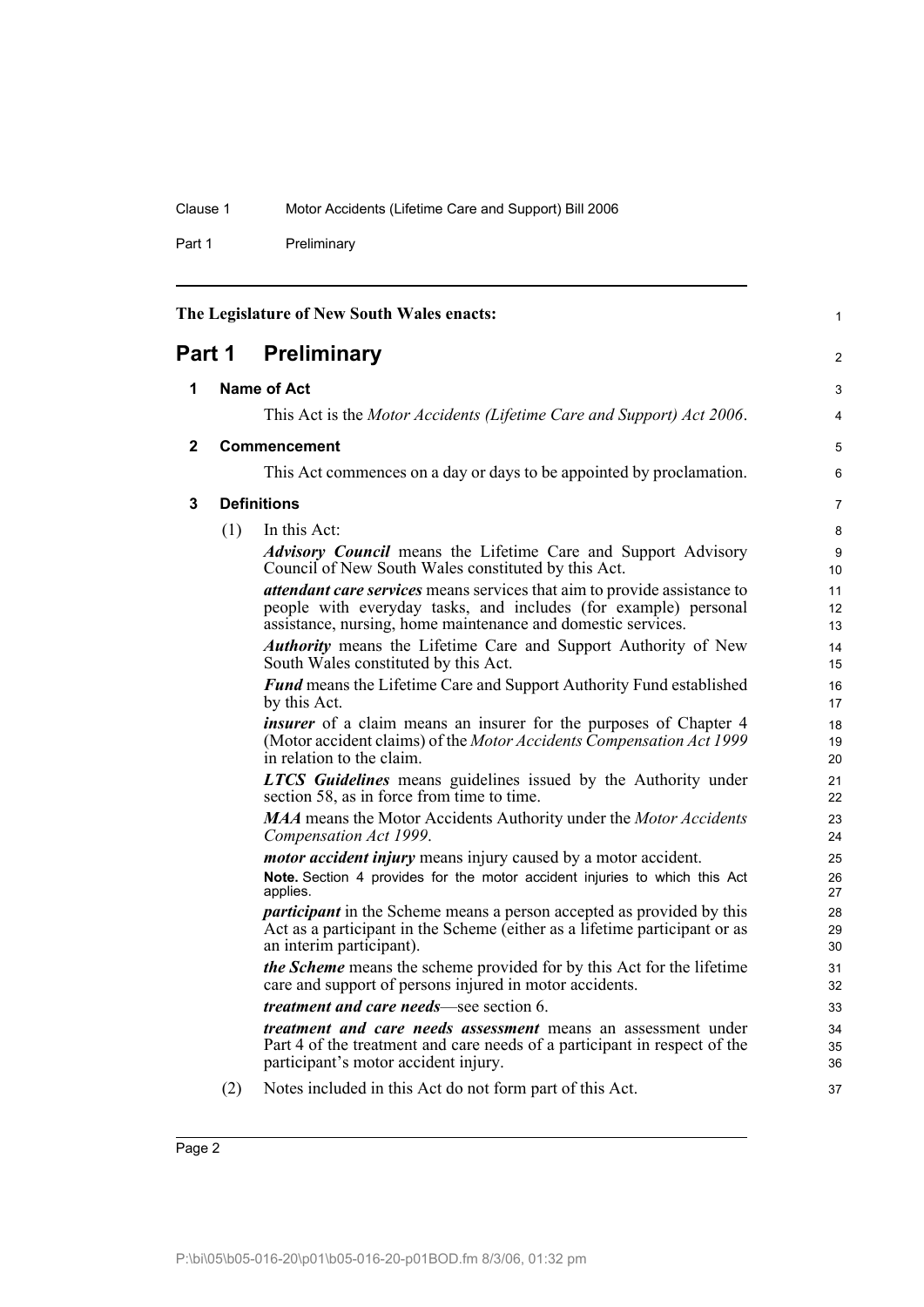The Legislature of New South Wales enacts:

# Part 1 Preliminary

## 1 Name of Act

This Act is the *Motor Accidents (Lifetime Care and Support) Act 2006*.

## 2 Commencement

This Act commences on a day or days to be appointed by proclamation.

## 3 Definitions

(1) In this Act:

***Advisory Council*** means the Lifetime Care and Support Advisory Council of New South Wales constituted by this Act.

***attendant care services*** means services that aim to provide assistance to people with everyday tasks, and includes (for example) personal assistance, nursing, home maintenance and domestic services.

***Authority*** means the Lifetime Care and Support Authority of New South Wales constituted by this Act.

***Fund*** means the Lifetime Care and Support Authority Fund established by this Act.

***insurer*** of a claim means an insurer for the purposes of Chapter 4 (Motor accident claims) of the *Motor Accidents Compensation Act 1999* in relation to the claim.

***LTCS Guidelines*** means guidelines issued by the Authority under section 58, as in force from time to time.

***MAA*** means the Motor Accidents Authority under the *Motor Accidents Compensation Act 1999*.

***motor accident injury*** means injury caused by a motor accident.

**Note.** Section 4 provides for the motor accident injuries to which this Act applies.

***participant*** in the Scheme means a person accepted as provided by this Act as a participant in the Scheme (either as a lifetime participant or as an interim participant).

***the Scheme*** means the scheme provided for by this Act for the lifetime care and support of persons injured in motor accidents.

***treatment and care needs***—see section 6.

***treatment and care needs assessment*** means an assessment under Part 4 of the treatment and care needs of a participant in respect of the participant's motor accident injury.

(2) Notes included in this Act do not form part of this Act.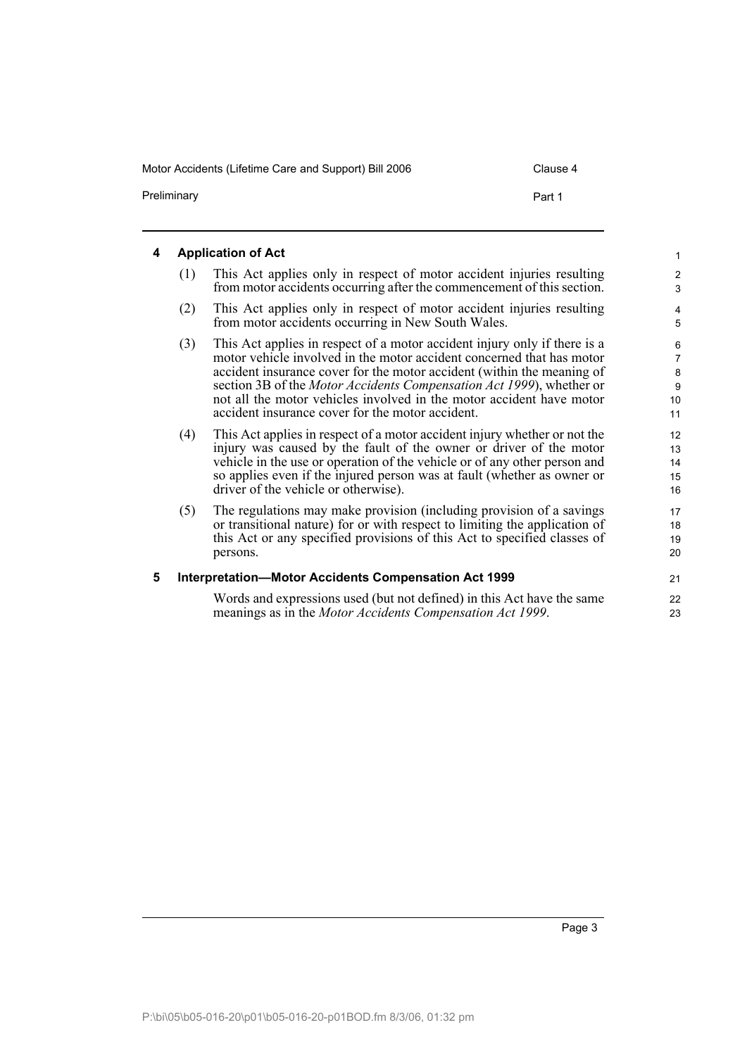## 4 Application of Act

(1) This Act applies only in respect of motor accident injuries resulting from motor accidents occurring after the commencement of this section.

(2) This Act applies only in respect of motor accident injuries resulting from motor accidents occurring in New South Wales.

(3) This Act applies in respect of a motor accident injury only if there is a motor vehicle involved in the motor accident concerned that has motor accident insurance cover for the motor accident (within the meaning of section 3B of the *Motor Accidents Compensation Act 1999*), whether or not all the motor vehicles involved in the motor accident have motor accident insurance cover for the motor accident.

(4) This Act applies in respect of a motor accident injury whether or not the injury was caused by the fault of the owner or driver of the motor vehicle in the use or operation of the vehicle or of any other person and so applies even if the injured person was at fault (whether as owner or driver of the vehicle or otherwise).

(5) The regulations may make provision (including provision of a savings or transitional nature) for or with respect to limiting the application of this Act or any specified provisions of this Act to specified classes of persons.

## 5 Interpretation—Motor Accidents Compensation Act 1999

Words and expressions used (but not defined) in this Act have the same meanings as in the *Motor Accidents Compensation Act 1999*.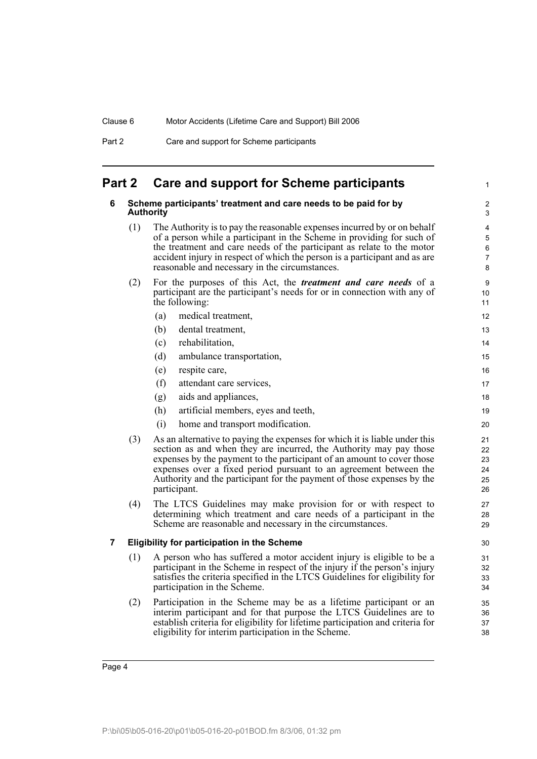## Part 2 Care and support for Scheme participants

### 6 Scheme participants' treatment and care needs to be paid for by Authority

(1) The Authority is to pay the reasonable expenses incurred by or on behalf of a person while a participant in the Scheme in providing for such of the treatment and care needs of the participant as relate to the motor accident injury in respect of which the person is a participant and as are reasonable and necessary in the circumstances.

(2) For the purposes of this Act, the ***treatment and care needs*** of a participant are the participant's needs for or in connection with any of the following:

- (a) medical treatment,
- (b) dental treatment,
- (c) rehabilitation,
- (d) ambulance transportation,
- (e) respite care,
- (f) attendant care services,
- (g) aids and appliances,
- (h) artificial members, eyes and teeth,
- (i) home and transport modification.

(3) As an alternative to paying the expenses for which it is liable under this section as and when they are incurred, the Authority may pay those expenses by the payment to the participant of an amount to cover those expenses over a fixed period pursuant to an agreement between the Authority and the participant for the payment of those expenses by the participant.

(4) The LTCS Guidelines may make provision for or with respect to determining which treatment and care needs of a participant in the Scheme are reasonable and necessary in the circumstances.

### 7 Eligibility for participation in the Scheme

(1) A person who has suffered a motor accident injury is eligible to be a participant in the Scheme in respect of the injury if the person's injury satisfies the criteria specified in the LTCS Guidelines for eligibility for participation in the Scheme.

(2) Participation in the Scheme may be as a lifetime participant or an interim participant and for that purpose the LTCS Guidelines are to establish criteria for eligibility for lifetime participation and criteria for eligibility for interim participation in the Scheme.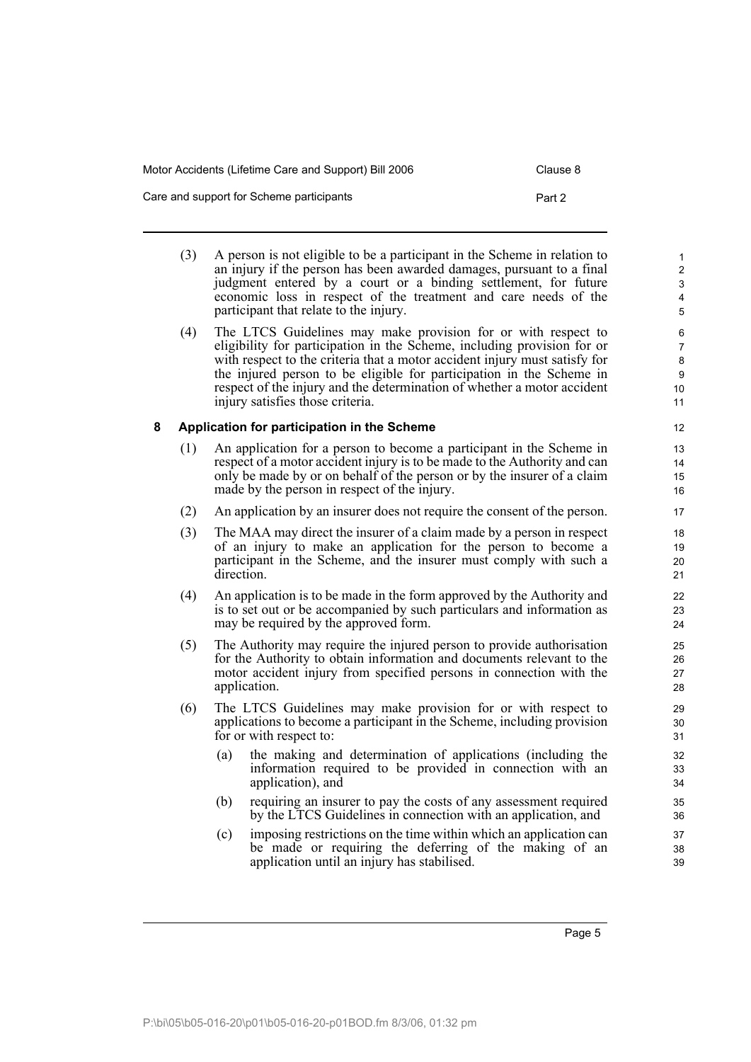(3) A person is not eligible to be a participant in the Scheme in relation to an injury if the person has been awarded damages, pursuant to a final judgment entered by a court or a binding settlement, for future economic loss in respect of the treatment and care needs of the participant that relate to the injury.

(4) The LTCS Guidelines may make provision for or with respect to eligibility for participation in the Scheme, including provision for or with respect to the criteria that a motor accident injury must satisfy for the injured person to be eligible for participation in the Scheme in respect of the injury and the determination of whether a motor accident injury satisfies those criteria.

### 8 Application for participation in the Scheme

(1) An application for a person to become a participant in the Scheme in respect of a motor accident injury is to be made to the Authority and can only be made by or on behalf of the person or by the insurer of a claim made by the person in respect of the injury.

(2) An application by an insurer does not require the consent of the person.

(3) The MAA may direct the insurer of a claim made by a person in respect of an injury to make an application for the person to become a participant in the Scheme, and the insurer must comply with such a direction.

(4) An application is to be made in the form approved by the Authority and is to set out or be accompanied by such particulars and information as may be required by the approved form.

(5) The Authority may require the injured person to provide authorisation for the Authority to obtain information and documents relevant to the motor accident injury from specified persons in connection with the application.

(6) The LTCS Guidelines may make provision for or with respect to applications to become a participant in the Scheme, including provision for or with respect to:

(a) the making and determination of applications (including the information required to be provided in connection with an application), and

(b) requiring an insurer to pay the costs of any assessment required by the LTCS Guidelines in connection with an application, and

(c) imposing restrictions on the time within which an application can be made or requiring the deferring of the making of an application until an injury has stabilised.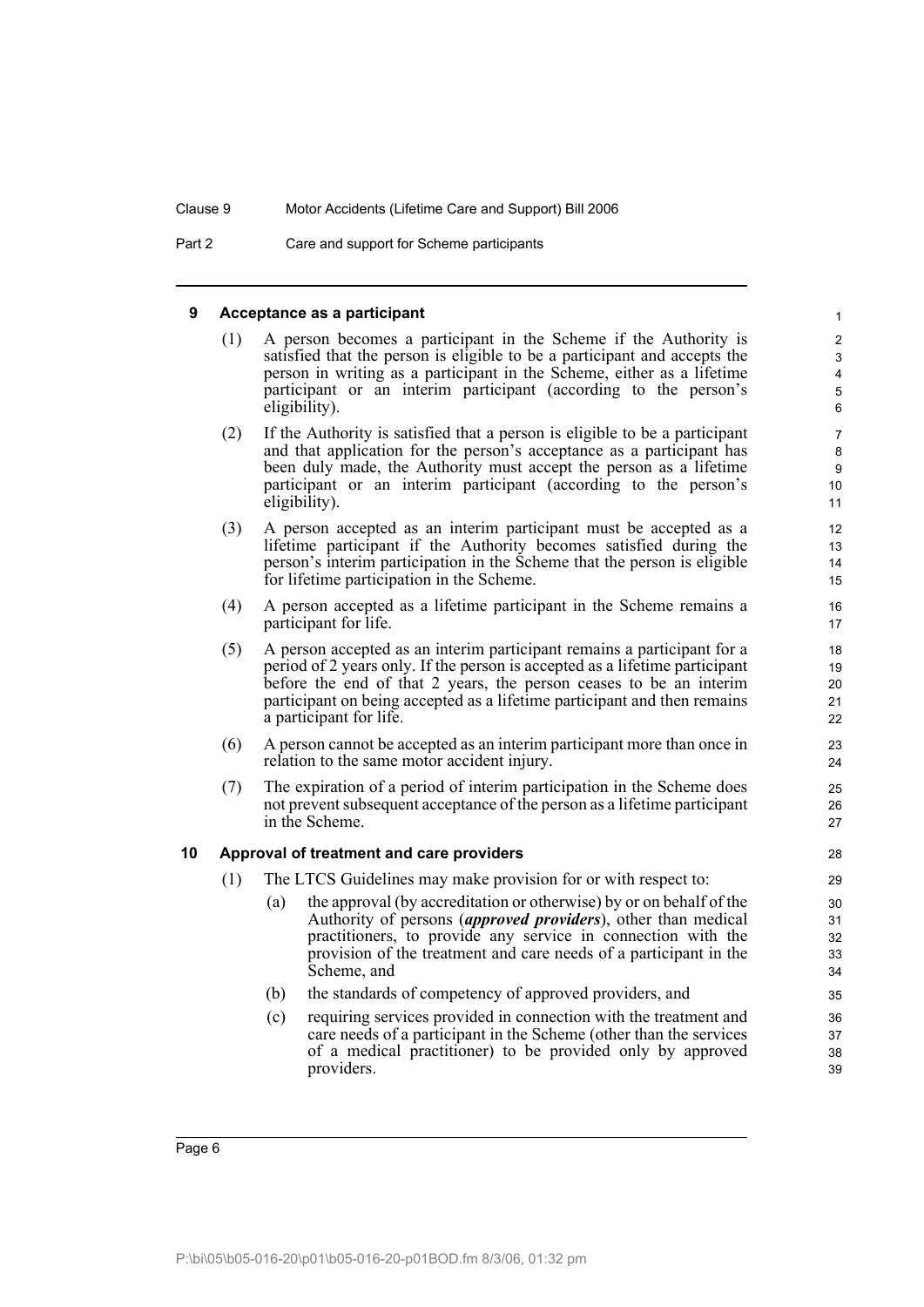## 9 Acceptance as a participant

(1) A person becomes a participant in the Scheme if the Authority is satisfied that the person is eligible to be a participant and accepts the person in writing as a participant in the Scheme, either as a lifetime participant or an interim participant (according to the person's eligibility).

(2) If the Authority is satisfied that a person is eligible to be a participant and that application for the person's acceptance as a participant has been duly made, the Authority must accept the person as a lifetime participant or an interim participant (according to the person's eligibility).

(3) A person accepted as an interim participant must be accepted as a lifetime participant if the Authority becomes satisfied during the person's interim participation in the Scheme that the person is eligible for lifetime participation in the Scheme.

(4) A person accepted as a lifetime participant in the Scheme remains a participant for life.

(5) A person accepted as an interim participant remains a participant for a period of 2 years only. If the person is accepted as a lifetime participant before the end of that 2 years, the person ceases to be an interim participant on being accepted as a lifetime participant and then remains a participant for life.

(6) A person cannot be accepted as an interim participant more than once in relation to the same motor accident injury.

(7) The expiration of a period of interim participation in the Scheme does not prevent subsequent acceptance of the person as a lifetime participant in the Scheme.

## 10 Approval of treatment and care providers

(1) The LTCS Guidelines may make provision for or with respect to:

(a) the approval (by accreditation or otherwise) by or on behalf of the Authority of persons (***approved providers***), other than medical practitioners, to provide any service in connection with the provision of the treatment and care needs of a participant in the Scheme, and

(b) the standards of competency of approved providers, and

(c) requiring services provided in connection with the treatment and care needs of a participant in the Scheme (other than the services of a medical practitioner) to be provided only by approved providers.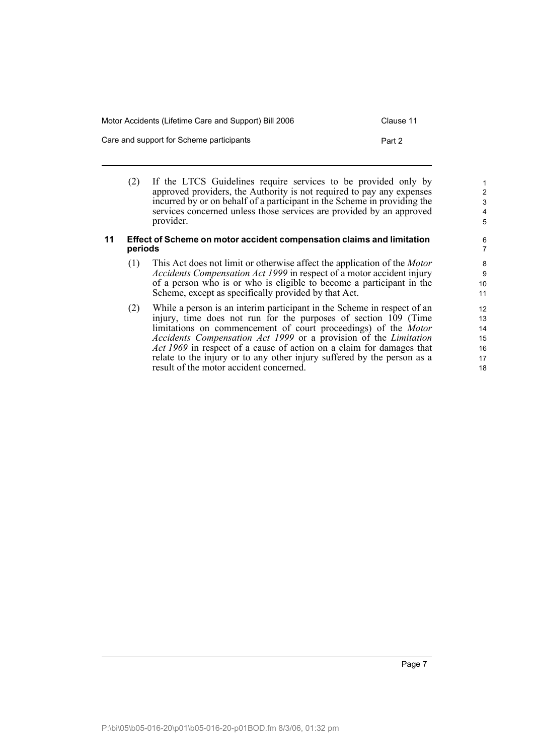(2) If the LTCS Guidelines require services to be provided only by approved providers, the Authority is not required to pay any expenses incurred by or on behalf of a participant in the Scheme in providing the services concerned unless those services are provided by an approved provider.

### 11 Effect of Scheme on motor accident compensation claims and limitation periods

(1) This Act does not limit or otherwise affect the application of the *Motor Accidents Compensation Act 1999* in respect of a motor accident injury of a person who is or who is eligible to become a participant in the Scheme, except as specifically provided by that Act.

(2) While a person is an interim participant in the Scheme in respect of an injury, time does not run for the purposes of section 109 (Time limitations on commencement of court proceedings) of the *Motor Accidents Compensation Act 1999* or a provision of the *Limitation Act 1969* in respect of a cause of action on a claim for damages that relate to the injury or to any other injury suffered by the person as a result of the motor accident concerned.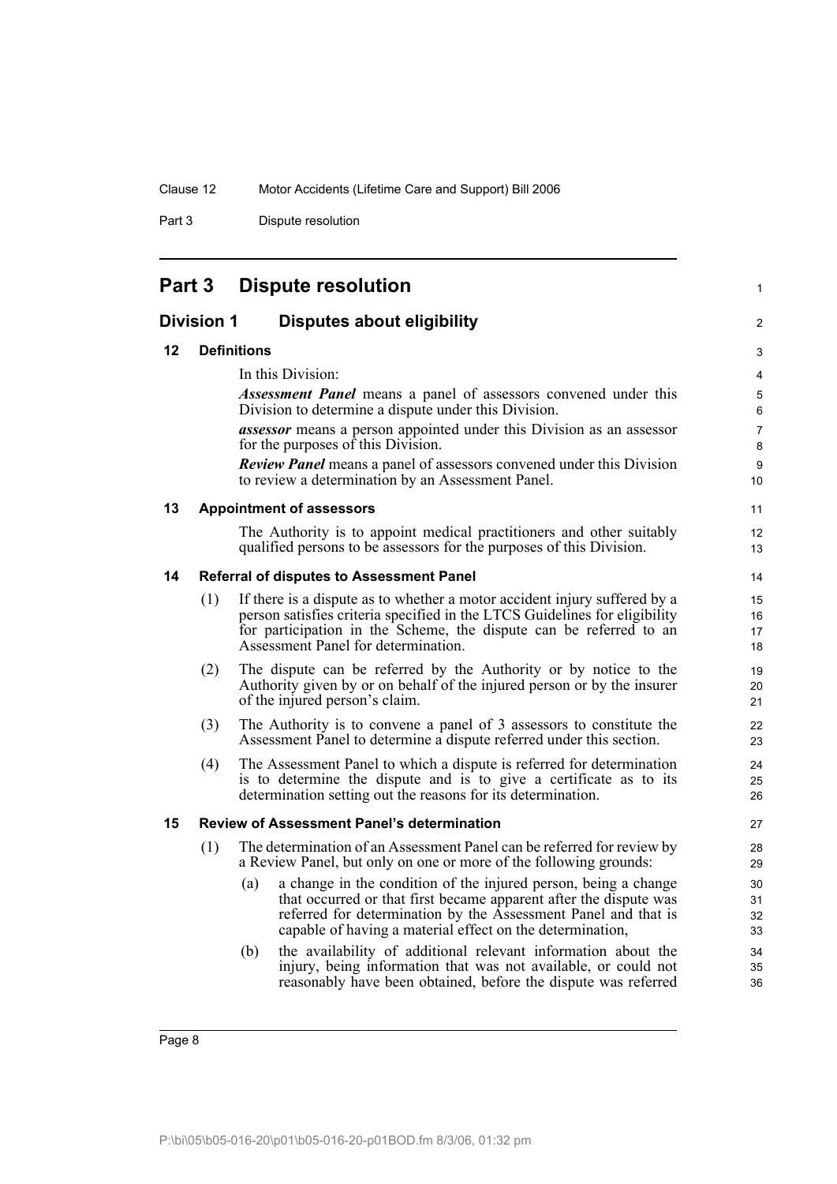# Part 3 Dispute resolution

## Division 1 Disputes about eligibility

### 12 Definitions

In this Division:

***Assessment Panel*** means a panel of assessors convened under this Division to determine a dispute under this Division.

***assessor*** means a person appointed under this Division as an assessor for the purposes of this Division.

***Review Panel*** means a panel of assessors convened under this Division to review a determination by an Assessment Panel.

### 13 Appointment of assessors

The Authority is to appoint medical practitioners and other suitably qualified persons to be assessors for the purposes of this Division.

### 14 Referral of disputes to Assessment Panel

(1) If there is a dispute as to whether a motor accident injury suffered by a person satisfies criteria specified in the LTCS Guidelines for eligibility for participation in the Scheme, the dispute can be referred to an Assessment Panel for determination.

(2) The dispute can be referred by the Authority or by notice to the Authority given by or on behalf of the injured person or by the insurer of the injured person's claim.

(3) The Authority is to convene a panel of 3 assessors to constitute the Assessment Panel to determine a dispute referred under this section.

(4) The Assessment Panel to which a dispute is referred for determination is to determine the dispute and is to give a certificate as to its determination setting out the reasons for its determination.

### 15 Review of Assessment Panel's determination

(1) The determination of an Assessment Panel can be referred for review by a Review Panel, but only on one or more of the following grounds:

- (a) a change in the condition of the injured person, being a change that occurred or that first became apparent after the dispute was referred for determination by the Assessment Panel and that is capable of having a material effect on the determination,
- (b) the availability of additional relevant information about the injury, being information that was not available, or could not reasonably have been obtained, before the dispute was referred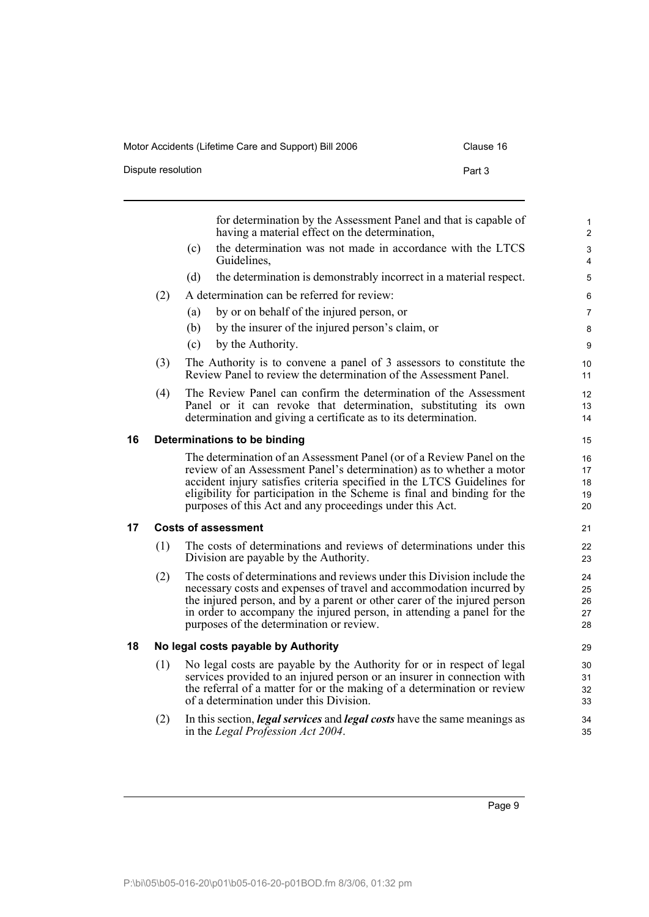for determination by the Assessment Panel and that is capable of having a material effect on the determination,

(c) the determination was not made in accordance with the LTCS Guidelines,

(d) the determination is demonstrably incorrect in a material respect.

(2) A determination can be referred for review:

(a) by or on behalf of the injured person, or

(b) by the insurer of the injured person's claim, or

(c) by the Authority.

(3) The Authority is to convene a panel of 3 assessors to constitute the Review Panel to review the determination of the Assessment Panel.

(4) The Review Panel can confirm the determination of the Assessment Panel or it can revoke that determination, substituting its own determination and giving a certificate as to its determination.

## 16 Determinations to be binding

The determination of an Assessment Panel (or of a Review Panel on the review of an Assessment Panel's determination) as to whether a motor accident injury satisfies criteria specified in the LTCS Guidelines for eligibility for participation in the Scheme is final and binding for the purposes of this Act and any proceedings under this Act.

## 17 Costs of assessment

(1) The costs of determinations and reviews of determinations under this Division are payable by the Authority.

(2) The costs of determinations and reviews under this Division include the necessary costs and expenses of travel and accommodation incurred by the injured person, and by a parent or other carer of the injured person in order to accompany the injured person, in attending a panel for the purposes of the determination or review.

## 18 No legal costs payable by Authority

(1) No legal costs are payable by the Authority for or in respect of legal services provided to an injured person or an insurer in connection with the referral of a matter for or the making of a determination or review of a determination under this Division.

(2) In this section, ***legal services*** and ***legal costs*** have the same meanings as in the *Legal Profession Act 2004*.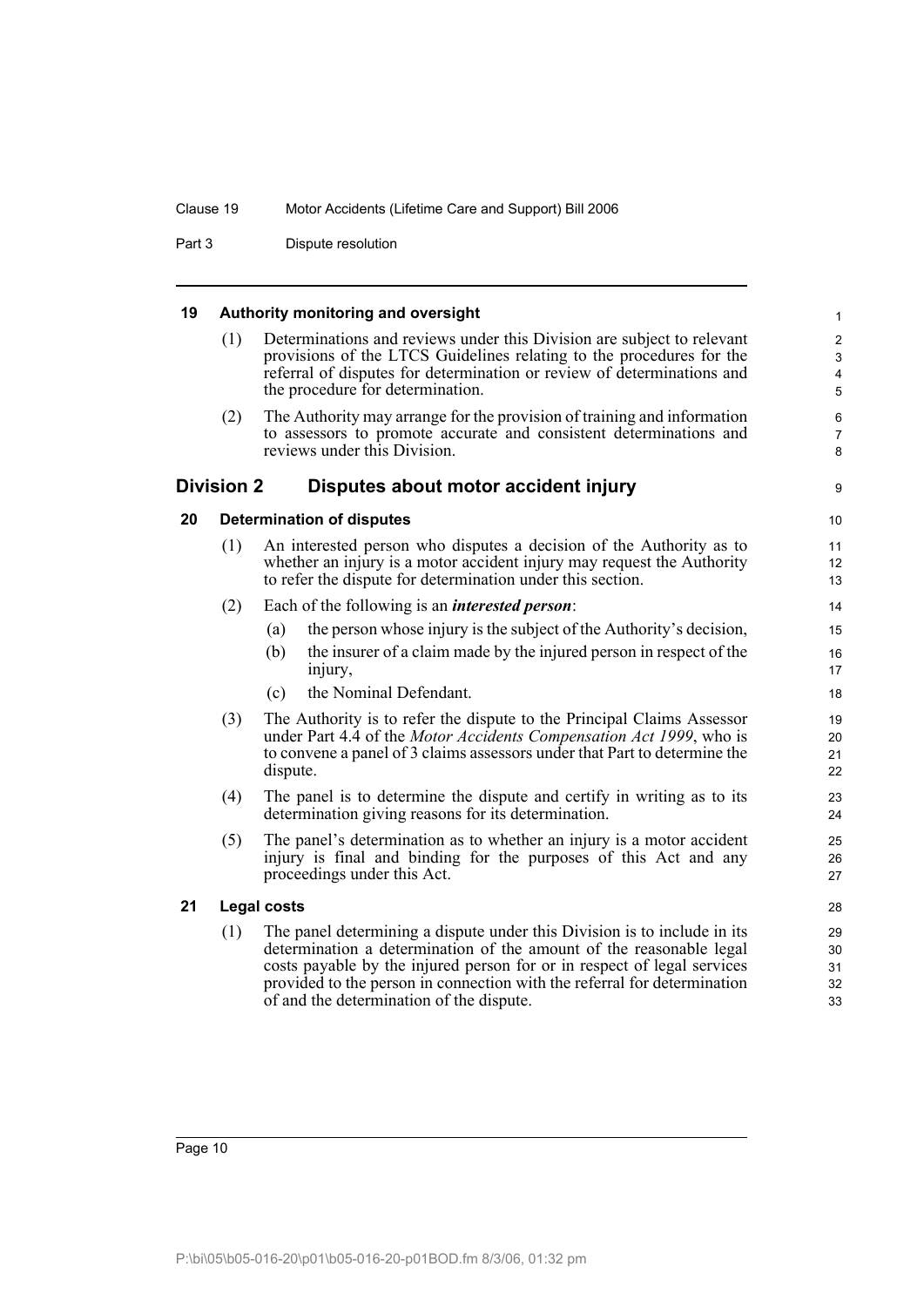### 19 Authority monitoring and oversight

(1) Determinations and reviews under this Division are subject to relevant provisions of the LTCS Guidelines relating to the procedures for the referral of disputes for determination or review of determinations and the procedure for determination.

(2) The Authority may arrange for the provision of training and information to assessors to promote accurate and consistent determinations and reviews under this Division.

## Division 2 Disputes about motor accident injury

### 20 Determination of disputes

(1) An interested person who disputes a decision of the Authority as to whether an injury is a motor accident injury may request the Authority to refer the dispute for determination under this section.

(2) Each of the following is an ***interested person***:

- (a) the person whose injury is the subject of the Authority's decision,
- (b) the insurer of a claim made by the injured person in respect of the injury,
- (c) the Nominal Defendant.

(3) The Authority is to refer the dispute to the Principal Claims Assessor under Part 4.4 of the *Motor Accidents Compensation Act 1999*, who is to convene a panel of 3 claims assessors under that Part to determine the dispute.

(4) The panel is to determine the dispute and certify in writing as to its determination giving reasons for its determination.

(5) The panel's determination as to whether an injury is a motor accident injury is final and binding for the purposes of this Act and any proceedings under this Act.

### 21 Legal costs

(1) The panel determining a dispute under this Division is to include in its determination a determination of the amount of the reasonable legal costs payable by the injured person for or in respect of legal services provided to the person in connection with the referral for determination of and the determination of the dispute.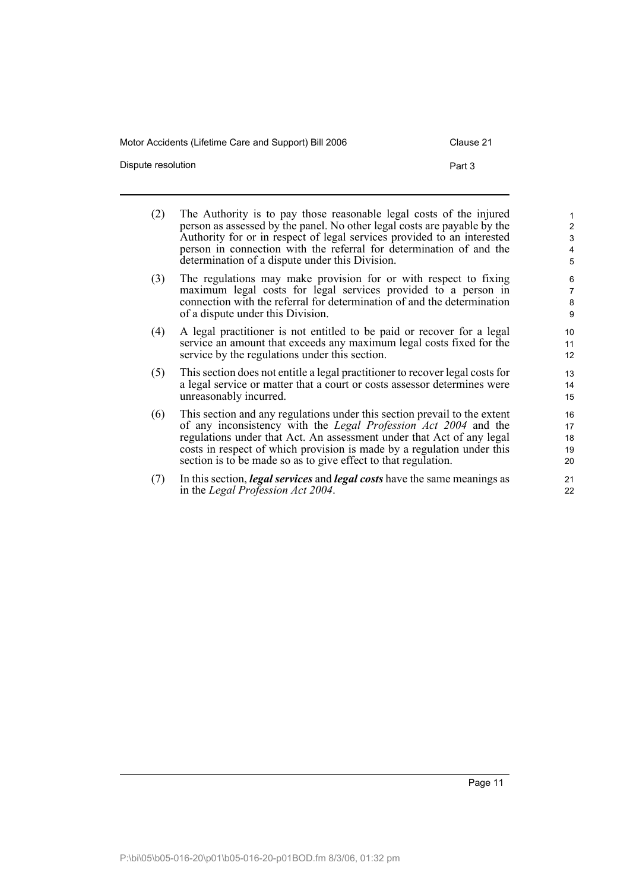(2) The Authority is to pay those reasonable legal costs of the injured person as assessed by the panel. No other legal costs are payable by the Authority for or in respect of legal services provided to an interested person in connection with the referral for determination of and the determination of a dispute under this Division.

(3) The regulations may make provision for or with respect to fixing maximum legal costs for legal services provided to a person in connection with the referral for determination of and the determination of a dispute under this Division.

(4) A legal practitioner is not entitled to be paid or recover for a legal service an amount that exceeds any maximum legal costs fixed for the service by the regulations under this section.

(5) This section does not entitle a legal practitioner to recover legal costs for a legal service or matter that a court or costs assessor determines were unreasonably incurred.

(6) This section and any regulations under this section prevail to the extent of any inconsistency with the *Legal Profession Act 2004* and the regulations under that Act. An assessment under that Act of any legal costs in respect of which provision is made by a regulation under this section is to be made so as to give effect to that regulation.

(7) In this section, ***legal services*** and ***legal costs*** have the same meanings as in the *Legal Profession Act 2004*.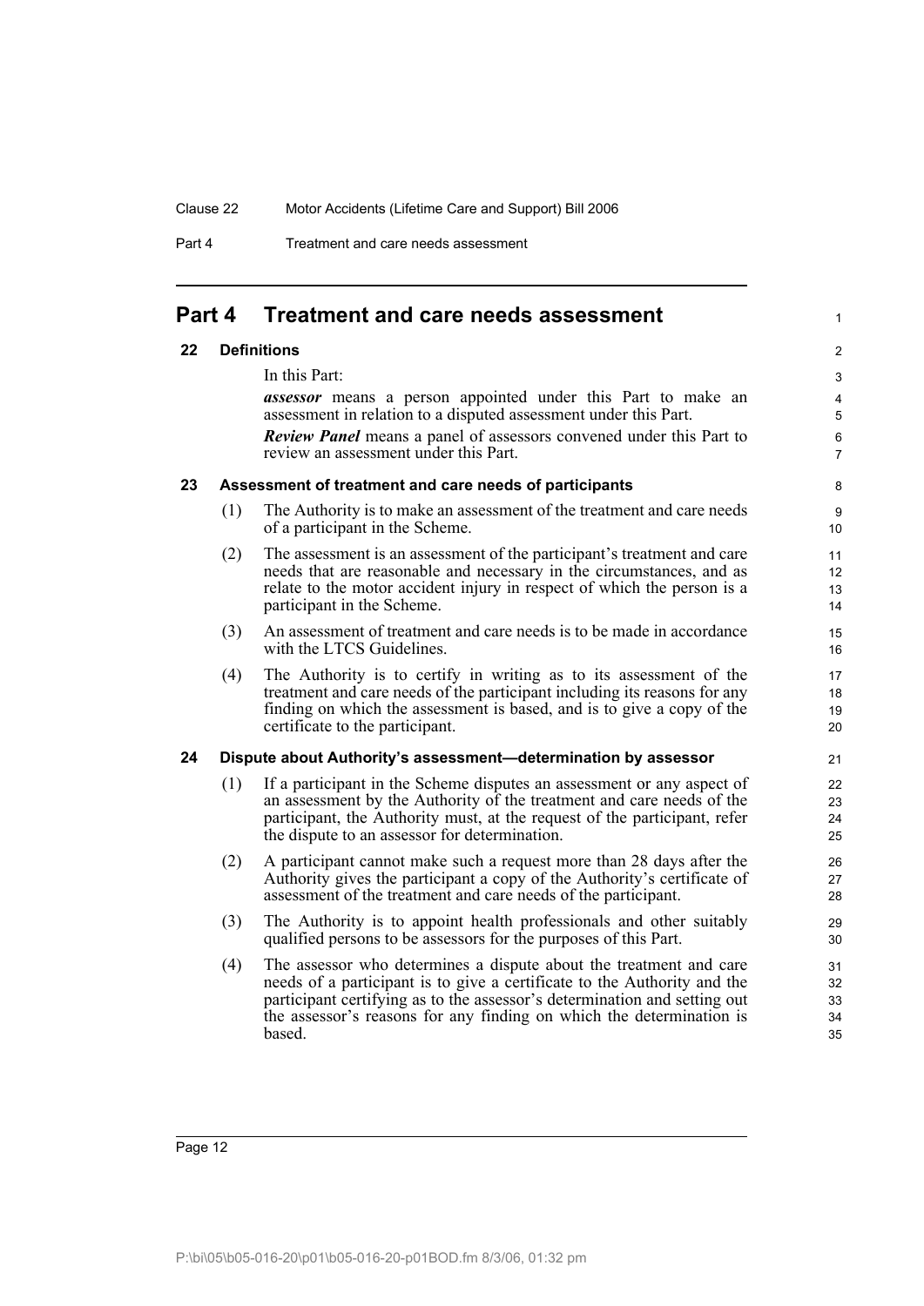## Part 4 Treatment and care needs assessment

### 22 Definitions

In this Part:

***assessor*** means a person appointed under this Part to make an assessment in relation to a disputed assessment under this Part.

***Review Panel*** means a panel of assessors convened under this Part to review an assessment under this Part.

### 23 Assessment of treatment and care needs of participants

(1) The Authority is to make an assessment of the treatment and care needs of a participant in the Scheme.

(2) The assessment is an assessment of the participant's treatment and care needs that are reasonable and necessary in the circumstances, and as relate to the motor accident injury in respect of which the person is a participant in the Scheme.

(3) An assessment of treatment and care needs is to be made in accordance with the LTCS Guidelines.

(4) The Authority is to certify in writing as to its assessment of the treatment and care needs of the participant including its reasons for any finding on which the assessment is based, and is to give a copy of the certificate to the participant.

### 24 Dispute about Authority's assessment—determination by assessor

(1) If a participant in the Scheme disputes an assessment or any aspect of an assessment by the Authority of the treatment and care needs of the participant, the Authority must, at the request of the participant, refer the dispute to an assessor for determination.

(2) A participant cannot make such a request more than 28 days after the Authority gives the participant a copy of the Authority's certificate of assessment of the treatment and care needs of the participant.

(3) The Authority is to appoint health professionals and other suitably qualified persons to be assessors for the purposes of this Part.

(4) The assessor who determines a dispute about the treatment and care needs of a participant is to give a certificate to the Authority and the participant certifying as to the assessor's determination and setting out the assessor's reasons for any finding on which the determination is based.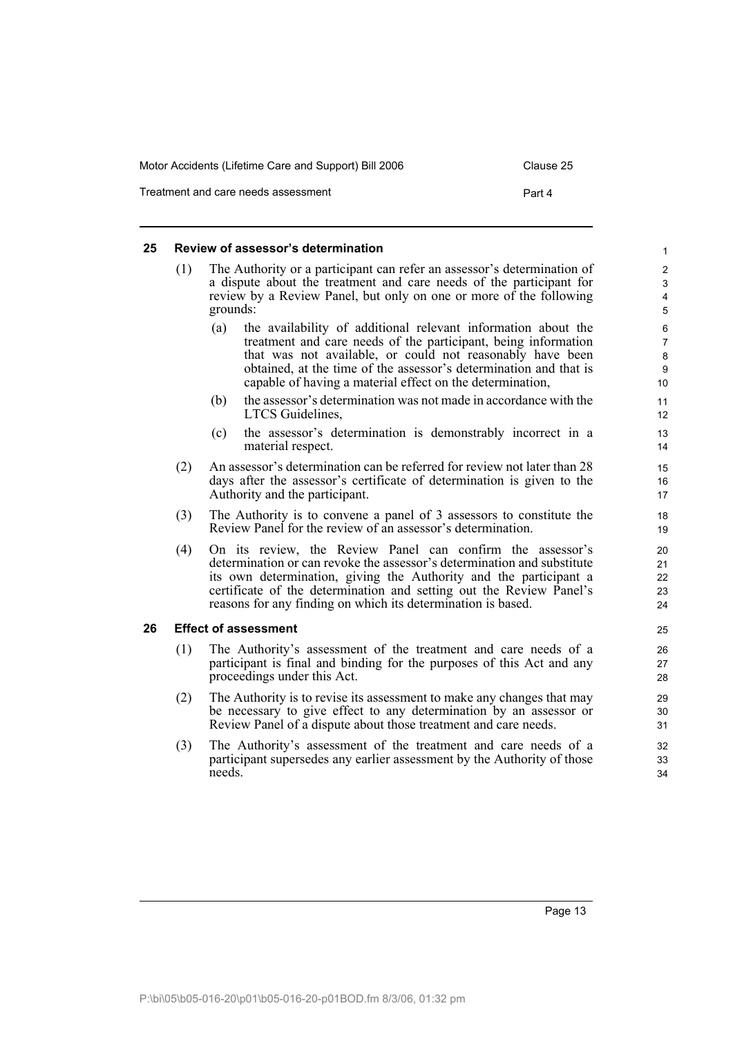## 25 Review of assessor's determination

(1) The Authority or a participant can refer an assessor's determination of a dispute about the treatment and care needs of the participant for review by a Review Panel, but only on one or more of the following grounds:

- (a) the availability of additional relevant information about the treatment and care needs of the participant, being information that was not available, or could not reasonably have been obtained, at the time of the assessor's determination and that is capable of having a material effect on the determination,
- (b) the assessor's determination was not made in accordance with the LTCS Guidelines,
- (c) the assessor's determination is demonstrably incorrect in a material respect.

(2) An assessor's determination can be referred for review not later than 28 days after the assessor's certificate of determination is given to the Authority and the participant.

(3) The Authority is to convene a panel of 3 assessors to constitute the Review Panel for the review of an assessor's determination.

(4) On its review, the Review Panel can confirm the assessor's determination or can revoke the assessor's determination and substitute its own determination, giving the Authority and the participant a certificate of the determination and setting out the Review Panel's reasons for any finding on which its determination is based.

## 26 Effect of assessment

(1) The Authority's assessment of the treatment and care needs of a participant is final and binding for the purposes of this Act and any proceedings under this Act.

(2) The Authority is to revise its assessment to make any changes that may be necessary to give effect to any determination by an assessor or Review Panel of a dispute about those treatment and care needs.

(3) The Authority's assessment of the treatment and care needs of a participant supersedes any earlier assessment by the Authority of those needs.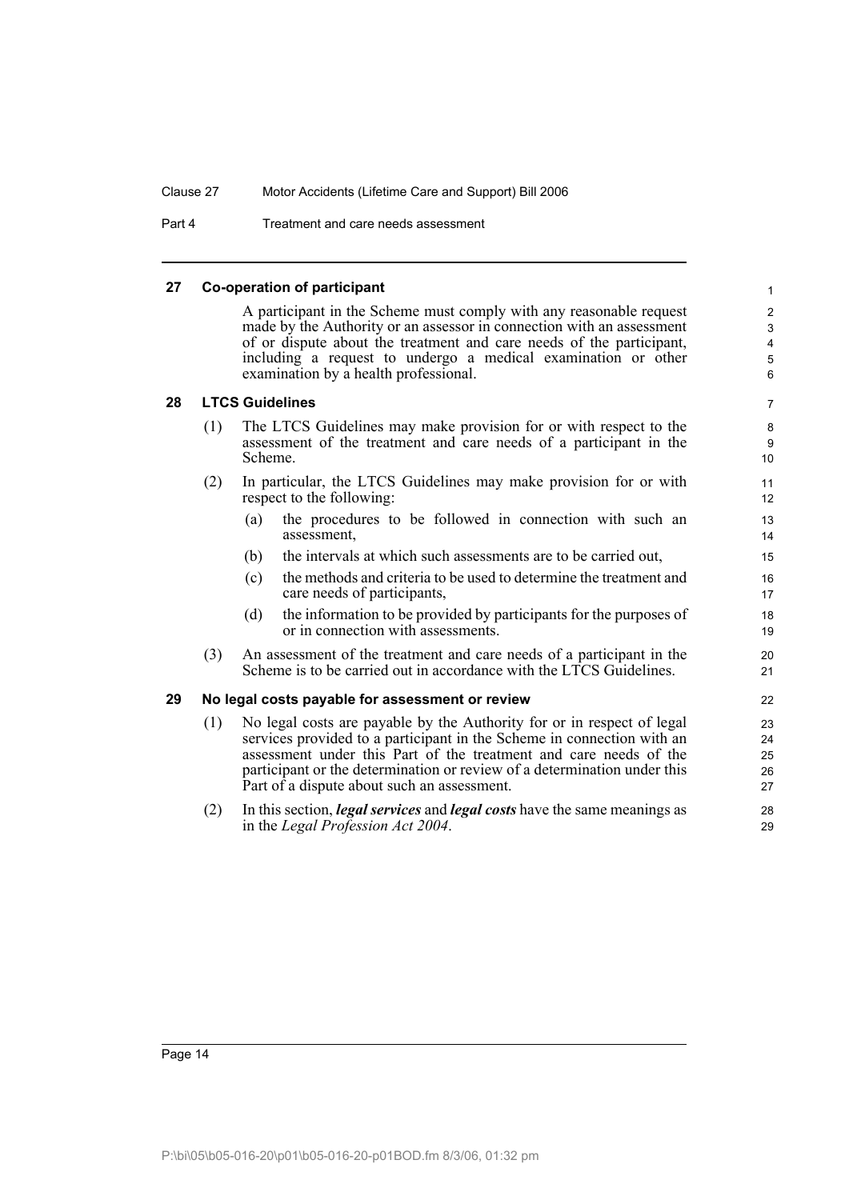## 27 Co-operation of participant

A participant in the Scheme must comply with any reasonable request made by the Authority or an assessor in connection with an assessment of or dispute about the treatment and care needs of the participant, including a request to undergo a medical examination or other examination by a health professional.

## 28 LTCS Guidelines

(1) The LTCS Guidelines may make provision for or with respect to the assessment of the treatment and care needs of a participant in the Scheme.

(2) In particular, the LTCS Guidelines may make provision for or with respect to the following:

- (a) the procedures to be followed in connection with such an assessment,
- (b) the intervals at which such assessments are to be carried out,
- (c) the methods and criteria to be used to determine the treatment and care needs of participants,
- (d) the information to be provided by participants for the purposes of or in connection with assessments.

(3) An assessment of the treatment and care needs of a participant in the Scheme is to be carried out in accordance with the LTCS Guidelines.

## 29 No legal costs payable for assessment or review

(1) No legal costs are payable by the Authority for or in respect of legal services provided to a participant in the Scheme in connection with an assessment under this Part of the treatment and care needs of the participant or the determination or review of a determination under this Part of a dispute about such an assessment.

(2) In this section, ***legal services*** and ***legal costs*** have the same meanings as in the *Legal Profession Act 2004*.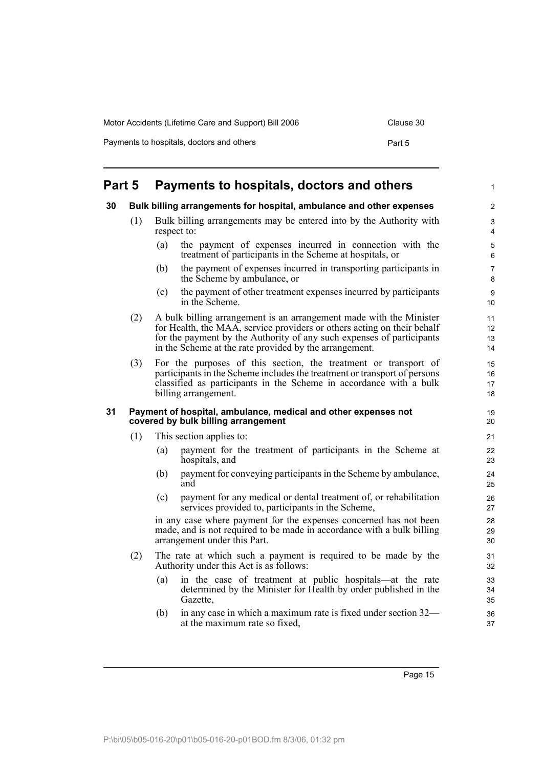## Part 5 Payments to hospitals, doctors and others

### 30 Bulk billing arrangements for hospital, ambulance and other expenses

(1) Bulk billing arrangements may be entered into by the Authority with respect to:

(a) the payment of expenses incurred in connection with the treatment of participants in the Scheme at hospitals, or

(b) the payment of expenses incurred in transporting participants in the Scheme by ambulance, or

(c) the payment of other treatment expenses incurred by participants in the Scheme.

(2) A bulk billing arrangement is an arrangement made with the Minister for Health, the MAA, service providers or others acting on their behalf for the payment by the Authority of any such expenses of participants in the Scheme at the rate provided by the arrangement.

(3) For the purposes of this section, the treatment or transport of participants in the Scheme includes the treatment or transport of persons classified as participants in the Scheme in accordance with a bulk billing arrangement.

### 31 Payment of hospital, ambulance, medical and other expenses not covered by bulk billing arrangement

(1) This section applies to:

(a) payment for the treatment of participants in the Scheme at hospitals, and

(b) payment for conveying participants in the Scheme by ambulance, and

(c) payment for any medical or dental treatment of, or rehabilitation services provided to, participants in the Scheme,

in any case where payment for the expenses concerned has not been made, and is not required to be made in accordance with a bulk billing arrangement under this Part.

(2) The rate at which such a payment is required to be made by the Authority under this Act is as follows:

(a) in the case of treatment at public hospitals—at the rate determined by the Minister for Health by order published in the Gazette,

(b) in any case in which a maximum rate is fixed under section 32—at the maximum rate so fixed,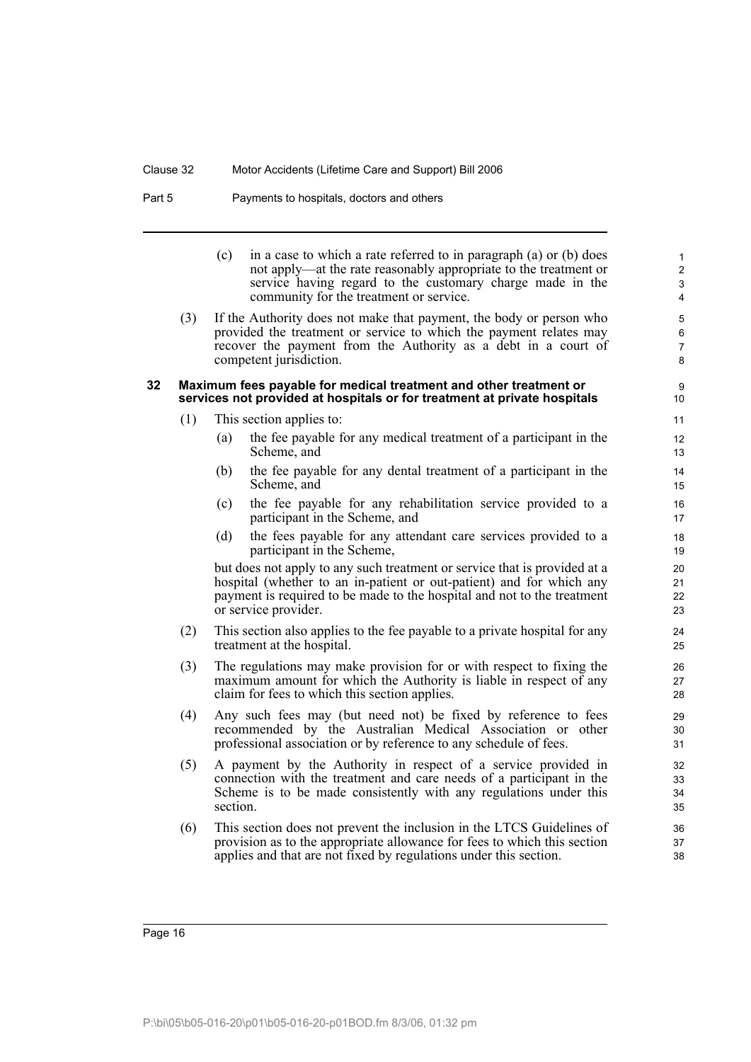(c) in a case to which a rate referred to in paragraph (a) or (b) does not apply—at the rate reasonably appropriate to the treatment or service having regard to the customary charge made in the community for the treatment or service.

(3) If the Authority does not make that payment, the body or person who provided the treatment or service to which the payment relates may recover the payment from the Authority as a debt in a court of competent jurisdiction.

### 32 Maximum fees payable for medical treatment and other treatment or services not provided at hospitals or for treatment at private hospitals

(1) This section applies to:

(a) the fee payable for any medical treatment of a participant in the Scheme, and

(b) the fee payable for any dental treatment of a participant in the Scheme, and

(c) the fee payable for any rehabilitation service provided to a participant in the Scheme, and

(d) the fees payable for any attendant care services provided to a participant in the Scheme,

but does not apply to any such treatment or service that is provided at a hospital (whether to an in-patient or out-patient) and for which any payment is required to be made to the hospital and not to the treatment or service provider.

(2) This section also applies to the fee payable to a private hospital for any treatment at the hospital.

(3) The regulations may make provision for or with respect to fixing the maximum amount for which the Authority is liable in respect of any claim for fees to which this section applies.

(4) Any such fees may (but need not) be fixed by reference to fees recommended by the Australian Medical Association or other professional association or by reference to any schedule of fees.

(5) A payment by the Authority in respect of a service provided in connection with the treatment and care needs of a participant in the Scheme is to be made consistently with any regulations under this section.

(6) This section does not prevent the inclusion in the LTCS Guidelines of provision as to the appropriate allowance for fees to which this section applies and that are not fixed by regulations under this section.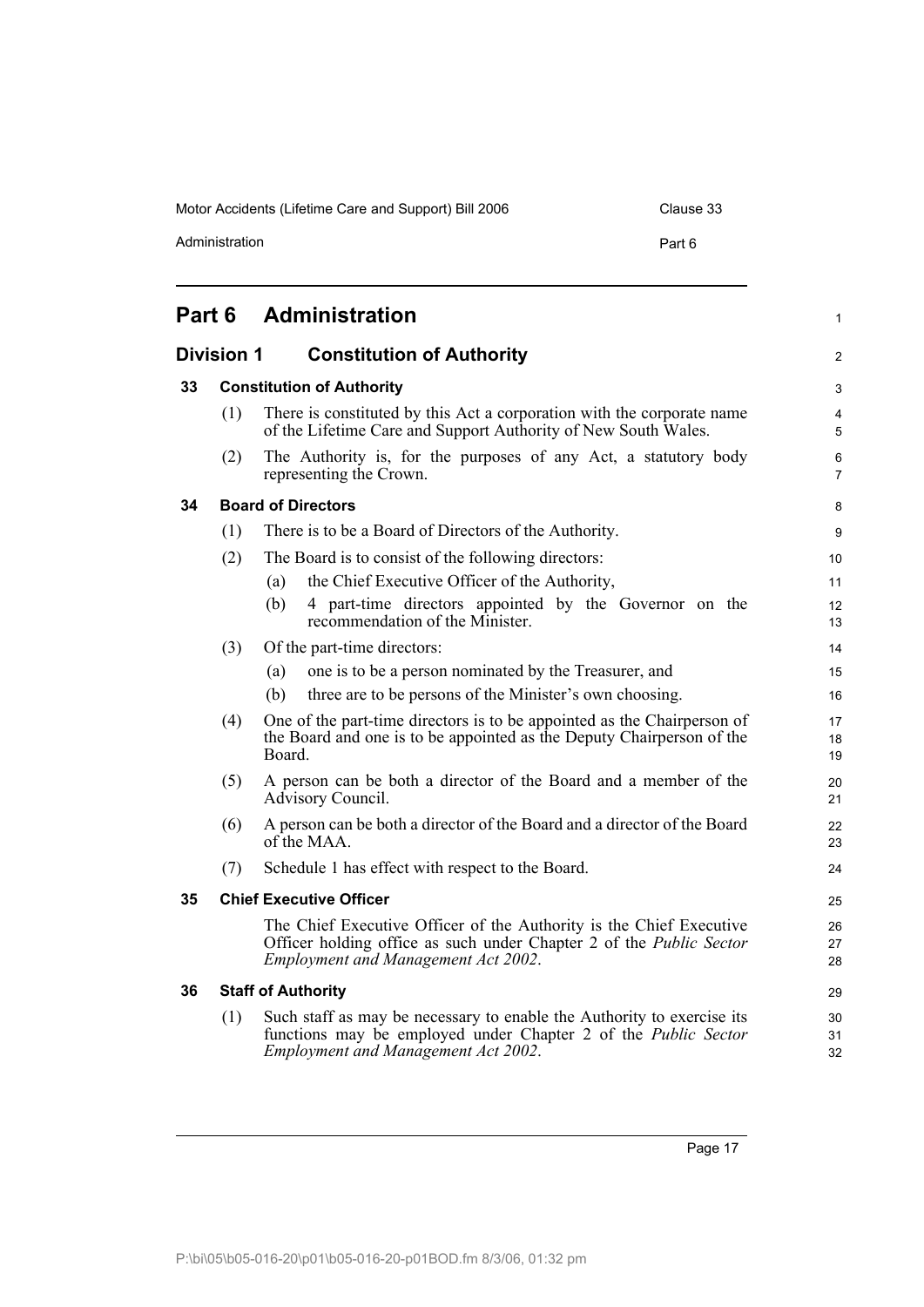# Part 6 Administration

## Division 1 Constitution of Authority

### 33 Constitution of Authority

(1) There is constituted by this Act a corporation with the corporate name of the Lifetime Care and Support Authority of New South Wales.

(2) The Authority is, for the purposes of any Act, a statutory body representing the Crown.

### 34 Board of Directors

(1) There is to be a Board of Directors of the Authority.

(2) The Board is to consist of the following directors:

- (a) the Chief Executive Officer of the Authority,
- (b) 4 part-time directors appointed by the Governor on the recommendation of the Minister.

(3) Of the part-time directors:

- (a) one is to be a person nominated by the Treasurer, and
- (b) three are to be persons of the Minister's own choosing.

(4) One of the part-time directors is to be appointed as the Chairperson of the Board and one is to be appointed as the Deputy Chairperson of the Board.

(5) A person can be both a director of the Board and a member of the Advisory Council.

(6) A person can be both a director of the Board and a director of the Board of the MAA.

(7) Schedule 1 has effect with respect to the Board.

### 35 Chief Executive Officer

The Chief Executive Officer of the Authority is the Chief Executive Officer holding office as such under Chapter 2 of the *Public Sector Employment and Management Act 2002*.

### 36 Staff of Authority

(1) Such staff as may be necessary to enable the Authority to exercise its functions may be employed under Chapter 2 of the *Public Sector Employment and Management Act 2002*.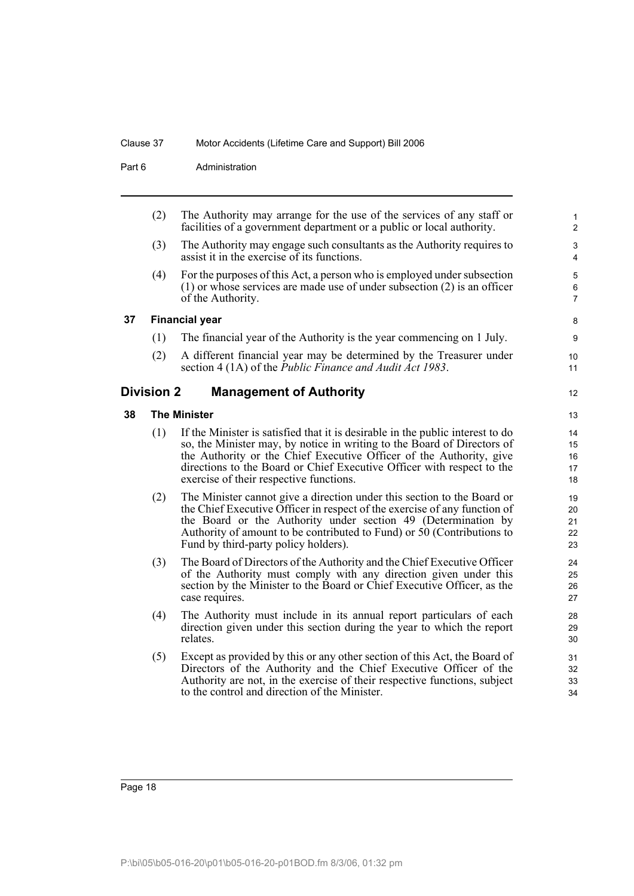(2) The Authority may arrange for the use of the services of any staff or facilities of a government department or a public or local authority.

(3) The Authority may engage such consultants as the Authority requires to assist it in the exercise of its functions.

(4) For the purposes of this Act, a person who is employed under subsection (1) or whose services are made use of under subsection (2) is an officer of the Authority.

### 37 Financial year

(1) The financial year of the Authority is the year commencing on 1 July.

(2) A different financial year may be determined by the Treasurer under section 4 (1A) of the *Public Finance and Audit Act 1983*.

## Division 2 Management of Authority

### 38 The Minister

(1) If the Minister is satisfied that it is desirable in the public interest to do so, the Minister may, by notice in writing to the Board of Directors of the Authority or the Chief Executive Officer of the Authority, give directions to the Board or Chief Executive Officer with respect to the exercise of their respective functions.

(2) The Minister cannot give a direction under this section to the Board or the Chief Executive Officer in respect of the exercise of any function of the Board or the Authority under section 49 (Determination by Authority of amount to be contributed to Fund) or 50 (Contributions to Fund by third-party policy holders).

(3) The Board of Directors of the Authority and the Chief Executive Officer of the Authority must comply with any direction given under this section by the Minister to the Board or Chief Executive Officer, as the case requires.

(4) The Authority must include in its annual report particulars of each direction given under this section during the year to which the report relates.

(5) Except as provided by this or any other section of this Act, the Board of Directors of the Authority and the Chief Executive Officer of the Authority are not, in the exercise of their respective functions, subject to the control and direction of the Minister.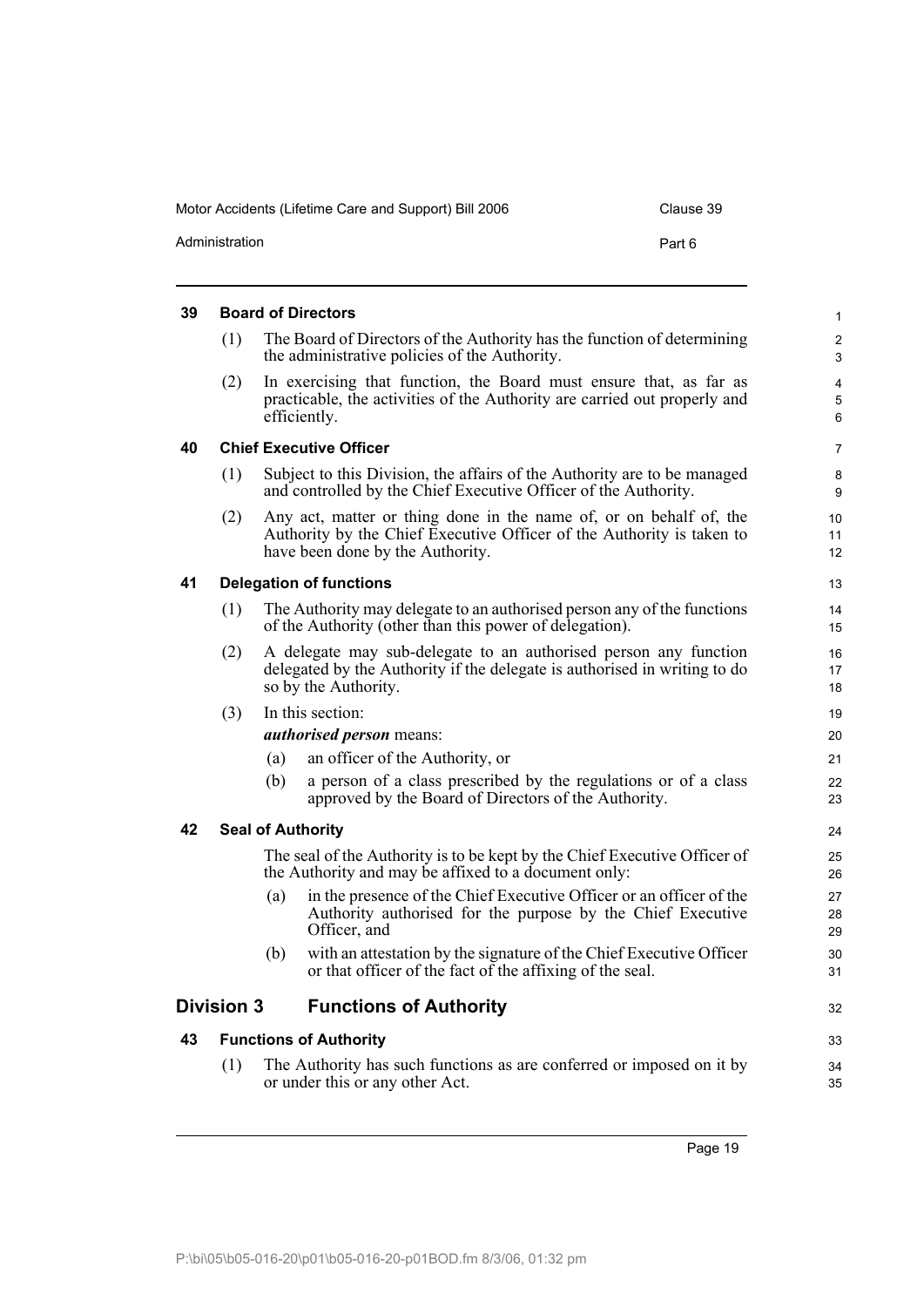### 39 Board of Directors

(1) The Board of Directors of the Authority has the function of determining the administrative policies of the Authority.

(2) In exercising that function, the Board must ensure that, as far as practicable, the activities of the Authority are carried out properly and efficiently.

### 40 Chief Executive Officer

(1) Subject to this Division, the affairs of the Authority are to be managed and controlled by the Chief Executive Officer of the Authority.

(2) Any act, matter or thing done in the name of, or on behalf of, the Authority by the Chief Executive Officer of the Authority is taken to have been done by the Authority.

### 41 Delegation of functions

(1) The Authority may delegate to an authorised person any of the functions of the Authority (other than this power of delegation).

(2) A delegate may sub-delegate to an authorised person any function delegated by the Authority if the delegate is authorised in writing to do so by the Authority.

(3) In this section:

***authorised person*** means:

- (a) an officer of the Authority, or
- (b) a person of a class prescribed by the regulations or of a class approved by the Board of Directors of the Authority.

### 42 Seal of Authority

The seal of the Authority is to be kept by the Chief Executive Officer of the Authority and may be affixed to a document only:

- (a) in the presence of the Chief Executive Officer or an officer of the Authority authorised for the purpose by the Chief Executive Officer, and
- (b) with an attestation by the signature of the Chief Executive Officer or that officer of the fact of the affixing of the seal.

## Division 3 Functions of Authority

### 43 Functions of Authority

(1) The Authority has such functions as are conferred or imposed on it by or under this or any other Act.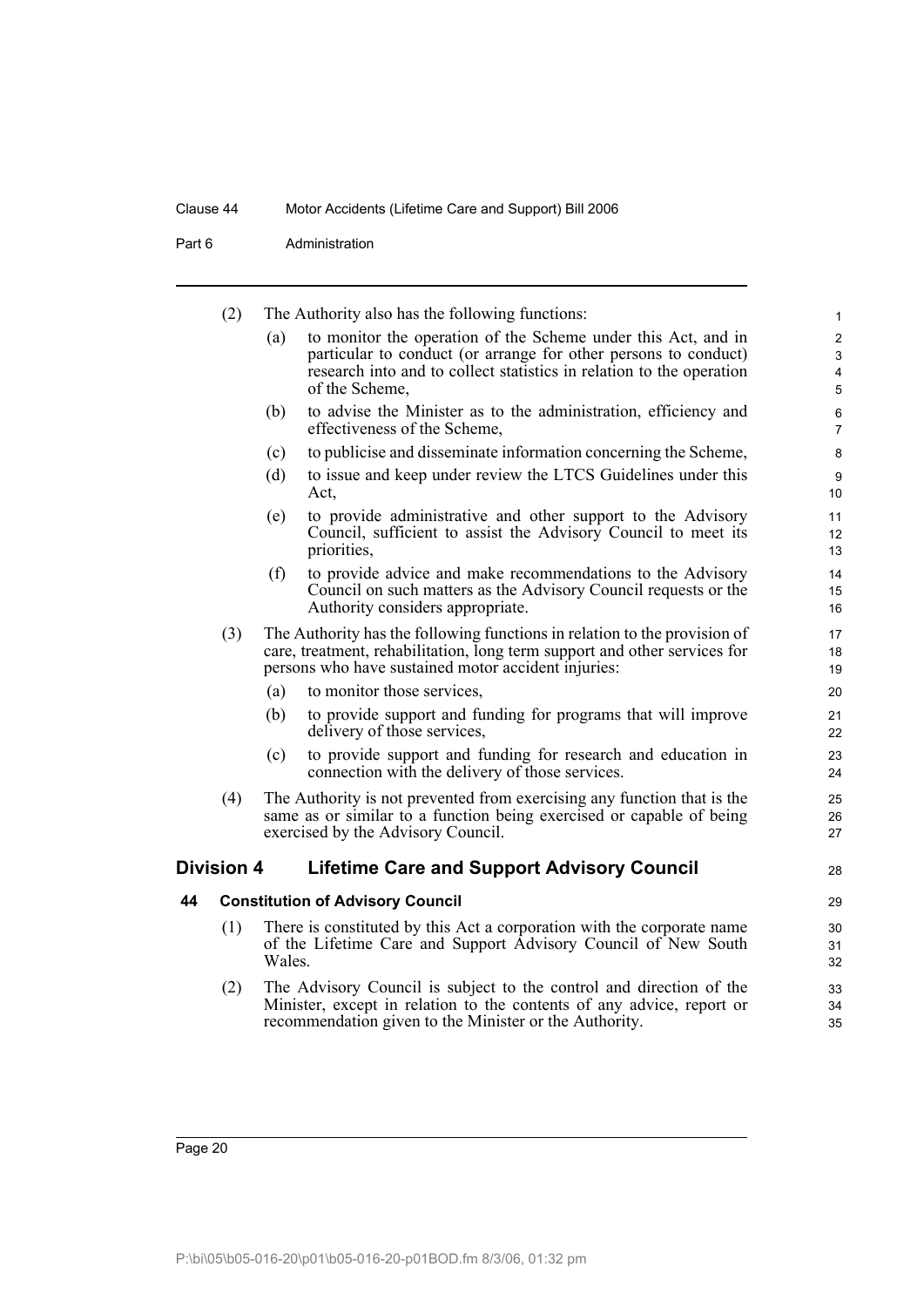(2) The Authority also has the following functions:

(a) to monitor the operation of the Scheme under this Act, and in particular to conduct (or arrange for other persons to conduct) research into and to collect statistics in relation to the operation of the Scheme,

(b) to advise the Minister as to the administration, efficiency and effectiveness of the Scheme,

(c) to publicise and disseminate information concerning the Scheme,

(d) to issue and keep under review the LTCS Guidelines under this Act,

(e) to provide administrative and other support to the Advisory Council, sufficient to assist the Advisory Council to meet its priorities,

(f) to provide advice and make recommendations to the Advisory Council on such matters as the Advisory Council requests or the Authority considers appropriate.

(3) The Authority has the following functions in relation to the provision of care, treatment, rehabilitation, long term support and other services for persons who have sustained motor accident injuries:

(a) to monitor those services,

(b) to provide support and funding for programs that will improve delivery of those services,

(c) to provide support and funding for research and education in connection with the delivery of those services.

(4) The Authority is not prevented from exercising any function that is the same as or similar to a function being exercised or capable of being exercised by the Advisory Council.

## Division 4 Lifetime Care and Support Advisory Council

### 44 Constitution of Advisory Council

(1) There is constituted by this Act a corporation with the corporate name of the Lifetime Care and Support Advisory Council of New South Wales.

(2) The Advisory Council is subject to the control and direction of the Minister, except in relation to the contents of any advice, report or recommendation given to the Minister or the Authority.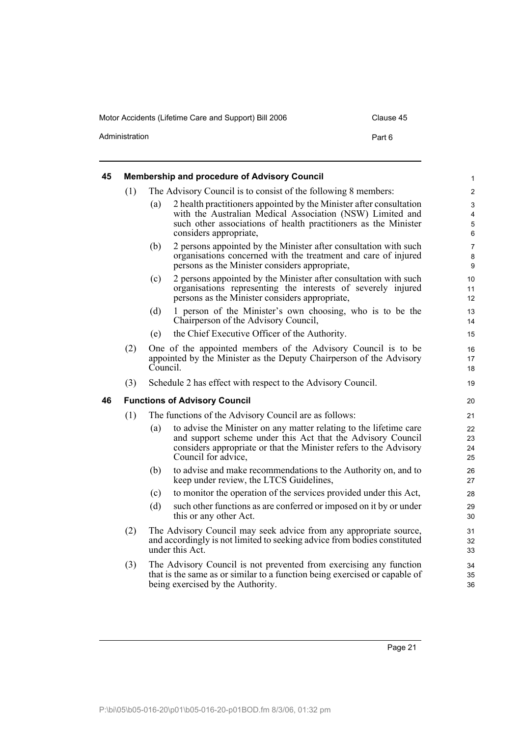## 45 Membership and procedure of Advisory Council

(1) The Advisory Council is to consist of the following 8 members:

- (a) 2 health practitioners appointed by the Minister after consultation with the Australian Medical Association (NSW) Limited and such other associations of health practitioners as the Minister considers appropriate,
- (b) 2 persons appointed by the Minister after consultation with such organisations concerned with the treatment and care of injured persons as the Minister considers appropriate,
- (c) 2 persons appointed by the Minister after consultation with such organisations representing the interests of severely injured persons as the Minister considers appropriate,
- (d) 1 person of the Minister's own choosing, who is to be the Chairperson of the Advisory Council,
- (e) the Chief Executive Officer of the Authority.

(2) One of the appointed members of the Advisory Council is to be appointed by the Minister as the Deputy Chairperson of the Advisory Council.

(3) Schedule 2 has effect with respect to the Advisory Council.

## 46 Functions of Advisory Council

(1) The functions of the Advisory Council are as follows:

- (a) to advise the Minister on any matter relating to the lifetime care and support scheme under this Act that the Advisory Council considers appropriate or that the Minister refers to the Advisory Council for advice,
- (b) to advise and make recommendations to the Authority on, and to keep under review, the LTCS Guidelines,
- (c) to monitor the operation of the services provided under this Act,
- (d) such other functions as are conferred or imposed on it by or under this or any other Act.

(2) The Advisory Council may seek advice from any appropriate source, and accordingly is not limited to seeking advice from bodies constituted under this Act.

(3) The Advisory Council is not prevented from exercising any function that is the same as or similar to a function being exercised or capable of being exercised by the Authority.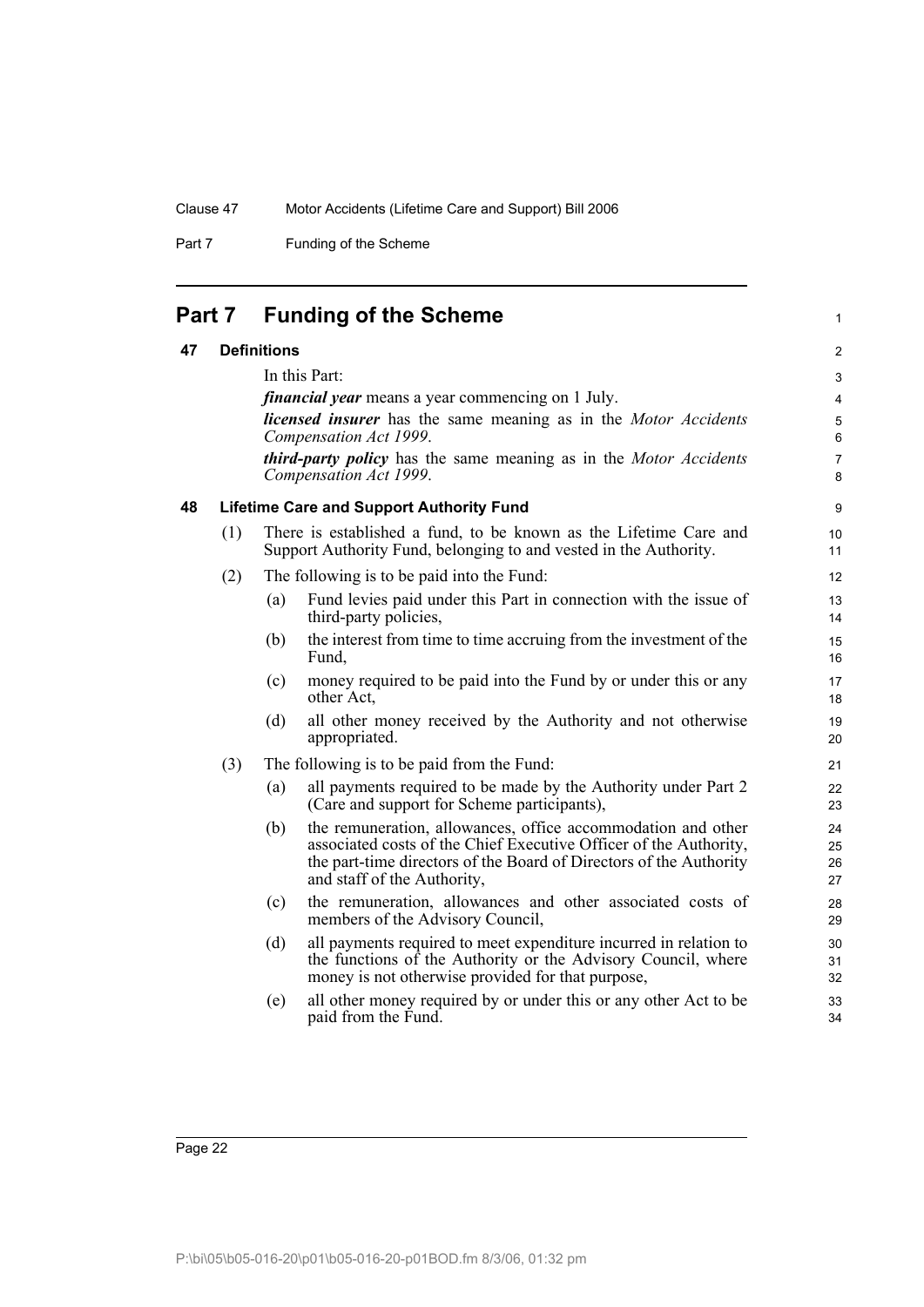# Part 7 Funding of the Scheme

## 47 Definitions

In this Part:

***financial year*** means a year commencing on 1 July.

***licensed insurer*** has the same meaning as in the *Motor Accidents Compensation Act 1999*.

***third-party policy*** has the same meaning as in the *Motor Accidents Compensation Act 1999*.

## 48 Lifetime Care and Support Authority Fund

(1) There is established a fund, to be known as the Lifetime Care and Support Authority Fund, belonging to and vested in the Authority.

(2) The following is to be paid into the Fund:

- (a) Fund levies paid under this Part in connection with the issue of third-party policies,
- (b) the interest from time to time accruing from the investment of the Fund,
- (c) money required to be paid into the Fund by or under this or any other Act,
- (d) all other money received by the Authority and not otherwise appropriated.

(3) The following is to be paid from the Fund:

- (a) all payments required to be made by the Authority under Part 2 (Care and support for Scheme participants),
- (b) the remuneration, allowances, office accommodation and other associated costs of the Chief Executive Officer of the Authority, the part-time directors of the Board of Directors of the Authority and staff of the Authority,
- (c) the remuneration, allowances and other associated costs of members of the Advisory Council,
- (d) all payments required to meet expenditure incurred in relation to the functions of the Authority or the Advisory Council, where money is not otherwise provided for that purpose,
- (e) all other money required by or under this or any other Act to be paid from the Fund.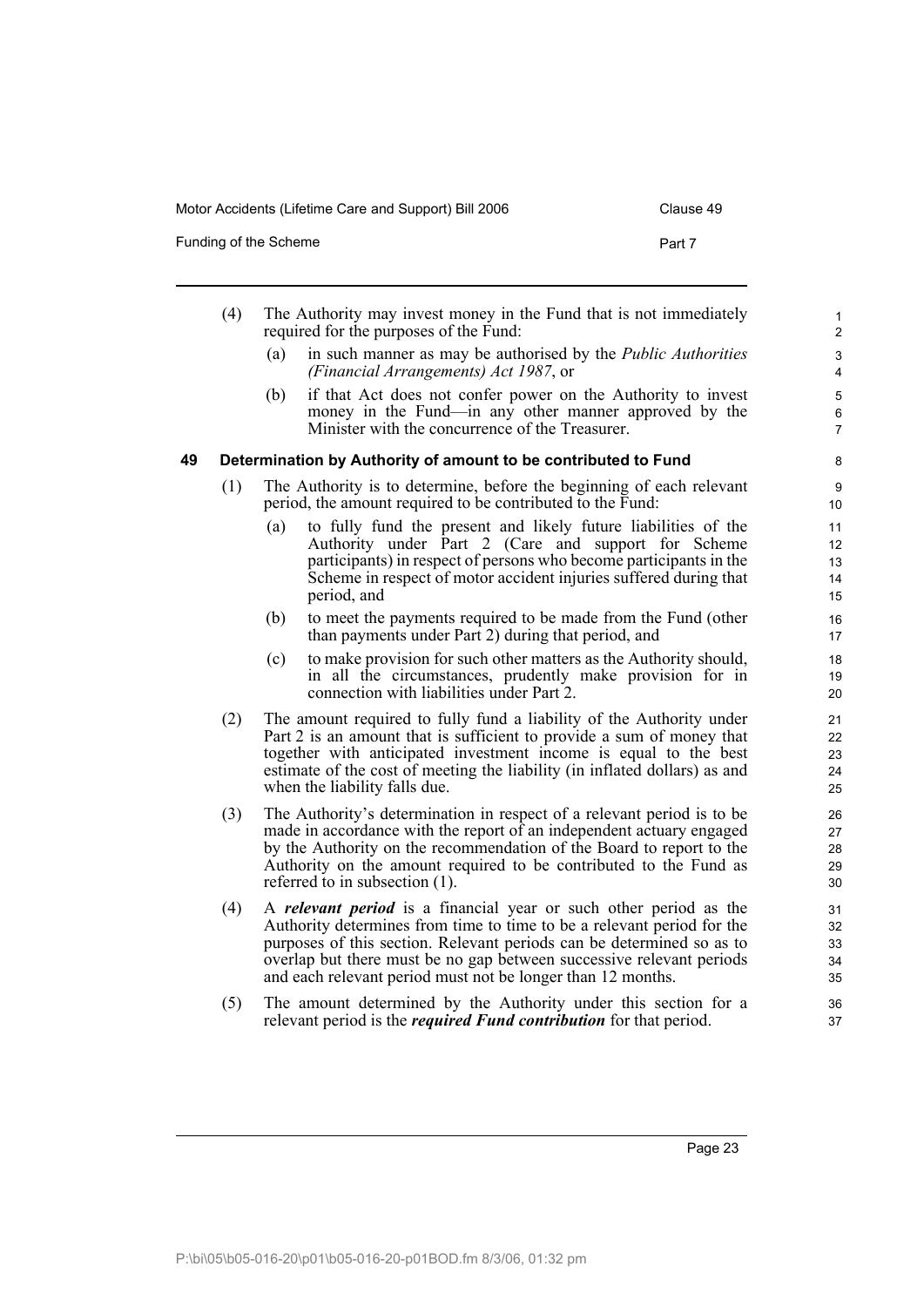(4) The Authority may invest money in the Fund that is not immediately required for the purposes of the Fund:

(a) in such manner as may be authorised by the *Public Authorities (Financial Arrangements) Act 1987*, or

(b) if that Act does not confer power on the Authority to invest money in the Fund—in any other manner approved by the Minister with the concurrence of the Treasurer.

### 49 Determination by Authority of amount to be contributed to Fund

(1) The Authority is to determine, before the beginning of each relevant period, the amount required to be contributed to the Fund:

(a) to fully fund the present and likely future liabilities of the Authority under Part 2 (Care and support for Scheme participants) in respect of persons who become participants in the Scheme in respect of motor accident injuries suffered during that period, and

(b) to meet the payments required to be made from the Fund (other than payments under Part 2) during that period, and

(c) to make provision for such other matters as the Authority should, in all the circumstances, prudently make provision for in connection with liabilities under Part 2.

(2) The amount required to fully fund a liability of the Authority under Part 2 is an amount that is sufficient to provide a sum of money that together with anticipated investment income is equal to the best estimate of the cost of meeting the liability (in inflated dollars) as and when the liability falls due.

(3) The Authority's determination in respect of a relevant period is to be made in accordance with the report of an independent actuary engaged by the Authority on the recommendation of the Board to report to the Authority on the amount required to be contributed to the Fund as referred to in subsection (1).

(4) A ***relevant period*** is a financial year or such other period as the Authority determines from time to time to be a relevant period for the purposes of this section. Relevant periods can be determined so as to overlap but there must be no gap between successive relevant periods and each relevant period must not be longer than 12 months.

(5) The amount determined by the Authority under this section for a relevant period is the ***required Fund contribution*** for that period.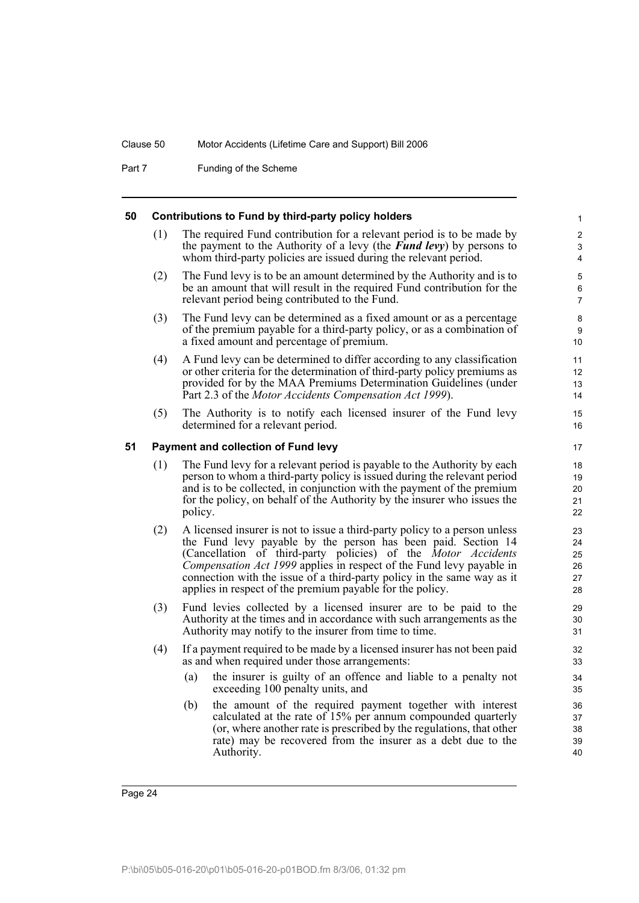## 50 Contributions to Fund by third-party policy holders

(1) The required Fund contribution for a relevant period is to be made by the payment to the Authority of a levy (the ***Fund levy***) by persons to whom third-party policies are issued during the relevant period.

(2) The Fund levy is to be an amount determined by the Authority and is to be an amount that will result in the required Fund contribution for the relevant period being contributed to the Fund.

(3) The Fund levy can be determined as a fixed amount or as a percentage of the premium payable for a third-party policy, or as a combination of a fixed amount and percentage of premium.

(4) A Fund levy can be determined to differ according to any classification or other criteria for the determination of third-party policy premiums as provided for by the MAA Premiums Determination Guidelines (under Part 2.3 of the *Motor Accidents Compensation Act 1999*).

(5) The Authority is to notify each licensed insurer of the Fund levy determined for a relevant period.

## 51 Payment and collection of Fund levy

(1) The Fund levy for a relevant period is payable to the Authority by each person to whom a third-party policy is issued during the relevant period and is to be collected, in conjunction with the payment of the premium for the policy, on behalf of the Authority by the insurer who issues the policy.

(2) A licensed insurer is not to issue a third-party policy to a person unless the Fund levy payable by the person has been paid. Section 14 (Cancellation of third-party policies) of the *Motor Accidents Compensation Act 1999* applies in respect of the Fund levy payable in connection with the issue of a third-party policy in the same way as it applies in respect of the premium payable for the policy.

(3) Fund levies collected by a licensed insurer are to be paid to the Authority at the times and in accordance with such arrangements as the Authority may notify to the insurer from time to time.

(4) If a payment required to be made by a licensed insurer has not been paid as and when required under those arrangements:

- (a) the insurer is guilty of an offence and liable to a penalty not exceeding 100 penalty units, and
- (b) the amount of the required payment together with interest calculated at the rate of 15% per annum compounded quarterly (or, where another rate is prescribed by the regulations, that other rate) may be recovered from the insurer as a debt due to the Authority.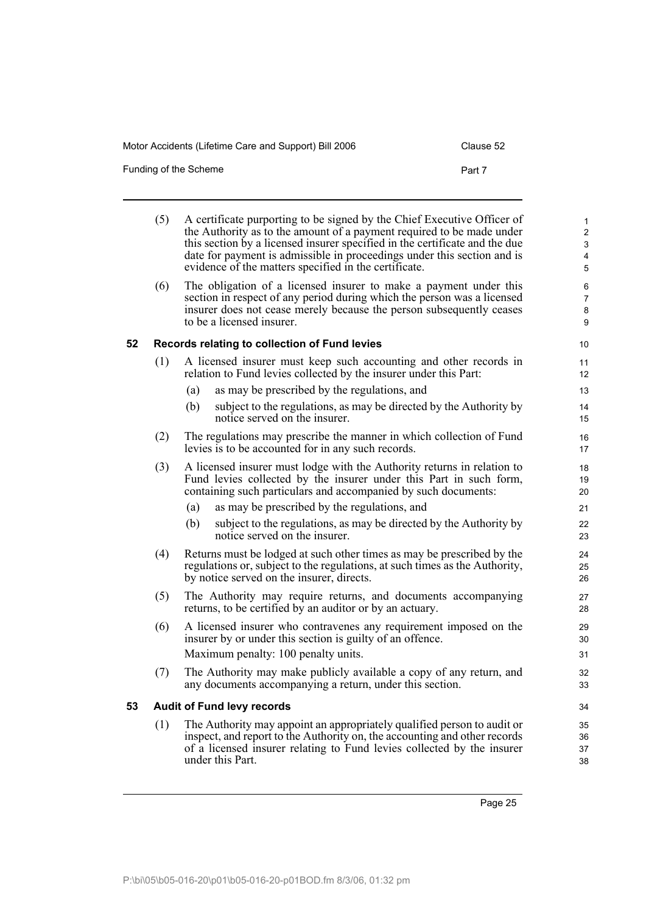(5) A certificate purporting to be signed by the Chief Executive Officer of the Authority as to the amount of a payment required to be made under this section by a licensed insurer specified in the certificate and the due date for payment is admissible in proceedings under this section and is evidence of the matters specified in the certificate.

(6) The obligation of a licensed insurer to make a payment under this section in respect of any period during which the person was a licensed insurer does not cease merely because the person subsequently ceases to be a licensed insurer.

### 52 Records relating to collection of Fund levies

(1) A licensed insurer must keep such accounting and other records in relation to Fund levies collected by the insurer under this Part:

- (a) as may be prescribed by the regulations, and
- (b) subject to the regulations, as may be directed by the Authority by notice served on the insurer.

(2) The regulations may prescribe the manner in which collection of Fund levies is to be accounted for in any such records.

(3) A licensed insurer must lodge with the Authority returns in relation to Fund levies collected by the insurer under this Part in such form, containing such particulars and accompanied by such documents:

- (a) as may be prescribed by the regulations, and
- (b) subject to the regulations, as may be directed by the Authority by notice served on the insurer.

(4) Returns must be lodged at such other times as may be prescribed by the regulations or, subject to the regulations, at such times as the Authority, by notice served on the insurer, directs.

(5) The Authority may require returns, and documents accompanying returns, to be certified by an auditor or by an actuary.

(6) A licensed insurer who contravenes any requirement imposed on the insurer by or under this section is guilty of an offence.

Maximum penalty: 100 penalty units.

(7) The Authority may make publicly available a copy of any return, and any documents accompanying a return, under this section.

### 53 Audit of Fund levy records

(1) The Authority may appoint an appropriately qualified person to audit or inspect, and report to the Authority on, the accounting and other records of a licensed insurer relating to Fund levies collected by the insurer under this Part.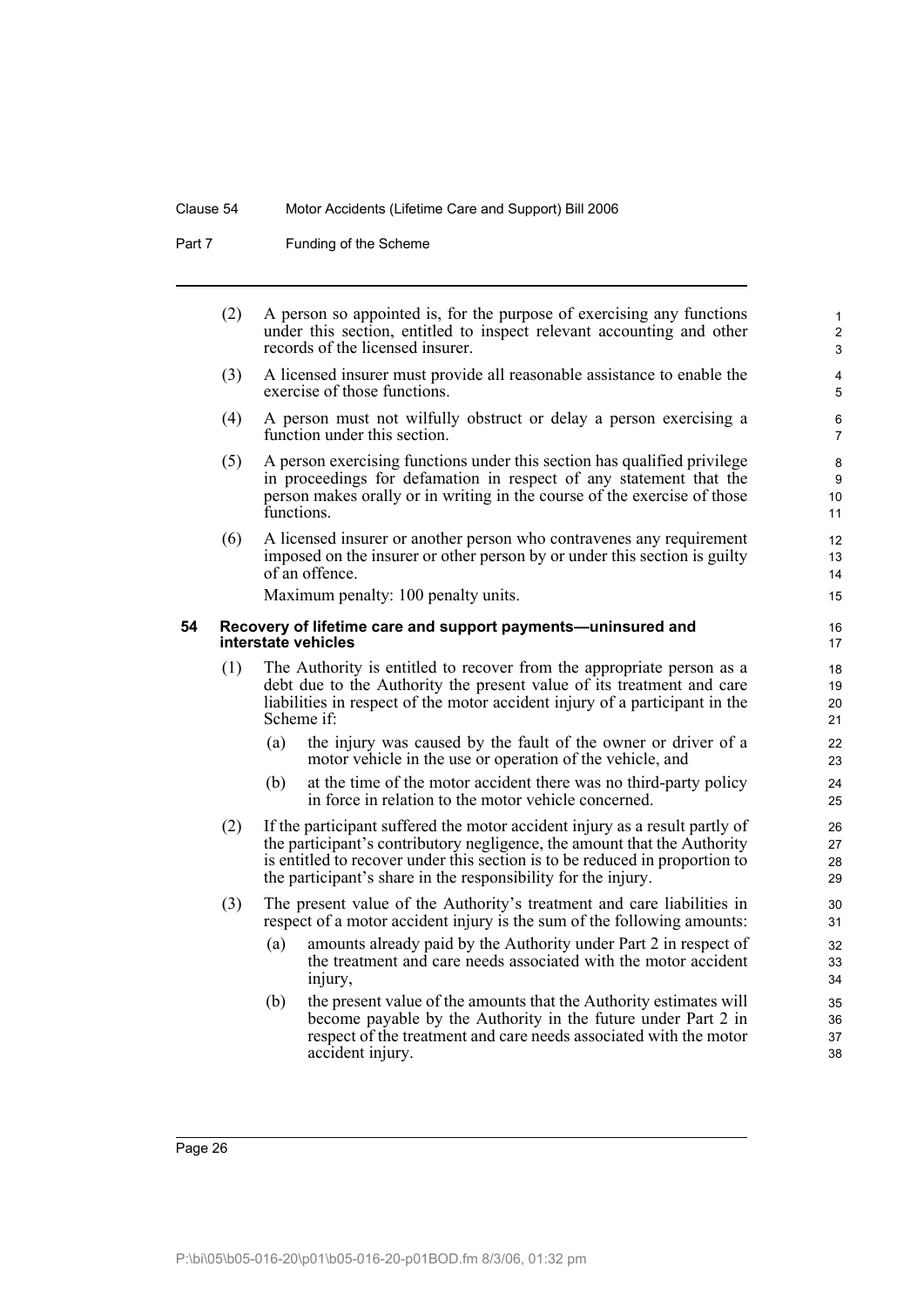(2) A person so appointed is, for the purpose of exercising any functions under this section, entitled to inspect relevant accounting and other records of the licensed insurer.

(3) A licensed insurer must provide all reasonable assistance to enable the exercise of those functions.

(4) A person must not wilfully obstruct or delay a person exercising a function under this section.

(5) A person exercising functions under this section has qualified privilege in proceedings for defamation in respect of any statement that the person makes orally or in writing in the course of the exercise of those functions.

(6) A licensed insurer or another person who contravenes any requirement imposed on the insurer or other person by or under this section is guilty of an offence.

Maximum penalty: 100 penalty units.

### 54 Recovery of lifetime care and support payments—uninsured and interstate vehicles

(1) The Authority is entitled to recover from the appropriate person as a debt due to the Authority the present value of its treatment and care liabilities in respect of the motor accident injury of a participant in the Scheme if:

- (a) the injury was caused by the fault of the owner or driver of a motor vehicle in the use or operation of the vehicle, and
- (b) at the time of the motor accident there was no third-party policy in force in relation to the motor vehicle concerned.

(2) If the participant suffered the motor accident injury as a result partly of the participant's contributory negligence, the amount that the Authority is entitled to recover under this section is to be reduced in proportion to the participant's share in the responsibility for the injury.

(3) The present value of the Authority's treatment and care liabilities in respect of a motor accident injury is the sum of the following amounts:

- (a) amounts already paid by the Authority under Part 2 in respect of the treatment and care needs associated with the motor accident injury,
- (b) the present value of the amounts that the Authority estimates will become payable by the Authority in the future under Part 2 in respect of the treatment and care needs associated with the motor accident injury.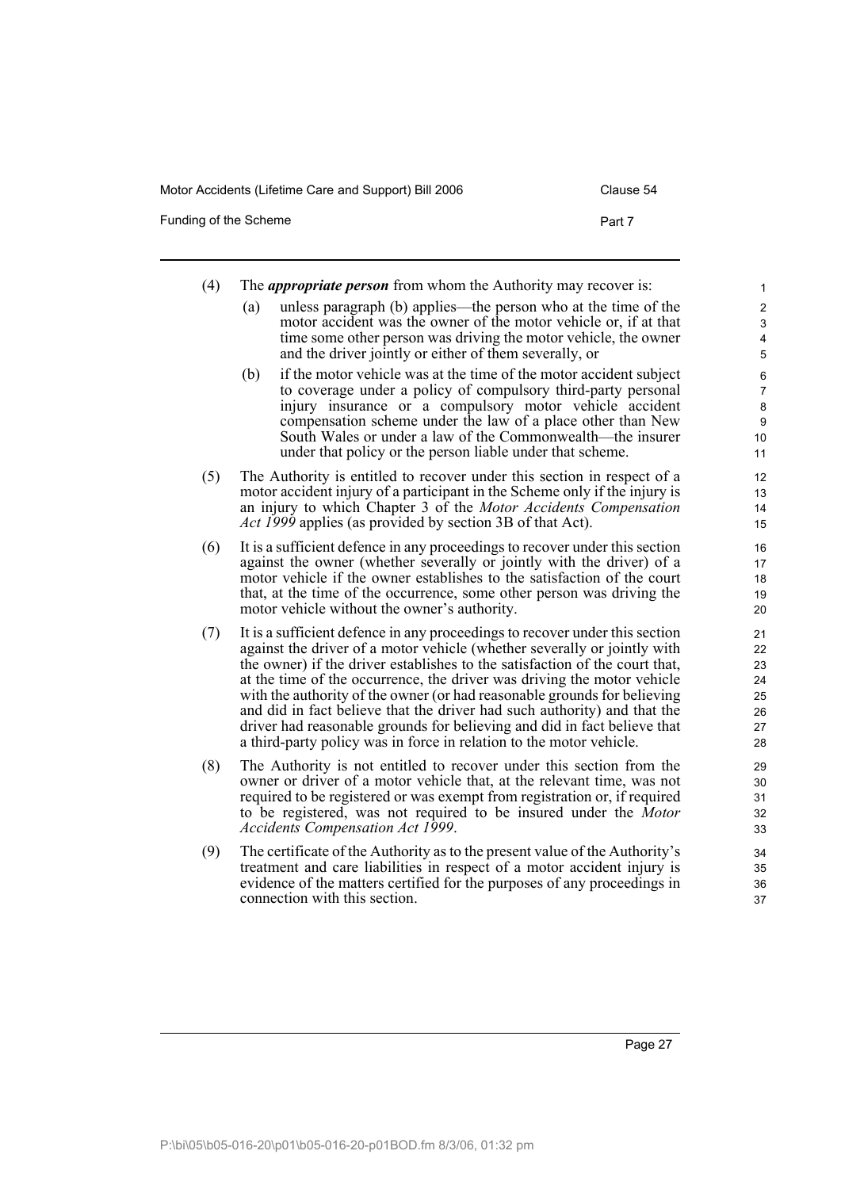(4) The ***appropriate person*** from whom the Authority may recover is:

   (a) unless paragraph (b) applies—the person who at the time of the motor accident was the owner of the motor vehicle or, if at that time some other person was driving the motor vehicle, the owner and the driver jointly or either of them severally, or

   (b) if the motor vehicle was at the time of the motor accident subject to coverage under a policy of compulsory third-party personal injury insurance or a compulsory motor vehicle accident compensation scheme under the law of a place other than New South Wales or under a law of the Commonwealth—the insurer under that policy or the person liable under that scheme.

(5) The Authority is entitled to recover under this section in respect of a motor accident injury of a participant in the Scheme only if the injury is an injury to which Chapter 3 of the *Motor Accidents Compensation Act 1999* applies (as provided by section 3B of that Act).

(6) It is a sufficient defence in any proceedings to recover under this section against the owner (whether severally or jointly with the driver) of a motor vehicle if the owner establishes to the satisfaction of the court that, at the time of the occurrence, some other person was driving the motor vehicle without the owner's authority.

(7) It is a sufficient defence in any proceedings to recover under this section against the driver of a motor vehicle (whether severally or jointly with the owner) if the driver establishes to the satisfaction of the court that, at the time of the occurrence, the driver was driving the motor vehicle with the authority of the owner (or had reasonable grounds for believing and did in fact believe that the driver had such authority) and that the driver had reasonable grounds for believing and did in fact believe that a third-party policy was in force in relation to the motor vehicle.

(8) The Authority is not entitled to recover under this section from the owner or driver of a motor vehicle that, at the relevant time, was not required to be registered or was exempt from registration or, if required to be registered, was not required to be insured under the *Motor Accidents Compensation Act 1999*.

(9) The certificate of the Authority as to the present value of the Authority's treatment and care liabilities in respect of a motor accident injury is evidence of the matters certified for the purposes of any proceedings in connection with this section.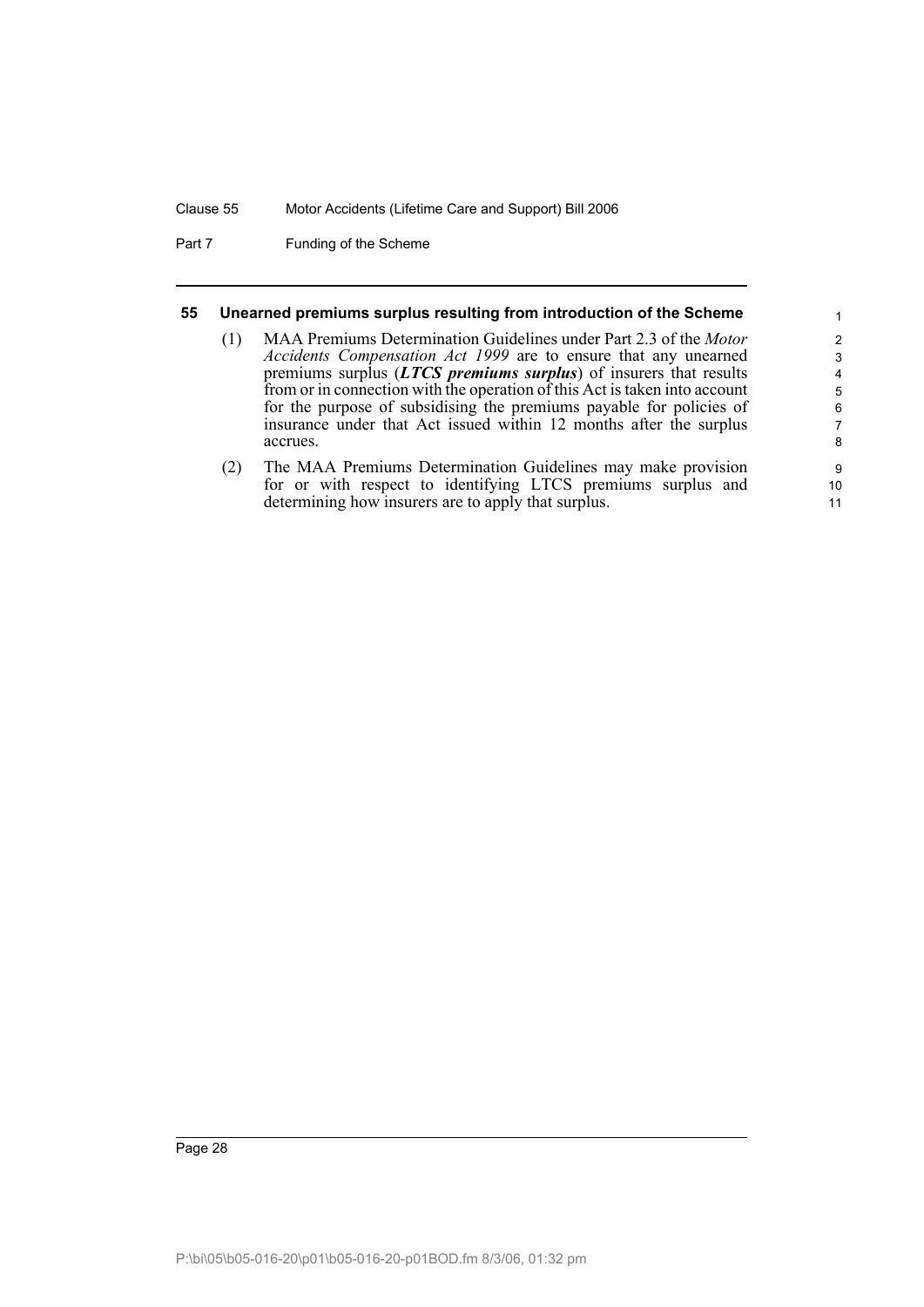## 55 Unearned premiums surplus resulting from introduction of the Scheme

(1) MAA Premiums Determination Guidelines under Part 2.3 of the *Motor Accidents Compensation Act 1999* are to ensure that any unearned premiums surplus (***LTCS premiums surplus***) of insurers that results from or in connection with the operation of this Act is taken into account for the purpose of subsidising the premiums payable for policies of insurance under that Act issued within 12 months after the surplus accrues.

(2) The MAA Premiums Determination Guidelines may make provision for or with respect to identifying LTCS premiums surplus and determining how insurers are to apply that surplus.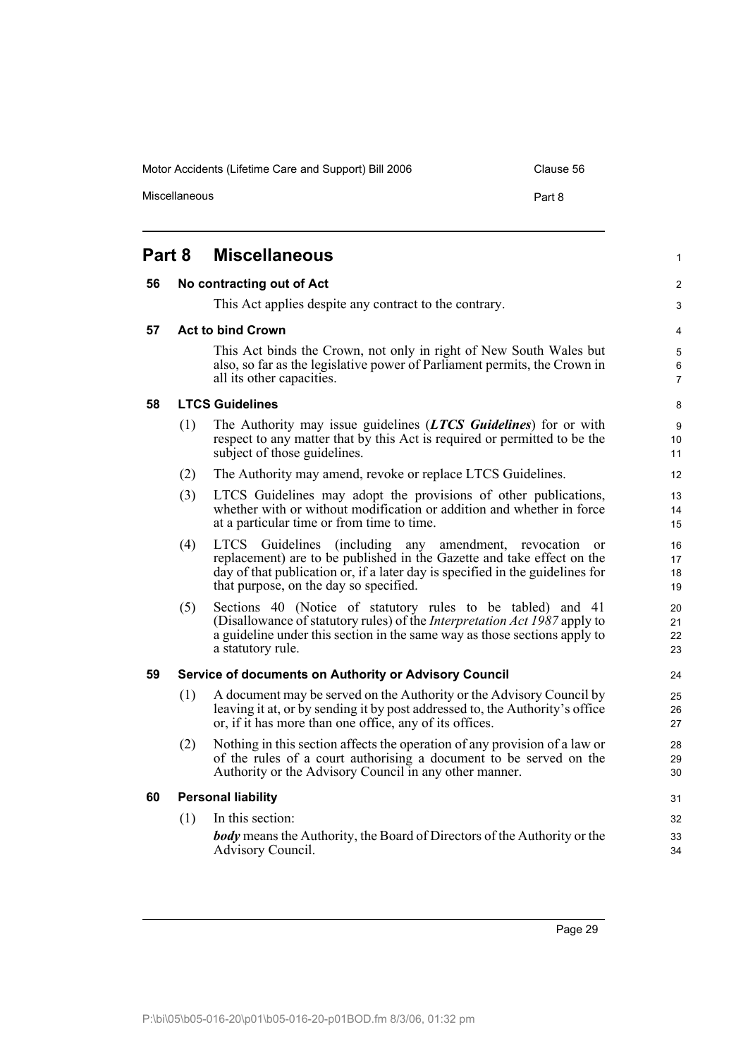## Part 8 Miscellaneous

### 56 No contracting out of Act

This Act applies despite any contract to the contrary.

### 57 Act to bind Crown

This Act binds the Crown, not only in right of New South Wales but also, so far as the legislative power of Parliament permits, the Crown in all its other capacities.

### 58 LTCS Guidelines

(1) The Authority may issue guidelines (***LTCS Guidelines***) for or with respect to any matter that by this Act is required or permitted to be the subject of those guidelines.

(2) The Authority may amend, revoke or replace LTCS Guidelines.

(3) LTCS Guidelines may adopt the provisions of other publications, whether with or without modification or addition and whether in force at a particular time or from time to time.

(4) LTCS Guidelines (including any amendment, revocation or replacement) are to be published in the Gazette and take effect on the day of that publication or, if a later day is specified in the guidelines for that purpose, on the day so specified.

(5) Sections 40 (Notice of statutory rules to be tabled) and 41 (Disallowance of statutory rules) of the *Interpretation Act 1987* apply to a guideline under this section in the same way as those sections apply to a statutory rule.

### 59 Service of documents on Authority or Advisory Council

(1) A document may be served on the Authority or the Advisory Council by leaving it at, or by sending it by post addressed to, the Authority's office or, if it has more than one office, any of its offices.

(2) Nothing in this section affects the operation of any provision of a law or of the rules of a court authorising a document to be served on the Authority or the Advisory Council in any other manner.

### 60 Personal liability

(1) In this section:

***body*** means the Authority, the Board of Directors of the Authority or the Advisory Council.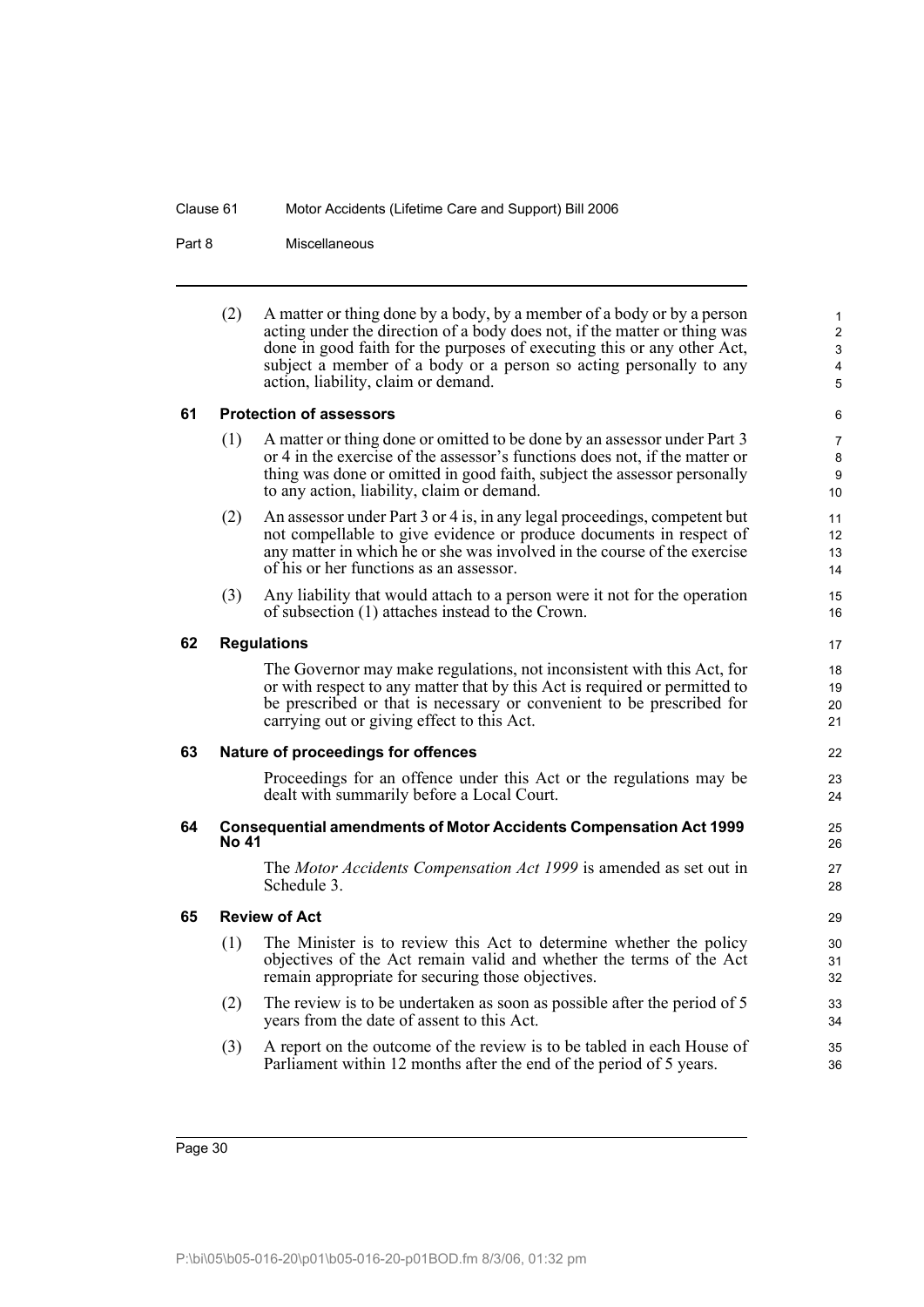(2) A matter or thing done by a body, by a member of a body or by a person acting under the direction of a body does not, if the matter or thing was done in good faith for the purposes of executing this or any other Act, subject a member of a body or a person so acting personally to any action, liability, claim or demand.

## 61 Protection of assessors

(1) A matter or thing done or omitted to be done by an assessor under Part 3 or 4 in the exercise of the assessor's functions does not, if the matter or thing was done or omitted in good faith, subject the assessor personally to any action, liability, claim or demand.

(2) An assessor under Part 3 or 4 is, in any legal proceedings, competent but not compellable to give evidence or produce documents in respect of any matter in which he or she was involved in the course of the exercise of his or her functions as an assessor.

(3) Any liability that would attach to a person were it not for the operation of subsection (1) attaches instead to the Crown.

## 62 Regulations

The Governor may make regulations, not inconsistent with this Act, for or with respect to any matter that by this Act is required or permitted to be prescribed or that is necessary or convenient to be prescribed for carrying out or giving effect to this Act.

## 63 Nature of proceedings for offences

Proceedings for an offence under this Act or the regulations may be dealt with summarily before a Local Court.

## 64 Consequential amendments of Motor Accidents Compensation Act 1999 No 41

The *Motor Accidents Compensation Act 1999* is amended as set out in Schedule 3.

## 65 Review of Act

(1) The Minister is to review this Act to determine whether the policy objectives of the Act remain valid and whether the terms of the Act remain appropriate for securing those objectives.

(2) The review is to be undertaken as soon as possible after the period of 5 years from the date of assent to this Act.

(3) A report on the outcome of the review is to be tabled in each House of Parliament within 12 months after the end of the period of 5 years.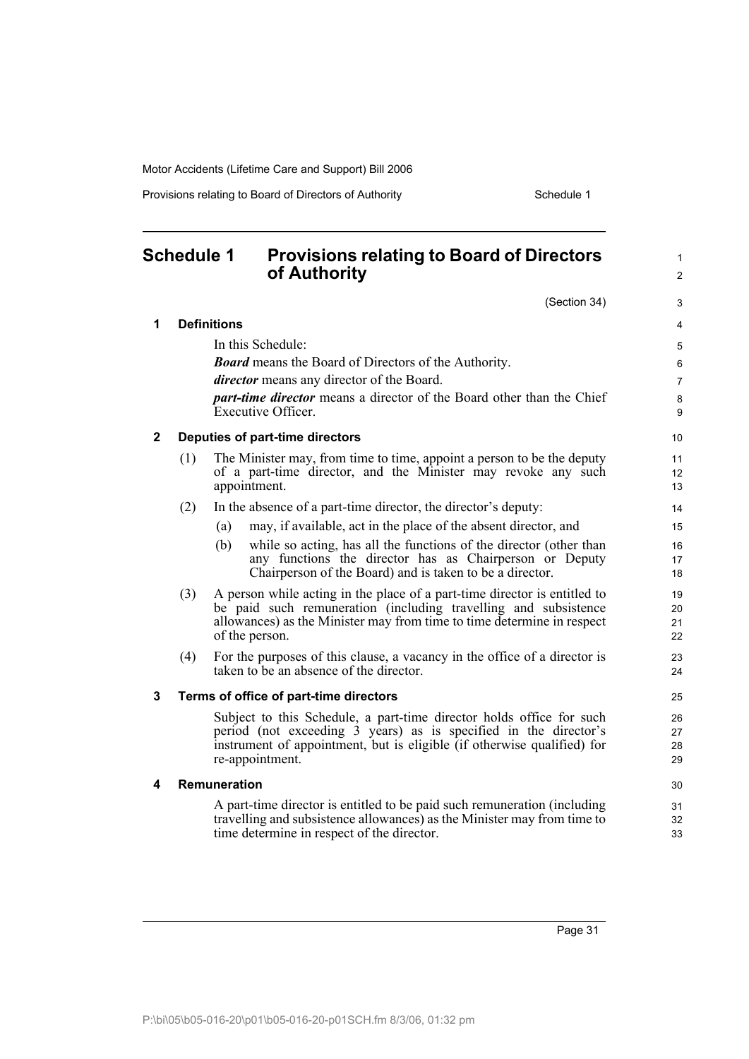# Schedule 1 Provisions relating to Board of Directors of Authority

(Section 34)

## 1 Definitions

In this Schedule:

***Board*** means the Board of Directors of the Authority.

***director*** means any director of the Board.

***part-time director*** means a director of the Board other than the Chief Executive Officer.

## 2 Deputies of part-time directors

(1) The Minister may, from time to time, appoint a person to be the deputy of a part-time director, and the Minister may revoke any such appointment.

(2) In the absence of a part-time director, the director's deputy:

- (a) may, if available, act in the place of the absent director, and
- (b) while so acting, has all the functions of the director (other than any functions the director has as Chairperson or Deputy Chairperson of the Board) and is taken to be a director.

(3) A person while acting in the place of a part-time director is entitled to be paid such remuneration (including travelling and subsistence allowances) as the Minister may from time to time determine in respect of the person.

(4) For the purposes of this clause, a vacancy in the office of a director is taken to be an absence of the director.

## 3 Terms of office of part-time directors

Subject to this Schedule, a part-time director holds office for such period (not exceeding 3 years) as is specified in the director's instrument of appointment, but is eligible (if otherwise qualified) for re-appointment.

## 4 Remuneration

A part-time director is entitled to be paid such remuneration (including travelling and subsistence allowances) as the Minister may from time to time determine in respect of the director.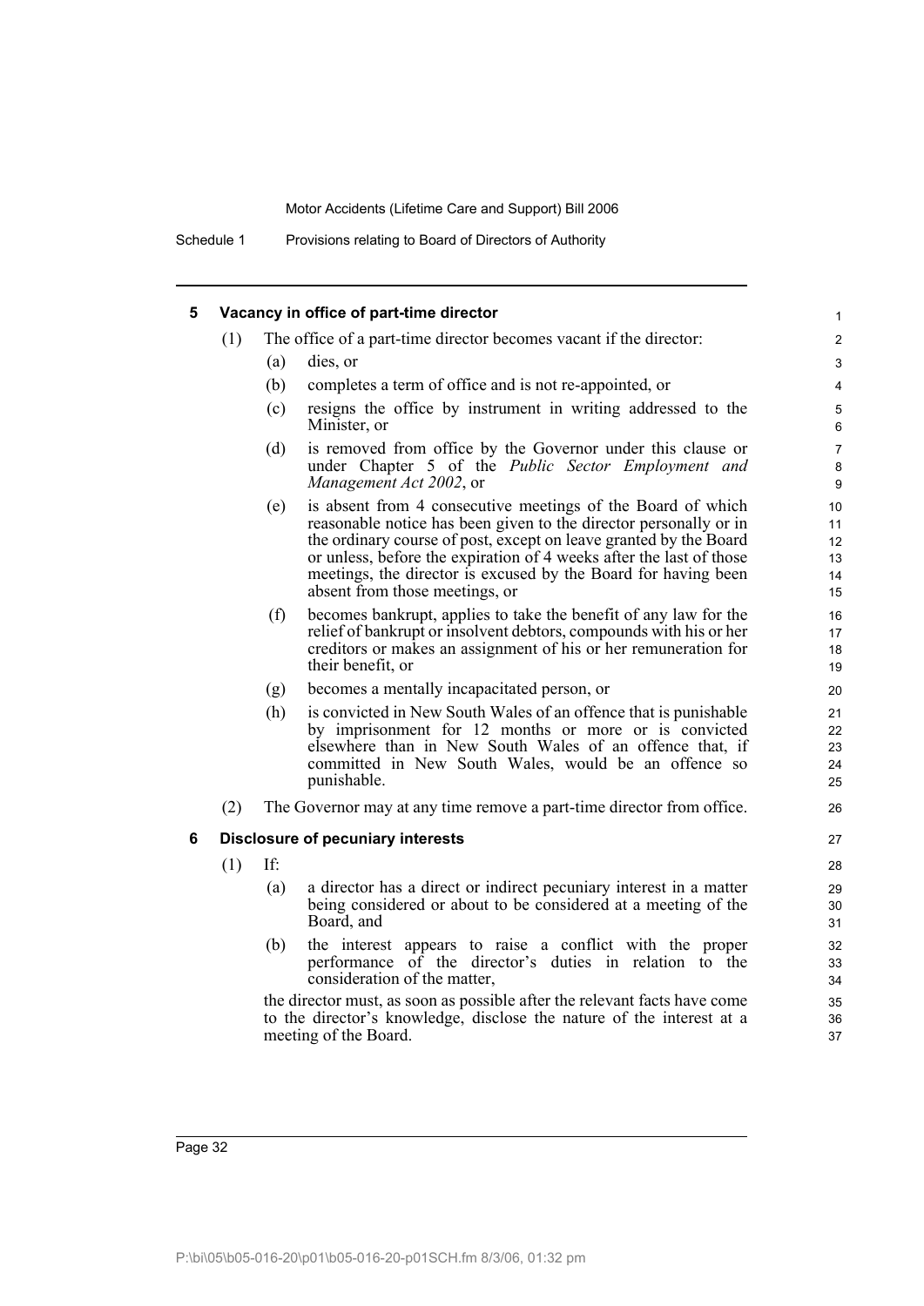## 5 Vacancy in office of part-time director

(1) The office of a part-time director becomes vacant if the director:

- (a) dies, or
- (b) completes a term of office and is not re-appointed, or
- (c) resigns the office by instrument in writing addressed to the Minister, or
- (d) is removed from office by the Governor under this clause or under Chapter 5 of the *Public Sector Employment and Management Act 2002*, or
- (e) is absent from 4 consecutive meetings of the Board of which reasonable notice has been given to the director personally or in the ordinary course of post, except on leave granted by the Board or unless, before the expiration of 4 weeks after the last of those meetings, the director is excused by the Board for having been absent from those meetings, or
- (f) becomes bankrupt, applies to take the benefit of any law for the relief of bankrupt or insolvent debtors, compounds with his or her creditors or makes an assignment of his or her remuneration for their benefit, or
- (g) becomes a mentally incapacitated person, or
- (h) is convicted in New South Wales of an offence that is punishable by imprisonment for 12 months or more or is convicted elsewhere than in New South Wales of an offence that, if committed in New South Wales, would be an offence so punishable.

(2) The Governor may at any time remove a part-time director from office.

## 6 Disclosure of pecuniary interests

(1) If:

- (a) a director has a direct or indirect pecuniary interest in a matter being considered or about to be considered at a meeting of the Board, and
- (b) the interest appears to raise a conflict with the proper performance of the director's duties in relation to the consideration of the matter,

the director must, as soon as possible after the relevant facts have come to the director's knowledge, disclose the nature of the interest at a meeting of the Board.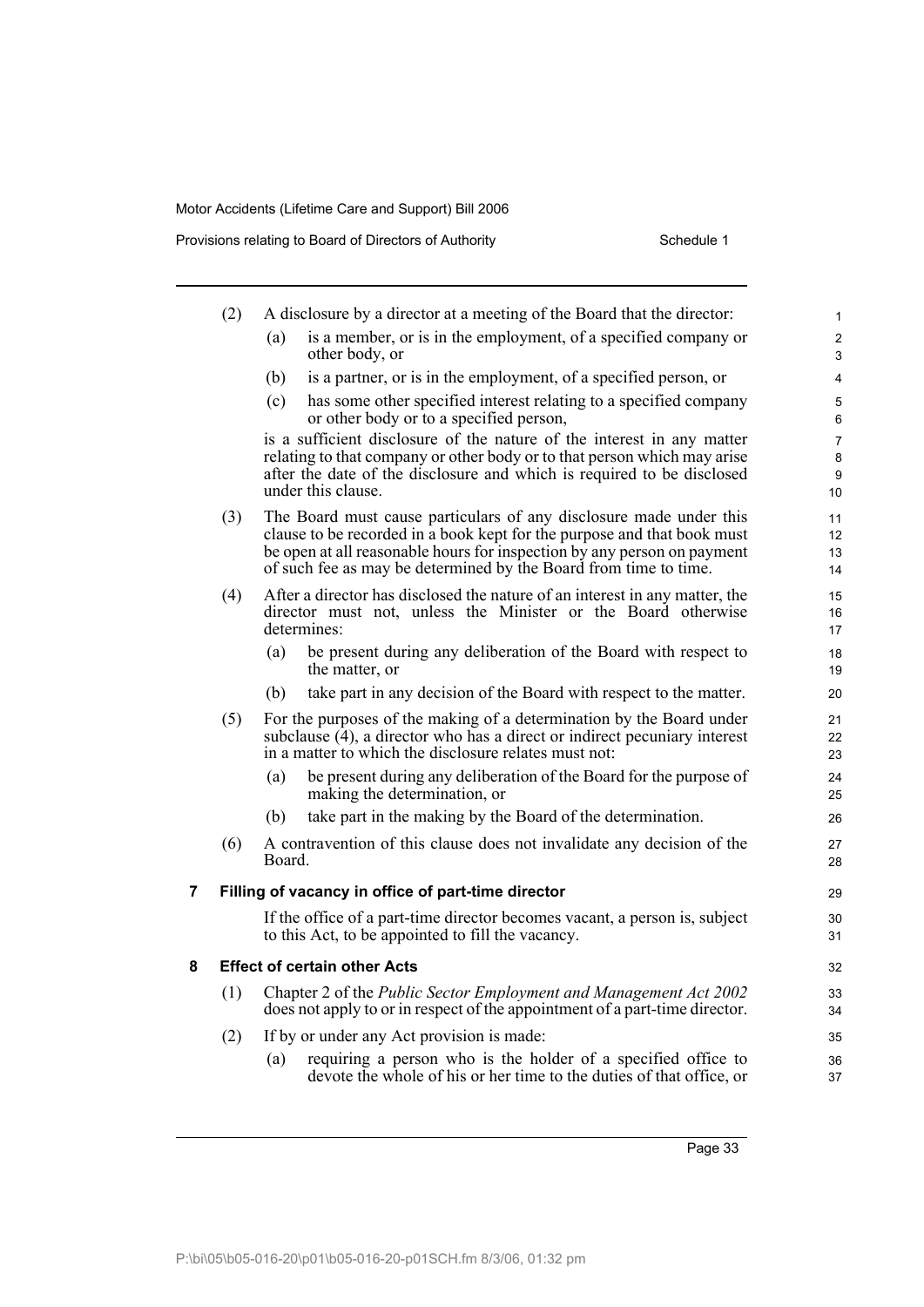(2) A disclosure by a director at a meeting of the Board that the director:

(a) is a member, or is in the employment, of a specified company or other body, or

(b) is a partner, or is in the employment, of a specified person, or

(c) has some other specified interest relating to a specified company or other body or to a specified person,

is a sufficient disclosure of the nature of the interest in any matter relating to that company or other body or to that person which may arise after the date of the disclosure and which is required to be disclosed under this clause.

(3) The Board must cause particulars of any disclosure made under this clause to be recorded in a book kept for the purpose and that book must be open at all reasonable hours for inspection by any person on payment of such fee as may be determined by the Board from time to time.

(4) After a director has disclosed the nature of an interest in any matter, the director must not, unless the Minister or the Board otherwise determines:

(a) be present during any deliberation of the Board with respect to the matter, or

(b) take part in any decision of the Board with respect to the matter.

(5) For the purposes of the making of a determination by the Board under subclause (4), a director who has a direct or indirect pecuniary interest in a matter to which the disclosure relates must not:

(a) be present during any deliberation of the Board for the purpose of making the determination, or

(b) take part in the making by the Board of the determination.

(6) A contravention of this clause does not invalidate any decision of the Board.

**7 Filling of vacancy in office of part-time director**

If the office of a part-time director becomes vacant, a person is, subject to this Act, to be appointed to fill the vacancy.

**8 Effect of certain other Acts**

(1) Chapter 2 of the *Public Sector Employment and Management Act 2002* does not apply to or in respect of the appointment of a part-time director.

(2) If by or under any Act provision is made:

(a) requiring a person who is the holder of a specified office to devote the whole of his or her time to the duties of that office, or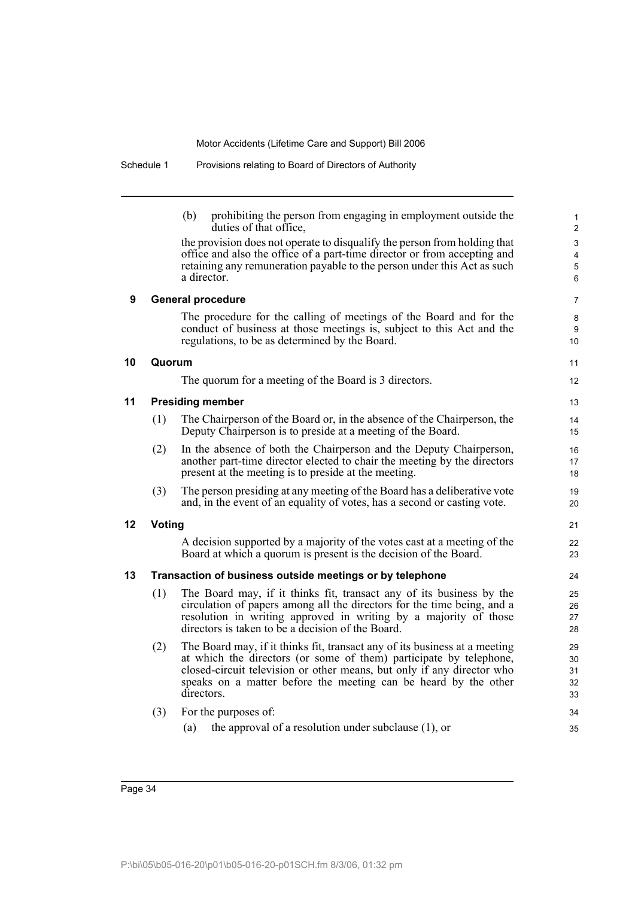(b) prohibiting the person from engaging in employment outside the duties of that office,

the provision does not operate to disqualify the person from holding that office and also the office of a part-time director or from accepting and retaining any remuneration payable to the person under this Act as such a director.

## 9 General procedure

The procedure for the calling of meetings of the Board and for the conduct of business at those meetings is, subject to this Act and the regulations, to be as determined by the Board.

## 10 Quorum

The quorum for a meeting of the Board is 3 directors.

## 11 Presiding member

(1) The Chairperson of the Board or, in the absence of the Chairperson, the Deputy Chairperson is to preside at a meeting of the Board.

(2) In the absence of both the Chairperson and the Deputy Chairperson, another part-time director elected to chair the meeting by the directors present at the meeting is to preside at the meeting.

(3) The person presiding at any meeting of the Board has a deliberative vote and, in the event of an equality of votes, has a second or casting vote.

## 12 Voting

A decision supported by a majority of the votes cast at a meeting of the Board at which a quorum is present is the decision of the Board.

## 13 Transaction of business outside meetings or by telephone

(1) The Board may, if it thinks fit, transact any of its business by the circulation of papers among all the directors for the time being, and a resolution in writing approved in writing by a majority of those directors is taken to be a decision of the Board.

(2) The Board may, if it thinks fit, transact any of its business at a meeting at which the directors (or some of them) participate by telephone, closed-circuit television or other means, but only if any director who speaks on a matter before the meeting can be heard by the other directors.

(3) For the purposes of:

(a) the approval of a resolution under subclause (1), or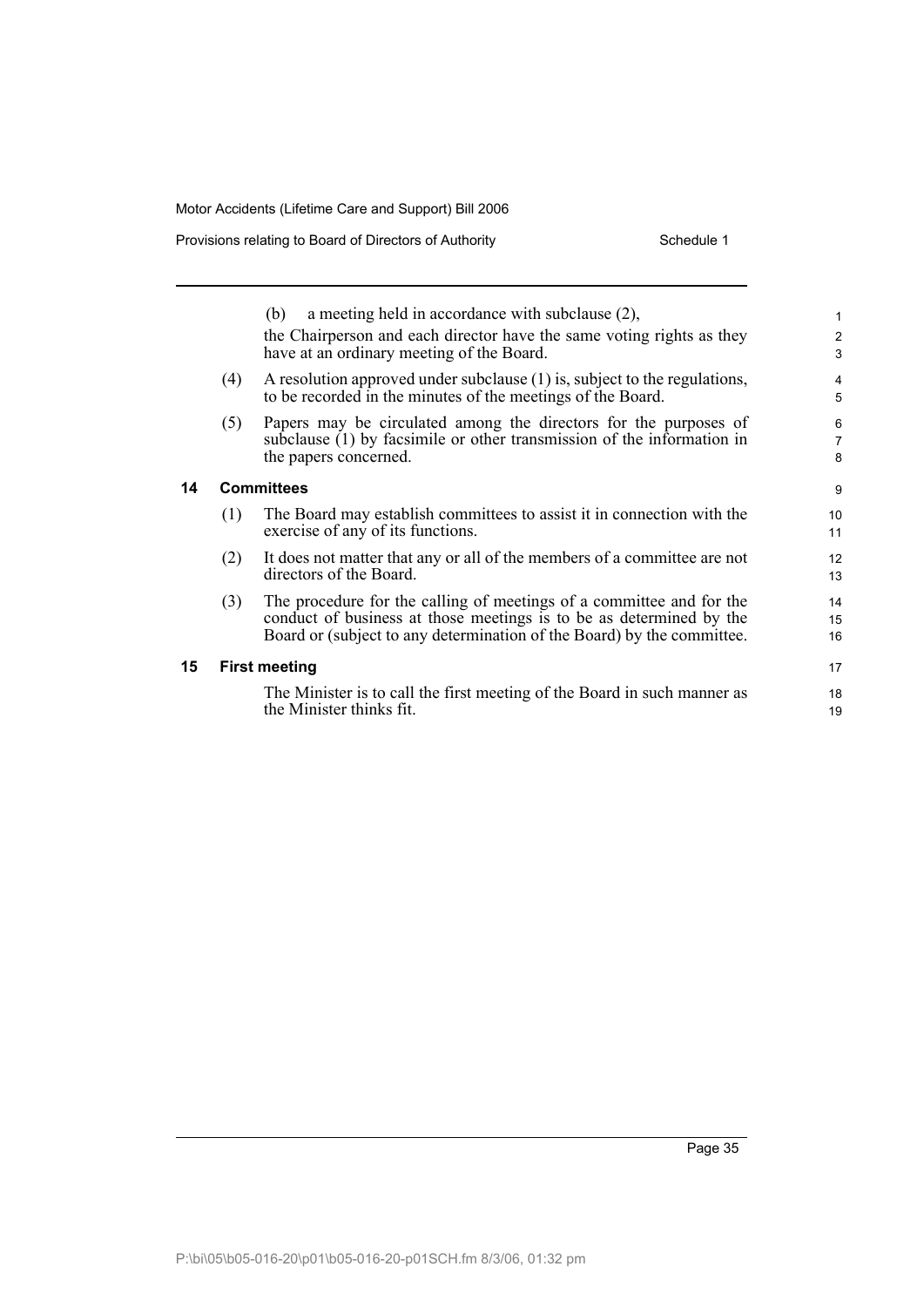(b) a meeting held in accordance with subclause (2),

the Chairperson and each director have the same voting rights as they have at an ordinary meeting of the Board.

(4) A resolution approved under subclause (1) is, subject to the regulations, to be recorded in the minutes of the meetings of the Board.

(5) Papers may be circulated among the directors for the purposes of subclause (1) by facsimile or other transmission of the information in the papers concerned.

## 14 Committees

(1) The Board may establish committees to assist it in connection with the exercise of any of its functions.

(2) It does not matter that any or all of the members of a committee are not directors of the Board.

(3) The procedure for the calling of meetings of a committee and for the conduct of business at those meetings is to be as determined by the Board or (subject to any determination of the Board) by the committee.

## 15 First meeting

The Minister is to call the first meeting of the Board in such manner as the Minister thinks fit.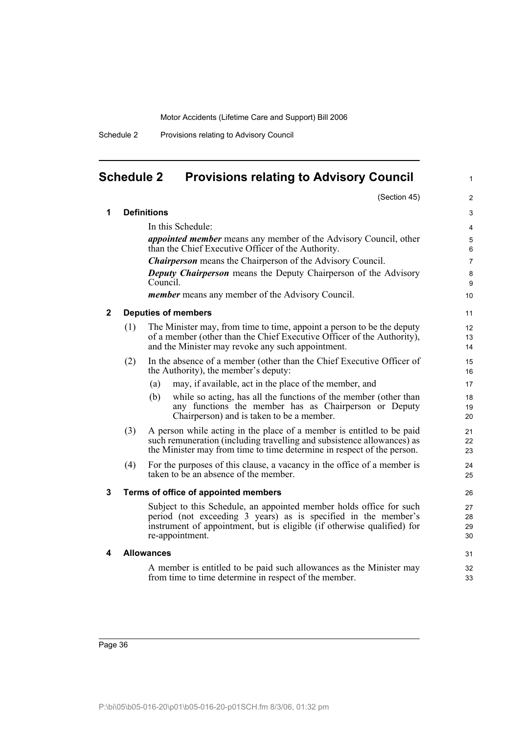# Schedule 2 Provisions relating to Advisory Council

(Section 45)

## 1 Definitions

In this Schedule:

***appointed member*** means any member of the Advisory Council, other than the Chief Executive Officer of the Authority.

***Chairperson*** means the Chairperson of the Advisory Council.

***Deputy Chairperson*** means the Deputy Chairperson of the Advisory Council.

***member*** means any member of the Advisory Council.

## 2 Deputies of members

(1) The Minister may, from time to time, appoint a person to be the deputy of a member (other than the Chief Executive Officer of the Authority), and the Minister may revoke any such appointment.

(2) In the absence of a member (other than the Chief Executive Officer of the Authority), the member's deputy:

- (a) may, if available, act in the place of the member, and
- (b) while so acting, has all the functions of the member (other than any functions the member has as Chairperson or Deputy Chairperson) and is taken to be a member.

(3) A person while acting in the place of a member is entitled to be paid such remuneration (including travelling and subsistence allowances) as the Minister may from time to time determine in respect of the person.

(4) For the purposes of this clause, a vacancy in the office of a member is taken to be an absence of the member.

## 3 Terms of office of appointed members

Subject to this Schedule, an appointed member holds office for such period (not exceeding 3 years) as is specified in the member's instrument of appointment, but is eligible (if otherwise qualified) for re-appointment.

## 4 Allowances

A member is entitled to be paid such allowances as the Minister may from time to time determine in respect of the member.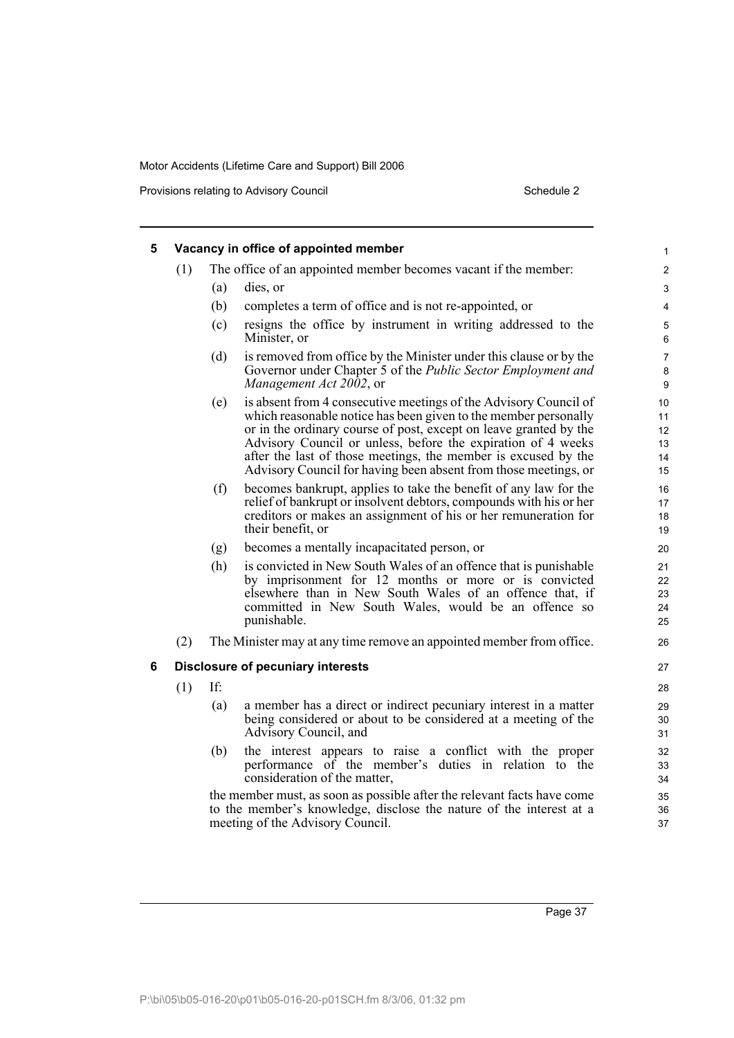### 5 Vacancy in office of appointed member

(1) The office of an appointed member becomes vacant if the member:

(a) dies, or

(b) completes a term of office and is not re-appointed, or

(c) resigns the office by instrument in writing addressed to the Minister, or

(d) is removed from office by the Minister under this clause or by the Governor under Chapter 5 of the *Public Sector Employment and Management Act 2002*, or

(e) is absent from 4 consecutive meetings of the Advisory Council of which reasonable notice has been given to the member personally or in the ordinary course of post, except on leave granted by the Advisory Council or unless, before the expiration of 4 weeks after the last of those meetings, the member is excused by the Advisory Council for having been absent from those meetings, or

(f) becomes bankrupt, applies to take the benefit of any law for the relief of bankrupt or insolvent debtors, compounds with his or her creditors or makes an assignment of his or her remuneration for their benefit, or

(g) becomes a mentally incapacitated person, or

(h) is convicted in New South Wales of an offence that is punishable by imprisonment for 12 months or more or is convicted elsewhere than in New South Wales of an offence that, if committed in New South Wales, would be an offence so punishable.

(2) The Minister may at any time remove an appointed member from office.

### 6 Disclosure of pecuniary interests

(1) If:

(a) a member has a direct or indirect pecuniary interest in a matter being considered or about to be considered at a meeting of the Advisory Council, and

(b) the interest appears to raise a conflict with the proper performance of the member's duties in relation to the consideration of the matter,

the member must, as soon as possible after the relevant facts have come to the member's knowledge, disclose the nature of the interest at a meeting of the Advisory Council.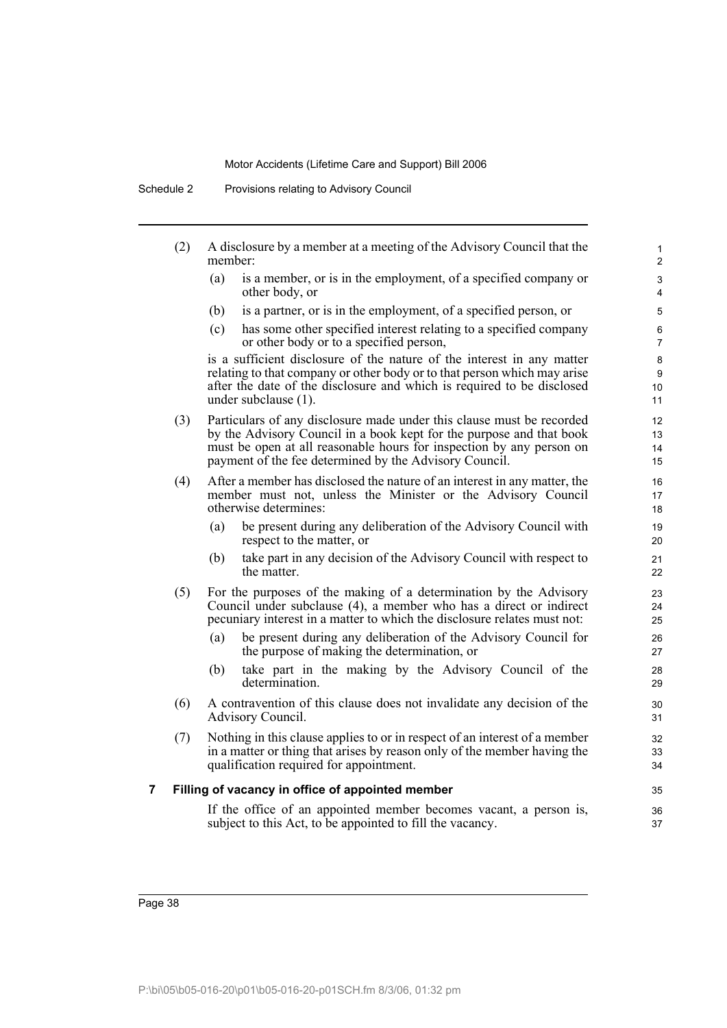(2) A disclosure by a member at a meeting of the Advisory Council that the member:

(a) is a member, or is in the employment, of a specified company or other body, or

(b) is a partner, or is in the employment, of a specified person, or

(c) has some other specified interest relating to a specified company or other body or to a specified person,

is a sufficient disclosure of the nature of the interest in any matter relating to that company or other body or to that person which may arise after the date of the disclosure and which is required to be disclosed under subclause (1).

(3) Particulars of any disclosure made under this clause must be recorded by the Advisory Council in a book kept for the purpose and that book must be open at all reasonable hours for inspection by any person on payment of the fee determined by the Advisory Council.

(4) After a member has disclosed the nature of an interest in any matter, the member must not, unless the Minister or the Advisory Council otherwise determines:

(a) be present during any deliberation of the Advisory Council with respect to the matter, or

(b) take part in any decision of the Advisory Council with respect to the matter.

(5) For the purposes of the making of a determination by the Advisory Council under subclause (4), a member who has a direct or indirect pecuniary interest in a matter to which the disclosure relates must not:

(a) be present during any deliberation of the Advisory Council for the purpose of making the determination, or

(b) take part in the making by the Advisory Council of the determination.

(6) A contravention of this clause does not invalidate any decision of the Advisory Council.

(7) Nothing in this clause applies to or in respect of an interest of a member in a matter or thing that arises by reason only of the member having the qualification required for appointment.

### 7 Filling of vacancy in office of appointed member

If the office of an appointed member becomes vacant, a person is, subject to this Act, to be appointed to fill the vacancy.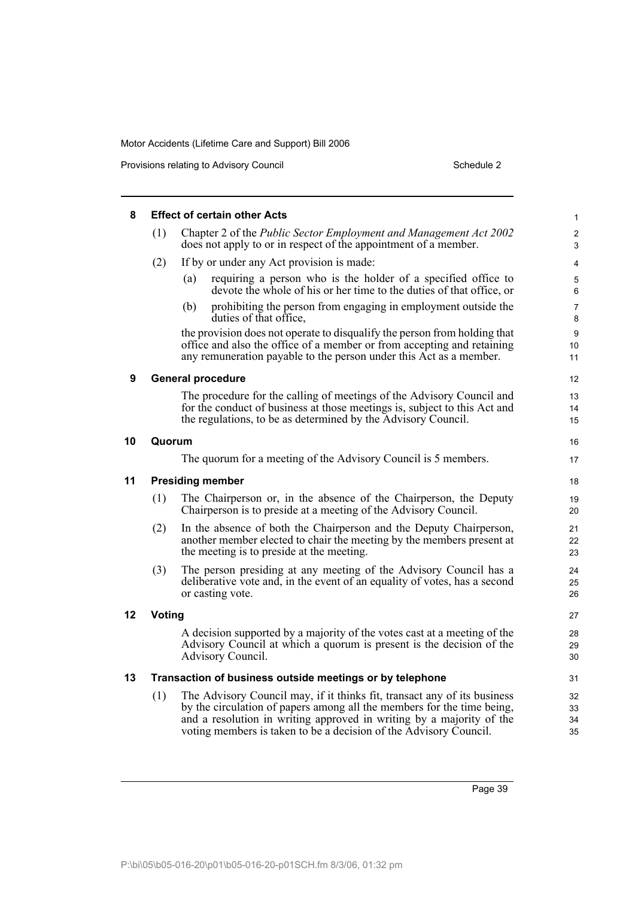## 8 Effect of certain other Acts

(1) Chapter 2 of the *Public Sector Employment and Management Act 2002* does not apply to or in respect of the appointment of a member.

(2) If by or under any Act provision is made:

(a) requiring a person who is the holder of a specified office to devote the whole of his or her time to the duties of that office, or

(b) prohibiting the person from engaging in employment outside the duties of that office,

the provision does not operate to disqualify the person from holding that office and also the office of a member or from accepting and retaining any remuneration payable to the person under this Act as a member.

## 9 General procedure

The procedure for the calling of meetings of the Advisory Council and for the conduct of business at those meetings is, subject to this Act and the regulations, to be as determined by the Advisory Council.

## 10 Quorum

The quorum for a meeting of the Advisory Council is 5 members.

## 11 Presiding member

(1) The Chairperson or, in the absence of the Chairperson, the Deputy Chairperson is to preside at a meeting of the Advisory Council.

(2) In the absence of both the Chairperson and the Deputy Chairperson, another member elected to chair the meeting by the members present at the meeting is to preside at the meeting.

(3) The person presiding at any meeting of the Advisory Council has a deliberative vote and, in the event of an equality of votes, has a second or casting vote.

## 12 Voting

A decision supported by a majority of the votes cast at a meeting of the Advisory Council at which a quorum is present is the decision of the Advisory Council.

## 13 Transaction of business outside meetings or by telephone

(1) The Advisory Council may, if it thinks fit, transact any of its business by the circulation of papers among all the members for the time being, and a resolution in writing approved in writing by a majority of the voting members is taken to be a decision of the Advisory Council.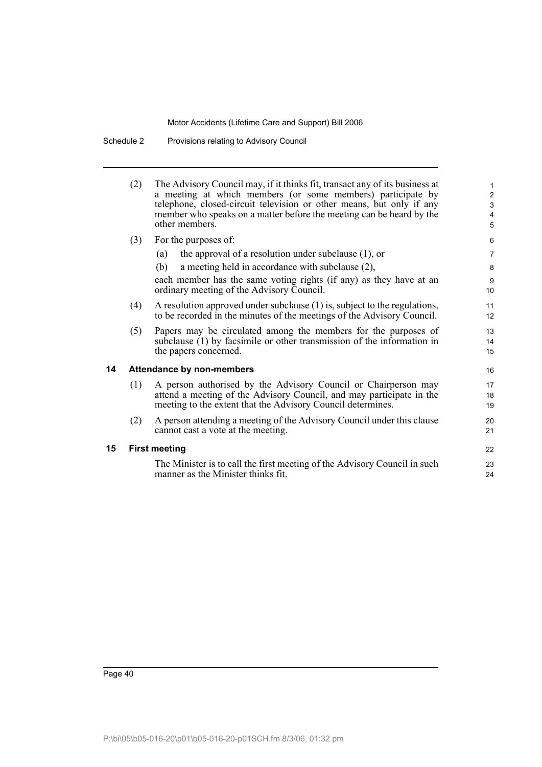(2) The Advisory Council may, if it thinks fit, transact any of its business at a meeting at which members (or some members) participate by telephone, closed-circuit television or other means, but only if any member who speaks on a matter before the meeting can be heard by the other members.

(3) For the purposes of:

(a) the approval of a resolution under subclause (1), or

(b) a meeting held in accordance with subclause (2),

each member has the same voting rights (if any) as they have at an ordinary meeting of the Advisory Council.

(4) A resolution approved under subclause (1) is, subject to the regulations, to be recorded in the minutes of the meetings of the Advisory Council.

(5) Papers may be circulated among the members for the purposes of subclause (1) by facsimile or other transmission of the information in the papers concerned.

### 14 Attendance by non-members

(1) A person authorised by the Advisory Council or Chairperson may attend a meeting of the Advisory Council, and may participate in the meeting to the extent that the Advisory Council determines.

(2) A person attending a meeting of the Advisory Council under this clause cannot cast a vote at the meeting.

### 15 First meeting

The Minister is to call the first meeting of the Advisory Council in such manner as the Minister thinks fit.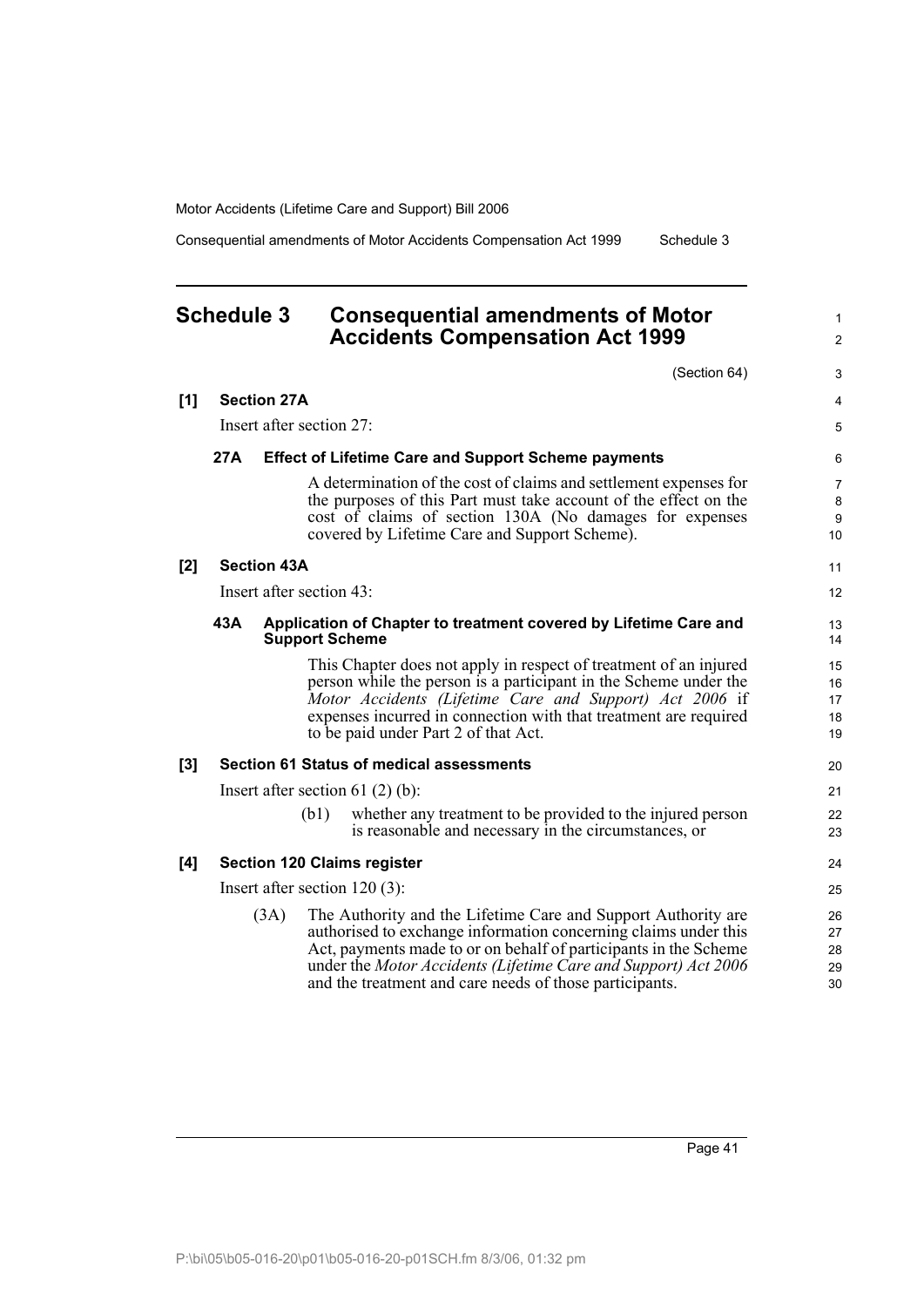## Schedule 3 Consequential amendments of Motor Accidents Compensation Act 1999

(Section 64)

**[1] Section 27A**

Insert after section 27:

**27A Effect of Lifetime Care and Support Scheme payments**

A determination of the cost of claims and settlement expenses for the purposes of this Part must take account of the effect on the cost of claims of section 130A (No damages for expenses covered by Lifetime Care and Support Scheme).

**[2] Section 43A**

Insert after section 43:

**43A Application of Chapter to treatment covered by Lifetime Care and Support Scheme**

This Chapter does not apply in respect of treatment of an injured person while the person is a participant in the Scheme under the *Motor Accidents (Lifetime Care and Support) Act 2006* if expenses incurred in connection with that treatment are required to be paid under Part 2 of that Act.

**[3] Section 61 Status of medical assessments**

Insert after section 61 (2) (b):

(b1) whether any treatment to be provided to the injured person is reasonable and necessary in the circumstances, or

**[4] Section 120 Claims register**

Insert after section 120 (3):

(3A) The Authority and the Lifetime Care and Support Authority are authorised to exchange information concerning claims under this Act, payments made to or on behalf of participants in the Scheme under the *Motor Accidents (Lifetime Care and Support) Act 2006* and the treatment and care needs of those participants.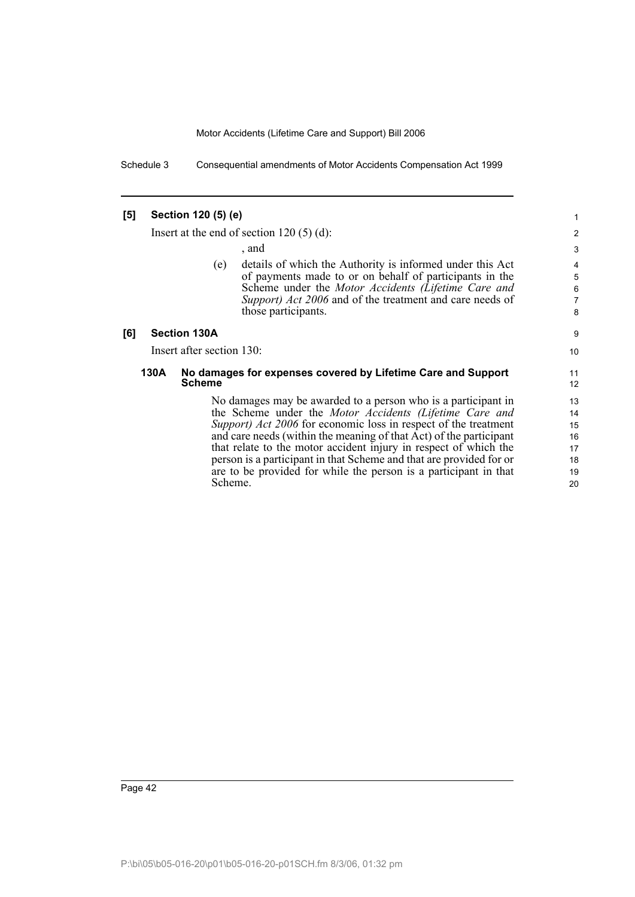**[5] Section 120 (5) (e)**

Insert at the end of section 120 (5) (d):

, and

(e) details of which the Authority is informed under this Act of payments made to or on behalf of participants in the Scheme under the *Motor Accidents (Lifetime Care and Support) Act 2006* and of the treatment and care needs of those participants.

**[6] Section 130A**

Insert after section 130:

**130A No damages for expenses covered by Lifetime Care and Support Scheme**

No damages may be awarded to a person who is a participant in the Scheme under the *Motor Accidents (Lifetime Care and Support) Act 2006* for economic loss in respect of the treatment and care needs (within the meaning of that Act) of the participant that relate to the motor accident injury in respect of which the person is a participant in that Scheme and that are provided for or are to be provided for while the person is a participant in that Scheme.